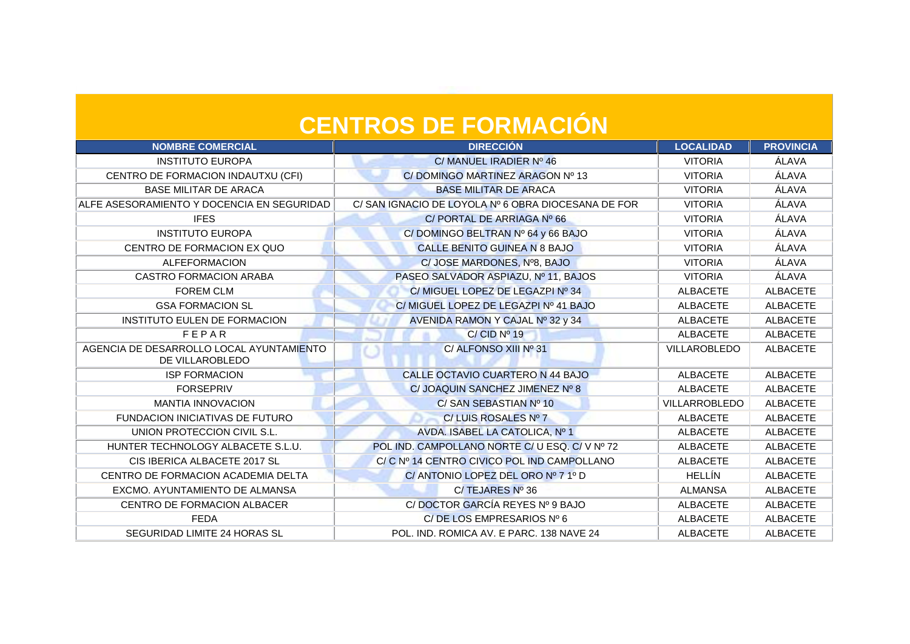# CENTROS DE FORMACIÓN

| NOMBRE COMERCIAL | DIRECCIÓN | LOCALIDAD | PROVINCIA |
|---|---|---|---|
| INSTITUTO EUROPA | C/ MANUEL IRADIER Nº 46 | VITORIA | ÁLAVA |
| CENTRO DE FORMACION INDAUTXU (CFI) | C/ DOMINGO MARTINEZ ARAGON Nº 13 | VITORIA | ÁLAVA |
| BASE MILITAR DE ARACA | BASE MILITAR DE ARACA | VITORIA | ÁLAVA |
| ALFE ASESORAMIENTO Y DOCENCIA EN SEGURIDAD | C/ SAN IGNACIO DE LOYOLA Nº 6 OBRA DIOCESANA DE FOR | VITORIA | ÁLAVA |
| IFES | C/ PORTAL DE ARRIAGA Nº 66 | VITORIA | ÁLAVA |
| INSTITUTO EUROPA | C/ DOMINGO BELTRAN Nº 64 y 66 BAJO | VITORIA | ÁLAVA |
| CENTRO DE FORMACION EX QUO | CALLE BENITO GUINEA N 8 BAJO | VITORIA | ÁLAVA |
| ALFEFORMACION | C/ JOSE MARDONES, Nº8, BAJO | VITORIA | ÁLAVA |
| CASTRO FORMACION ARABA | PASEO SALVADOR ASPIAZU, Nº 11, BAJOS | VITORIA | ÁLAVA |
| FOREM CLM | C/ MIGUEL LOPEZ DE LEGAZPI Nº 34 | ALBACETE | ALBACETE |
| GSA FORMACION SL | C/ MIGUEL LOPEZ DE LEGAZPI Nº 41 BAJO | ALBACETE | ALBACETE |
| INSTITUTO EULEN DE FORMACION | AVENIDA RAMON Y CAJAL Nº 32 y 34 | ALBACETE | ALBACETE |
| F E P A R | C/ CID Nº 19 | ALBACETE | ALBACETE |
| AGENCIA DE DESARROLLO LOCAL AYUNTAMIENTO DE VILLAROBLEDO | C/ ALFONSO XIII Nº 31 | VILLAROBLEDO | ALBACETE |
| ISP FORMACION | CALLE OCTAVIO CUARTERO N 44 BAJO | ALBACETE | ALBACETE |
| FORSEPRIV | C/ JOAQUIN SANCHEZ JIMENEZ Nº 8 | ALBACETE | ALBACETE |
| MANTIA INNOVACION | C/ SAN SEBASTIAN Nº 10 | VILLARROBLEDO | ALBACETE |
| FUNDACION INICIATIVAS DE FUTURO | C/ LUIS ROSALES Nº 7 | ALBACETE | ALBACETE |
| UNION PROTECCION CIVIL S.L. | AVDA. ISABEL LA CATOLICA, Nº 1 | ALBACETE | ALBACETE |
| HUNTER TECHNOLOGY ALBACETE S.L.U. | POL IND. CAMPOLLANO NORTE C/ U ESQ. C/ V Nº 72 | ALBACETE | ALBACETE |
| CIS IBERICA ALBACETE 2017 SL | C/ C Nº 14 CENTRO CIVICO POL IND CAMPOLLANO | ALBACETE | ALBACETE |
| CENTRO DE FORMACION ACADEMIA DELTA | C/ ANTONIO LOPEZ DEL ORO Nº 7 1º D | HELLÍN | ALBACETE |
| EXCMO. AYUNTAMIENTO DE ALMANSA | C/ TEJARES Nº 36 | ALMANSA | ALBACETE |
| CENTRO DE FORMACION ALBACER | C/ DOCTOR GARCÍA REYES Nº 9 BAJO | ALBACETE | ALBACETE |
| FEDA | C/ DE LOS EMPRESARIOS Nº 6 | ALBACETE | ALBACETE |
| SEGURIDAD LIMITE 24 HORAS SL | POL. IND. ROMICA AV. E PARC. 138 NAVE 24 | ALBACETE | ALBACETE |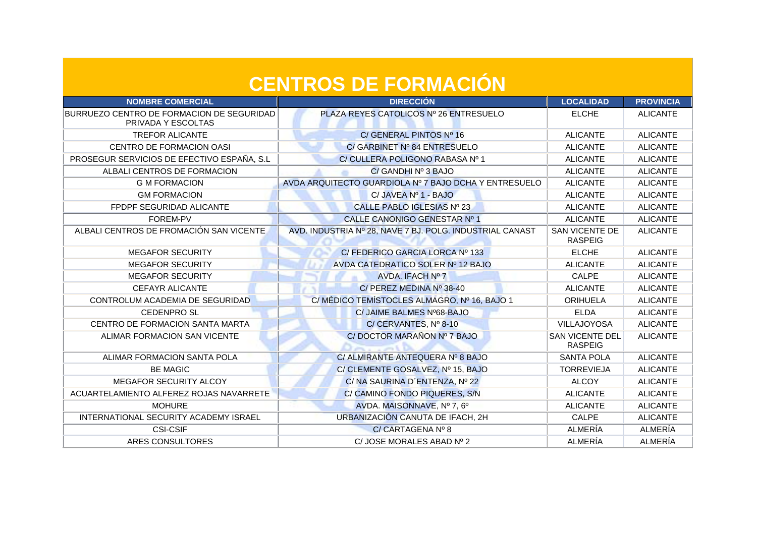# CENTROS DE FORMACIÓN

| NOMBRE COMERCIAL | DIRECCIÓN | LOCALIDAD | PROVINCIA |
|---|---|---|---|
| BURRUEZO CENTRO DE FORMACION DE SEGURIDAD PRIVADA Y ESCOLTAS | PLAZA REYES CATOLICOS Nº 26 ENTRESUELO | ELCHE | ALICANTE |
| TREFOR ALICANTE | C/ GENERAL PINTOS Nº 16 | ALICANTE | ALICANTE |
| CENTRO DE FORMACION OASI | C/ GARBINET Nº 84 ENTRESUELO | ALICANTE | ALICANTE |
| PROSEGUR SERVICIOS DE EFECTIVO ESPAÑA, S.L | C/ CULLERA POLIGONO RABASA Nº 1 | ALICANTE | ALICANTE |
| ALBALI CENTROS DE FORMACION | C/ GANDHI Nº 3 BAJO | ALICANTE | ALICANTE |
| G M FORMACION | AVDA ARQUITECTO GUARDIOLA Nº 7 BAJO DCHA Y ENTRESUELO | ALICANTE | ALICANTE |
| GM FORMACION | C/ JAVEA Nº 1 - BAJO | ALICANTE | ALICANTE |
| FPDPF SEGURIDAD ALICANTE | CALLE PABLO IGLESIAS Nº 23 | ALICANTE | ALICANTE |
| FOREM-PV | CALLE CANONIGO GENESTAR Nº 1 | ALICANTE | ALICANTE |
| ALBALI CENTROS DE FROMACIÓN SAN VICENTE | AVD. INDUSTRIA Nº 28, NAVE 7 BJ. POLG. INDUSTRIAL CANAST | SAN VICENTE DE RASPEIG | ALICANTE |
| MEGAFOR SECURITY | C/ FEDERICO GARCIA LORCA Nº 133 | ELCHE | ALICANTE |
| MEGAFOR SECURITY | AVDA CATEDRATICO SOLER Nº 12 BAJO | ALICANTE | ALICANTE |
| MEGAFOR SECURITY | AVDA. IFACH Nº 7 | CALPE | ALICANTE |
| CEFAYR ALICANTE | C/ PEREZ MEDINA Nº 38-40 | ALICANTE | ALICANTE |
| CONTROLUM ACADEMIA DE SEGURIDAD | C/ MÉDICO TEMÍSTOCLES ALMAGRO, Nº 16, BAJO 1 | ORIHUELA | ALICANTE |
| CEDENPRO SL | C/ JAIME BALMES Nº68-BAJO | ELDA | ALICANTE |
| CENTRO DE FORMACION SANTA MARTA | C/ CERVANTES, Nº 8-10 | VILLAJOYOSA | ALICANTE |
| ALIMAR FORMACION SAN VICENTE | C/ DOCTOR MARAÑON Nº 7 BAJO | SAN VICENTE DEL RASPEIG | ALICANTE |
| ALIMAR FORMACION SANTA POLA | C/ ALMIRANTE ANTEQUERA Nº 8 BAJO | SANTA POLA | ALICANTE |
| BE MAGIC | C/ CLEMENTE GOSALVEZ, Nº 15, BAJO | TORREVIEJA | ALICANTE |
| MEGAFOR SECURITY ALCOY | C/ NA SAURINA D´ENTENZA, Nº 22 | ALCOY | ALICANTE |
| ACUARTELAMIENTO ALFEREZ ROJAS NAVARRETE | C/ CAMINO FONDO PIQUERES, S/N | ALICANTE | ALICANTE |
| MOHURE | AVDA. MAISONNAVE, Nº 7, 6º | ALICANTE | ALICANTE |
| INTERNATIONAL SECURITY ACADEMY ISRAEL | URBANIZACIÓN CANUTA DE IFACH, 2H | CALPE | ALICANTE |
| CSI-CSIF | C/ CARTAGENA Nº 8 | ALMERÍA | ALMERÍA |
| ARES CONSULTORES | C/ JOSE MORALES ABAD Nº 2 | ALMERÍA | ALMERÍA |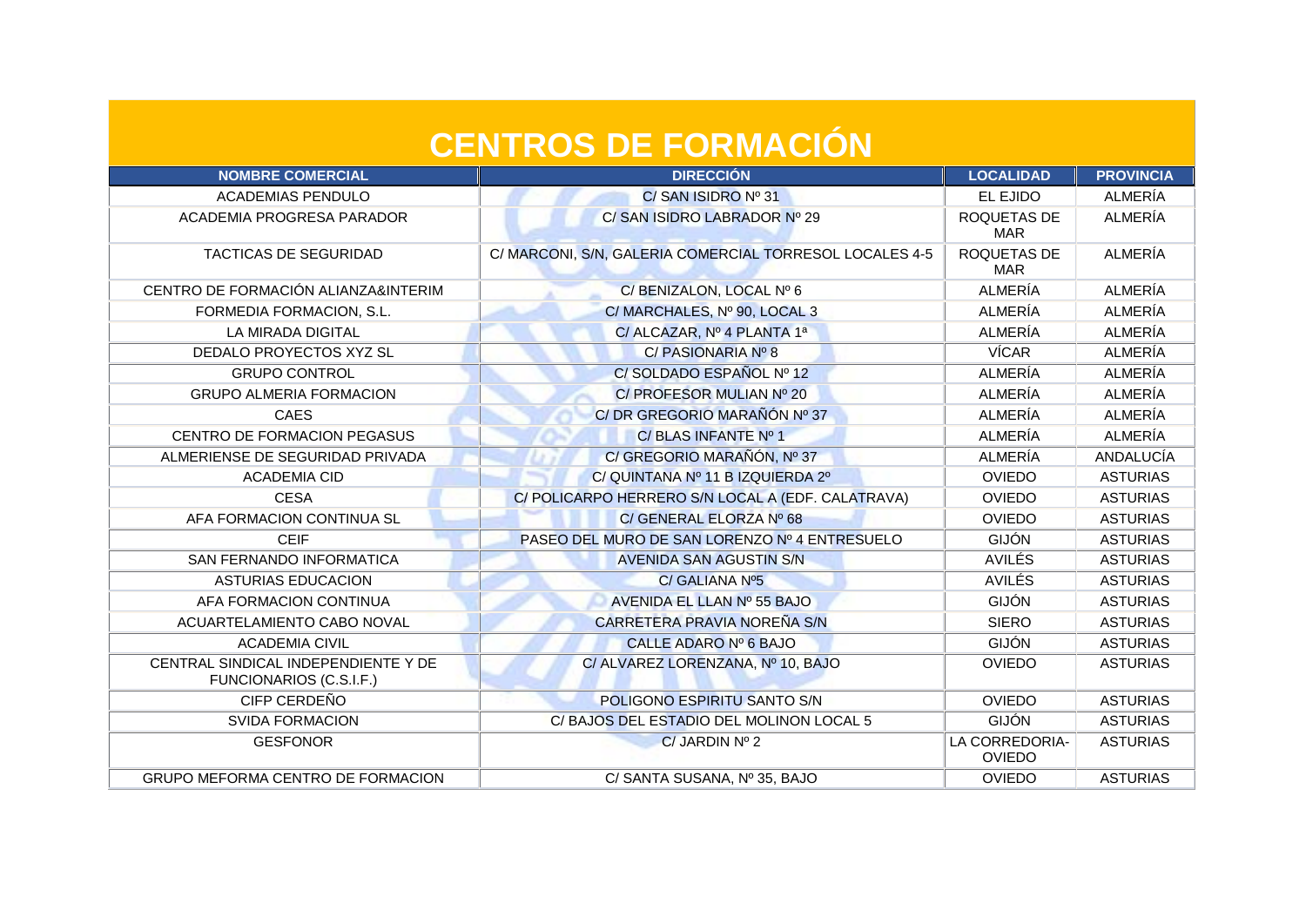# CENTROS DE FORMACIÓN

| NOMBRE COMERCIAL | DIRECCIÓN | LOCALIDAD | PROVINCIA |
|---|---|---|---|
| ACADEMIAS PENDULO | C/ SAN ISIDRO Nº 31 | EL EJIDO | ALMERÍA |
| ACADEMIA PROGRESA PARADOR | C/ SAN ISIDRO LABRADOR Nº 29 | ROQUETAS DE MAR | ALMERÍA |
| TACTICAS DE SEGURIDAD | C/ MARCONI, S/N, GALERIA COMERCIAL TORRESOL LOCALES 4-5 | ROQUETAS DE MAR | ALMERÍA |
| CENTRO DE FORMACIÓN ALIANZA&INTERIM | C/ BENIZALON, LOCAL Nº 6 | ALMERÍA | ALMERÍA |
| FORMEDIA FORMACION, S.L. | C/ MARCHALES, Nº 90, LOCAL 3 | ALMERÍA | ALMERÍA |
| LA MIRADA DIGITAL | C/ ALCAZAR, Nº 4 PLANTA 1ª | ALMERÍA | ALMERÍA |
| DEDALO PROYECTOS XYZ SL | C/ PASIONARIA Nº 8 | VÍCAR | ALMERÍA |
| GRUPO CONTROL | C/ SOLDADO ESPAÑOL Nº 12 | ALMERÍA | ALMERÍA |
| GRUPO ALMERIA FORMACION | C/ PROFESOR MULIAN Nº 20 | ALMERÍA | ALMERÍA |
| CAES | C/ DR GREGORIO MARAÑÓN Nº 37 | ALMERÍA | ALMERÍA |
| CENTRO DE FORMACION PEGASUS | C/ BLAS INFANTE Nº 1 | ALMERÍA | ALMERÍA |
| ALMERIENSE DE SEGURIDAD PRIVADA | C/ GREGORIO MARAÑÓN, Nº 37 | ALMERÍA | ANDALUCÍA |
| ACADEMIA CID | C/ QUINTANA Nº 11 B IZQUIERDA 2º | OVIEDO | ASTURIAS |
| CESA | C/ POLICARPO HERRERO S/N LOCAL A (EDF. CALATRAVA) | OVIEDO | ASTURIAS |
| AFA FORMACION CONTINUA SL | C/ GENERAL ELORZA Nº 68 | OVIEDO | ASTURIAS |
| CEIF | PASEO DEL MURO DE SAN LORENZO Nº 4 ENTRESUELO | GIJÓN | ASTURIAS |
| SAN FERNANDO INFORMATICA | AVENIDA SAN AGUSTIN S/N | AVILÉS | ASTURIAS |
| ASTURIAS EDUCACION | C/ GALIANA Nº5 | AVILÉS | ASTURIAS |
| AFA FORMACION CONTINUA | AVENIDA EL LLAN Nº 55 BAJO | GIJÓN | ASTURIAS |
| ACUARTELAMIENTO CABO NOVAL | CARRETERA PRAVIA NOREÑA S/N | SIERO | ASTURIAS |
| ACADEMIA CIVIL | CALLE ADARO Nº 6 BAJO | GIJÓN | ASTURIAS |
| CENTRAL SINDICAL INDEPENDIENTE Y DE FUNCIONARIOS (C.S.I.F.) | C/ ALVAREZ LORENZANA, Nº 10, BAJO | OVIEDO | ASTURIAS |
| CIFP CERDEÑO | POLIGONO ESPIRITU SANTO S/N | OVIEDO | ASTURIAS |
| SVIDA FORMACION | C/ BAJOS DEL ESTADIO DEL MOLINON LOCAL 5 | GIJÓN | ASTURIAS |
| GESFONOR | C/ JARDIN Nº 2 | LA CORREDORIA-OVIEDO | ASTURIAS |
| GRUPO MEFORMA CENTRO DE FORMACION | C/ SANTA SUSANA, Nº 35, BAJO | OVIEDO | ASTURIAS |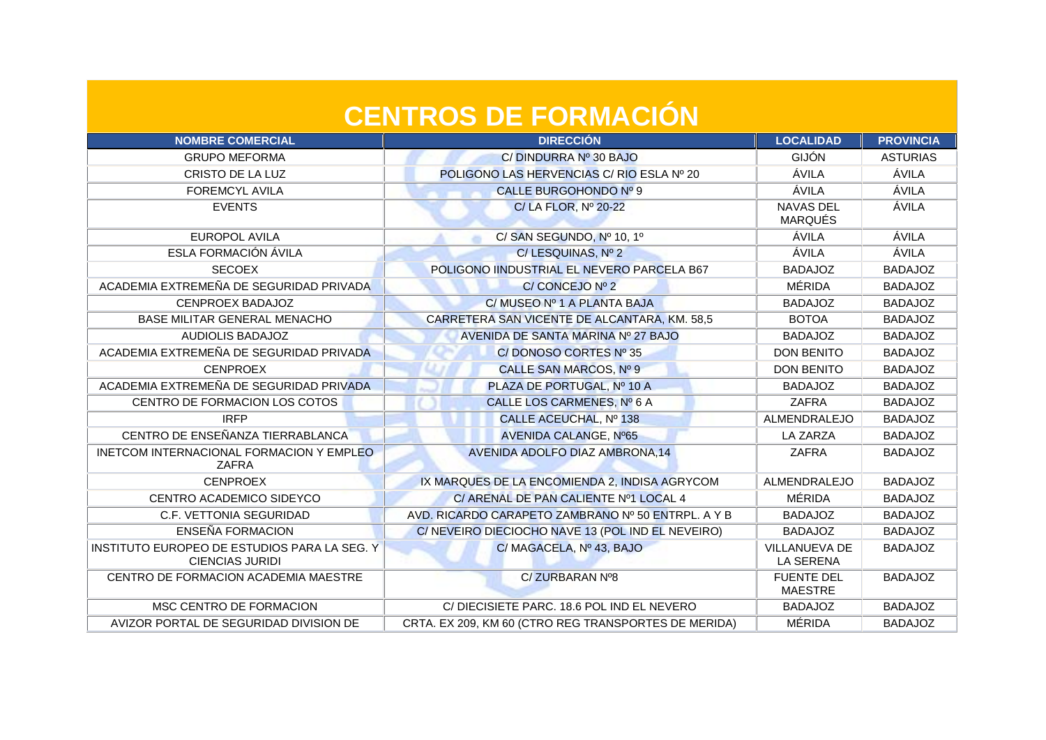# CENTROS DE FORMACIÓN

| NOMBRE COMERCIAL | DIRECCIÓN | LOCALIDAD | PROVINCIA |
|---|---|---|---|
| GRUPO MEFORMA | C/ DINDURRA Nº 30 BAJO | GIJÓN | ASTURIAS |
| CRISTO DE LA LUZ | POLIGONO LAS HERVENCIAS C/ RIO ESLA Nº 20 | ÁVILA | ÁVILA |
| FOREMCYL AVILA | CALLE BURGOHONDO Nº 9 | ÁVILA | ÁVILA |
| EVENTS | C/ LA FLOR, Nº 20-22 | NAVAS DEL MARQUÉS | ÁVILA |
| EUROPOL AVILA | C/ SAN SEGUNDO, Nº 10, 1º | ÁVILA | ÁVILA |
| ESLA FORMACIÓN ÁVILA | C/ LESQUINAS, Nº 2 | ÁVILA | ÁVILA |
| SECOEX | POLIGONO IINDUSTRIAL EL NEVERO PARCELA B67 | BADAJOZ | BADAJOZ |
| ACADEMIA EXTREMEÑA DE SEGURIDAD PRIVADA | C/ CONCEJO Nº 2 | MÉRIDA | BADAJOZ |
| CENPROEX BADAJOZ | C/ MUSEO Nº 1 A PLANTA BAJA | BADAJOZ | BADAJOZ |
| BASE MILITAR GENERAL MENACHO | CARRETERA SAN VICENTE DE ALCANTARA, KM. 58,5 | BOTOA | BADAJOZ |
| AUDIOLIS BADAJOZ | AVENIDA DE SANTA MARINA Nº 27 BAJO | BADAJOZ | BADAJOZ |
| ACADEMIA EXTREMEÑA DE SEGURIDAD PRIVADA | C/ DONOSO CORTES Nº 35 | DON BENITO | BADAJOZ |
| CENPROEX | CALLE SAN MARCOS, Nº 9 | DON BENITO | BADAJOZ |
| ACADEMIA EXTREMEÑA DE SEGURIDAD PRIVADA | PLAZA DE PORTUGAL, Nº 10 A | BADAJOZ | BADAJOZ |
| CENTRO DE FORMACION LOS COTOS | CALLE LOS CARMENES, Nº 6 A | ZAFRA | BADAJOZ |
| IRFP | CALLE ACEUCHAL, Nº 138 | ALMENDRALEJO | BADAJOZ |
| CENTRO DE ENSEÑANZA TIERRABLANCA | AVENIDA CALANGE, Nº65 | LA ZARZA | BADAJOZ |
| INETCOM INTERNACIONAL FORMACION Y EMPLEO ZAFRA | AVENIDA ADOLFO DIAZ AMBRONA,14 | ZAFRA | BADAJOZ |
| CENPROEX | IX MARQUES DE LA ENCOMIENDA 2, INDISA AGRYCOM | ALMENDRALEJO | BADAJOZ |
| CENTRO ACADEMICO SIDEYCO | C/ ARENAL DE PAN CALIENTE Nº1 LOCAL 4 | MÉRIDA | BADAJOZ |
| C.F. VETTONIA SEGURIDAD | AVD. RICARDO CARAPETO ZAMBRANO Nº 50 ENTRPL. A Y B | BADAJOZ | BADAJOZ |
| ENSEÑA FORMACION | C/ NEVEIRO DIECIOCHO NAVE 13 (POL IND EL NEVEIRO) | BADAJOZ | BADAJOZ |
| INSTITUTO EUROPEO DE ESTUDIOS PARA LA SEG. Y CIENCIAS JURIDI | C/ MAGACELA, Nº 43, BAJO | VILLANUEVA DE LA SERENA | BADAJOZ |
| CENTRO DE FORMACION ACADEMIA MAESTRE | C/ ZURBARAN Nº8 | FUENTE DEL MAESTRE | BADAJOZ |
| MSC CENTRO DE FORMACION | C/ DIECISIETE PARC. 18.6 POL IND EL NEVERO | BADAJOZ | BADAJOZ |
| AVIZOR PORTAL DE SEGURIDAD DIVISION DE | CRTA. EX 209, KM 60 (CTRO REG TRANSPORTES DE MERIDA) | MÉRIDA | BADAJOZ |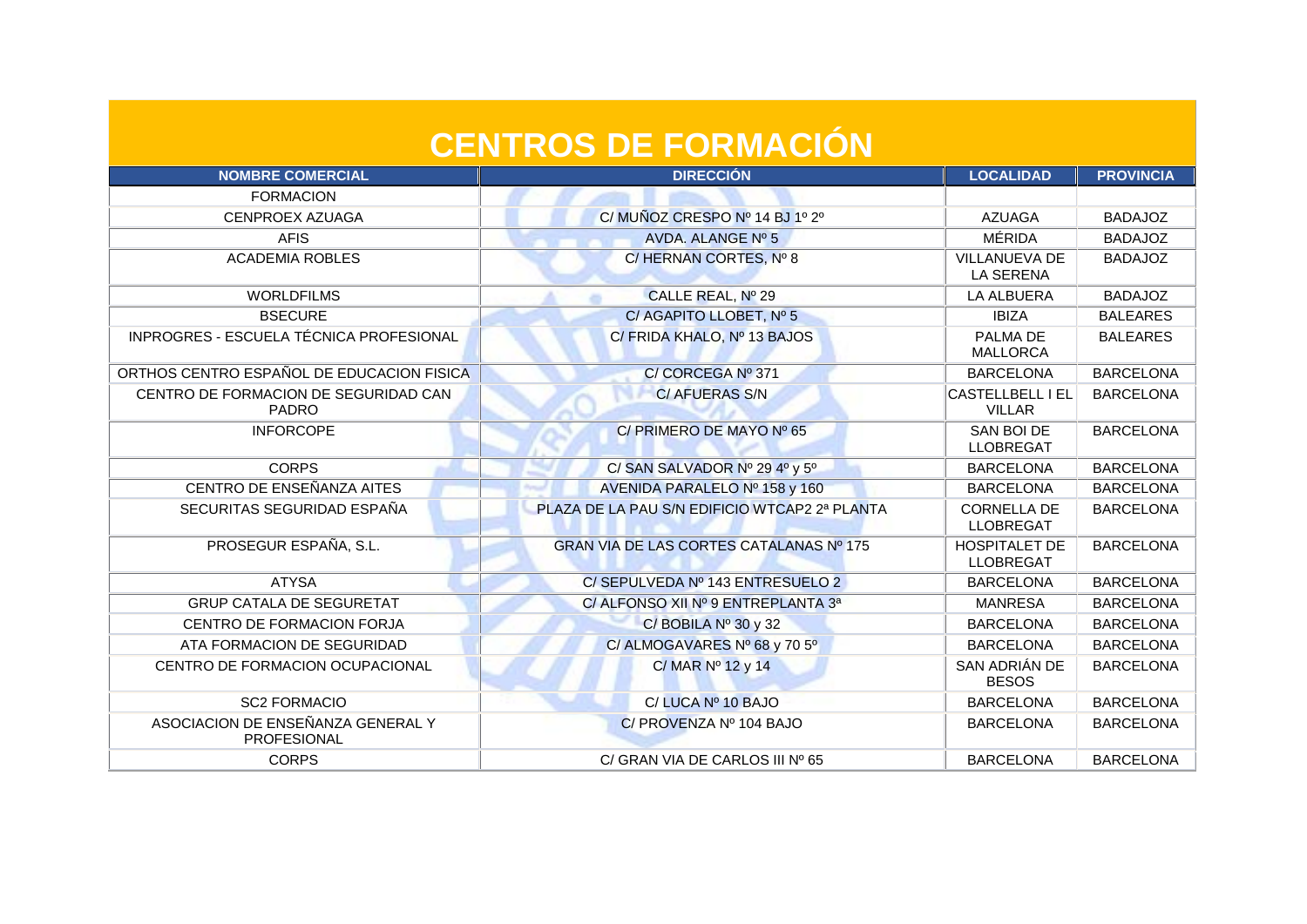# CENTROS DE FORMACIÓN

| NOMBRE COMERCIAL | DIRECCIÓN | LOCALIDAD | PROVINCIA |
|---|---|---|---|
| FORMACION | | | |
| CENPROEX AZUAGA | C/ MUÑOZ CRESPO Nº 14 BJ 1º 2º | AZUAGA | BADAJOZ |
| AFIS | AVDA. ALANGE Nº 5 | MÉRIDA | BADAJOZ |
| ACADEMIA ROBLES | C/ HERNAN CORTES, Nº 8 | VILLANUEVA DE LA SERENA | BADAJOZ |
| WORLDFILMS | CALLE REAL, Nº 29 | LA ALBUERA | BADAJOZ |
| BSECURE | C/ AGAPITO LLOBET, Nº 5 | IBIZA | BALEARES |
| INPROGRES - ESCUELA TÉCNICA PROFESIONAL | C/ FRIDA KHALO, Nº 13 BAJOS | PALMA DE MALLORCA | BALEARES |
| ORTHOS CENTRO ESPAÑOL DE EDUCACION FISICA | C/ CORCEGA Nº 371 | BARCELONA | BARCELONA |
| CENTRO DE FORMACION DE SEGURIDAD CAN PADRO | C/ AFUERAS S/N | CASTELLBELL I EL VILLAR | BARCELONA |
| INFORCOPE | C/ PRIMERO DE MAYO Nº 65 | SAN BOI DE LLOBREGAT | BARCELONA |
| CORPS | C/ SAN SALVADOR Nº 29 4º y 5º | BARCELONA | BARCELONA |
| CENTRO DE ENSEÑANZA AITES | AVENIDA PARALELO Nº 158 y 160 | BARCELONA | BARCELONA |
| SECURITAS SEGURIDAD ESPAÑA | PLAZA DE LA PAU S/N EDIFICIO WTCAP2 2ª PLANTA | CORNELLA DE LLOBREGAT | BARCELONA |
| PROSEGUR ESPAÑA, S.L. | GRAN VIA DE LAS CORTES CATALANAS Nº 175 | HOSPITALET DE LLOBREGAT | BARCELONA |
| ATYSA | C/ SEPULVEDA Nº 143 ENTRESUELO 2 | BARCELONA | BARCELONA |
| GRUP CATALA DE SEGURETAT | C/ ALFONSO XII Nº 9 ENTREPLANTA 3ª | MANRESA | BARCELONA |
| CENTRO DE FORMACION FORJA | C/ BOBILA Nº 30 y 32 | BARCELONA | BARCELONA |
| ATA FORMACION DE SEGURIDAD | C/ ALMOGAVARES Nº 68 y 70 5º | BARCELONA | BARCELONA |
| CENTRO DE FORMACION OCUPACIONAL | C/ MAR Nº 12 y 14 | SAN ADRIÁN DE BESOS | BARCELONA |
| SC2 FORMACIO | C/ LUCA Nº 10 BAJO | BARCELONA | BARCELONA |
| ASOCIACION DE ENSEÑANZA GENERAL Y PROFESIONAL | C/ PROVENZA Nº 104 BAJO | BARCELONA | BARCELONA |
| CORPS | C/ GRAN VIA DE CARLOS III Nº 65 | BARCELONA | BARCELONA |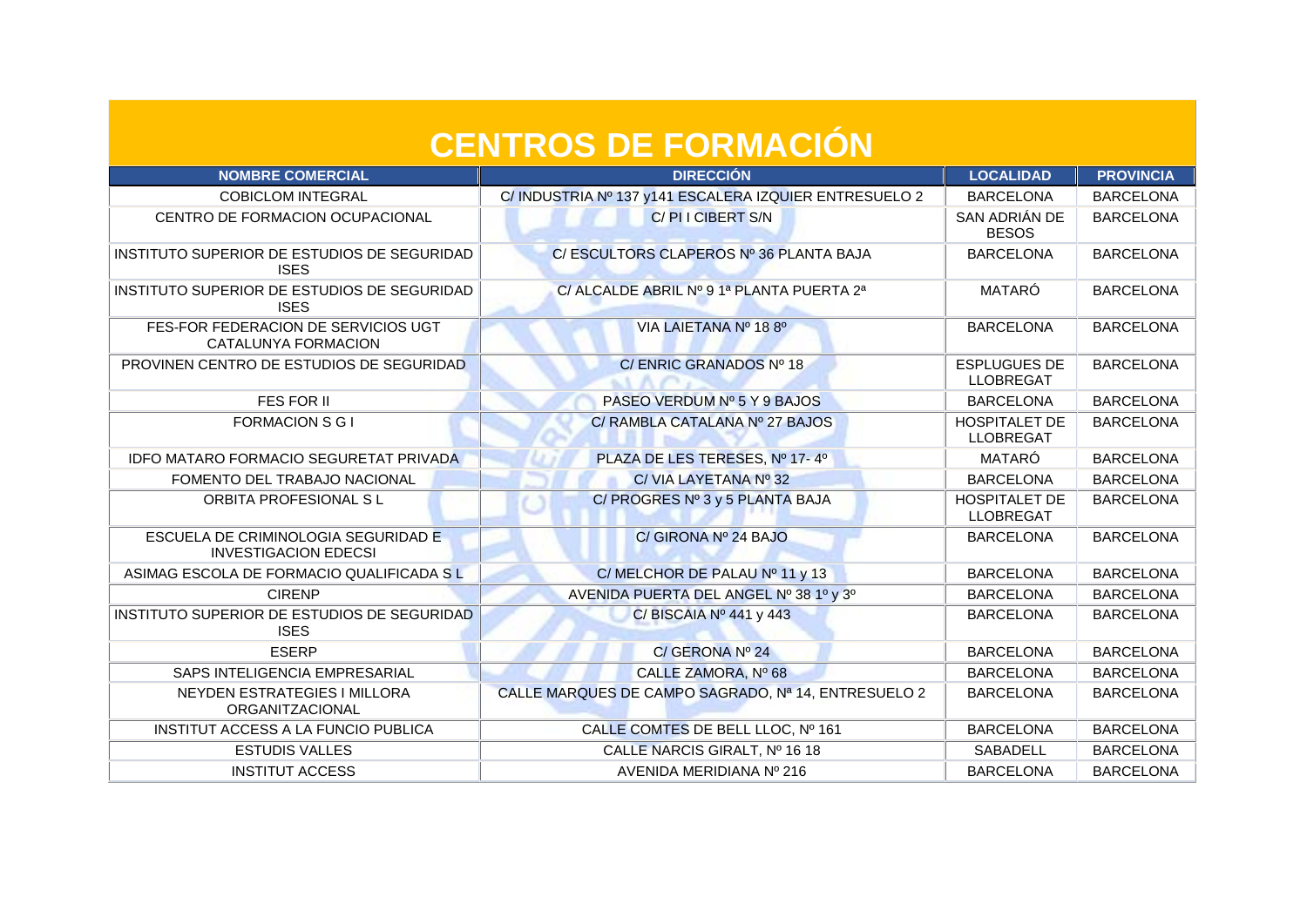# CENTROS DE FORMACIÓN

| NOMBRE COMERCIAL | DIRECCIÓN | LOCALIDAD | PROVINCIA |
|---|---|---|---|
| COBICLOM INTEGRAL | C/ INDUSTRIA Nº 137 y141 ESCALERA IZQUIER ENTRESUELO 2 | BARCELONA | BARCELONA |
| CENTRO DE FORMACION OCUPACIONAL | C/ PI I CIBERT S/N | SAN ADRIÁN DE BESOS | BARCELONA |
| INSTITUTO SUPERIOR DE ESTUDIOS DE SEGURIDAD ISES | C/ ESCULTORS CLAPEROS Nº 36 PLANTA BAJA | BARCELONA | BARCELONA |
| INSTITUTO SUPERIOR DE ESTUDIOS DE SEGURIDAD ISES | C/ ALCALDE ABRIL Nº 9 1ª PLANTA PUERTA 2ª | MATARÓ | BARCELONA |
| FES-FOR FEDERACION DE SERVICIOS UGT CATALUNYA FORMACION | VIA LAIETANA Nº 18 8º | BARCELONA | BARCELONA |
| PROVINEN CENTRO DE ESTUDIOS DE SEGURIDAD | C/ ENRIC GRANADOS Nº 18 | ESPLUGUES DE LLOBREGAT | BARCELONA |
| FES FOR II | PASEO VERDUM Nº 5 Y 9 BAJOS | BARCELONA | BARCELONA |
| FORMACION S G I | C/ RAMBLA CATALANA Nº 27 BAJOS | HOSPITALET DE LLOBREGAT | BARCELONA |
| IDFO MATARO FORMACIO SEGURETAT PRIVADA | PLAZA DE LES TERESES, Nº 17- 4º | MATARÓ | BARCELONA |
| FOMENTO DEL TRABAJO NACIONAL | C/ VIA LAYETANA Nº 32 | BARCELONA | BARCELONA |
| ORBITA PROFESIONAL S L | C/ PROGRES Nº 3 y 5 PLANTA BAJA | HOSPITALET DE LLOBREGAT | BARCELONA |
| ESCUELA DE CRIMINOLOGIA SEGURIDAD E INVESTIGACION EDECSI | C/ GIRONA Nº 24 BAJO | BARCELONA | BARCELONA |
| ASIMAG ESCOLA DE FORMACIO QUALIFICADA S L | C/ MELCHOR DE PALAU Nº 11 y 13 | BARCELONA | BARCELONA |
| CIRENP | AVENIDA PUERTA DEL ANGEL Nº 38 1º y 3º | BARCELONA | BARCELONA |
| INSTITUTO SUPERIOR DE ESTUDIOS DE SEGURIDAD ISES | C/ BISCAIA Nº 441 y 443 | BARCELONA | BARCELONA |
| ESERP | C/ GERONA Nº 24 | BARCELONA | BARCELONA |
| SAPS INTELIGENCIA EMPRESARIAL | CALLE ZAMORA, Nº 68 | BARCELONA | BARCELONA |
| NEYDEN ESTRATEGIES I MILLORA ORGANITZACIONAL | CALLE MARQUES DE CAMPO SAGRADO, Nª 14, ENTRESUELO 2 | BARCELONA | BARCELONA |
| INSTITUT ACCESS A LA FUNCIO PUBLICA | CALLE COMTES DE BELL LLOC, Nº 161 | BARCELONA | BARCELONA |
| ESTUDIS VALLES | CALLE NARCIS GIRALT, Nº 16 18 | SABADELL | BARCELONA |
| INSTITUT ACCESS | AVENIDA MERIDIANA Nº 216 | BARCELONA | BARCELONA |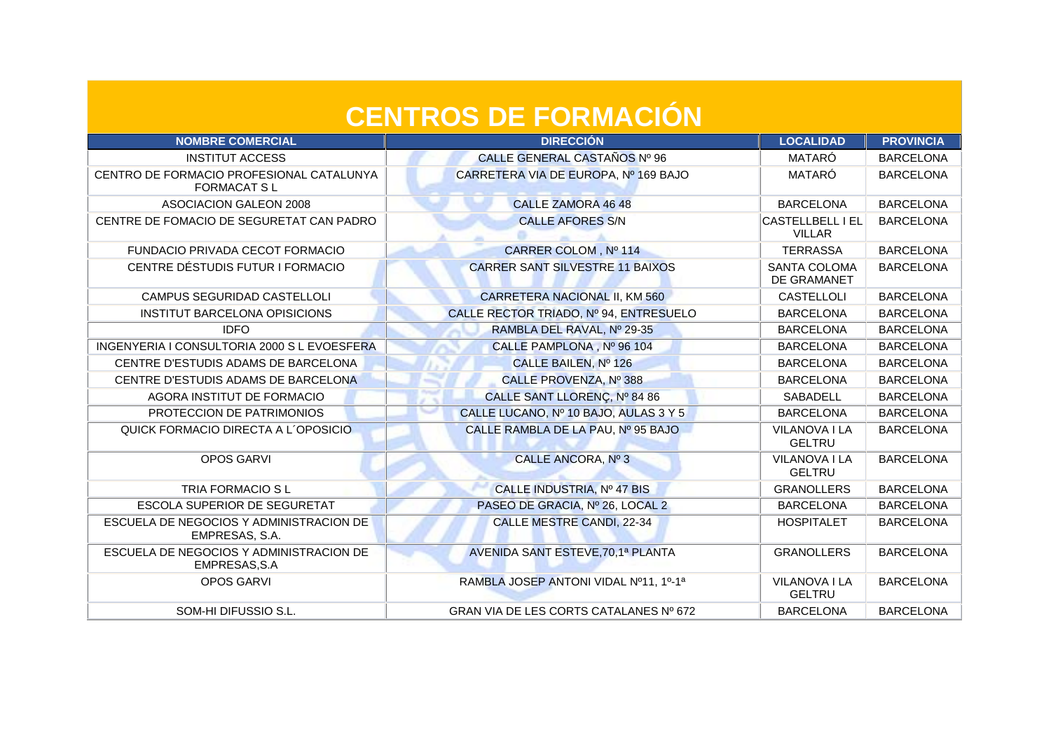# CENTROS DE FORMACIÓN

| NOMBRE COMERCIAL | DIRECCIÓN | LOCALIDAD | PROVINCIA |
|---|---|---|---|
| INSTITUT ACCESS | CALLE GENERAL CASTAÑOS Nº 96 | MATARÓ | BARCELONA |
| CENTRO DE FORMACIO PROFESIONAL CATALUNYA FORMACAT S L | CARRETERA VIA DE EUROPA, Nº 169 BAJO | MATARÓ | BARCELONA |
| ASOCIACION GALEON 2008 | CALLE ZAMORA 46 48 | BARCELONA | BARCELONA |
| CENTRE DE FOMACIO DE SEGURETAT CAN PADRO | CALLE AFORES S/N | CASTELLBELL I EL VILLAR | BARCELONA |
| FUNDACIO PRIVADA CECOT FORMACIO | CARRER COLOM , Nº 114 | TERRASSA | BARCELONA |
| CENTRE DÉSTUDIS FUTUR I FORMACIO | CARRER SANT SILVESTRE 11 BAIXOS | SANTA COLOMA DE GRAMANET | BARCELONA |
| CAMPUS SEGURIDAD CASTELLOLI | CARRETERA NACIONAL II, KM 560 | CASTELLOLI | BARCELONA |
| INSTITUT BARCELONA OPISICIONS | CALLE RECTOR TRIADO, Nº 94, ENTRESUELO | BARCELONA | BARCELONA |
| IDFO | RAMBLA DEL RAVAL, Nº 29-35 | BARCELONA | BARCELONA |
| INGENYERIA I CONSULTORIA 2000 S L EVOESFERA | CALLE PAMPLONA , Nº 96 104 | BARCELONA | BARCELONA |
| CENTRE D'ESTUDIS ADAMS DE BARCELONA | CALLE BAILEN, Nº 126 | BARCELONA | BARCELONA |
| CENTRE D'ESTUDIS ADAMS DE BARCELONA | CALLE PROVENZA, Nº 388 | BARCELONA | BARCELONA |
| AGORA INSTITUT DE FORMACIO | CALLE SANT LLORENÇ, Nº 84 86 | SABADELL | BARCELONA |
| PROTECCION DE PATRIMONIOS | CALLE LUCANO, Nº 10 BAJO, AULAS 3 Y 5 | BARCELONA | BARCELONA |
| QUICK FORMACIO DIRECTA A L´OPOSICIO | CALLE RAMBLA DE LA PAU, Nº 95 BAJO | VILANOVA I LA GELTRU | BARCELONA |
| OPOS GARVI | CALLE ANCORA, Nº 3 | VILANOVA I LA GELTRU | BARCELONA |
| TRIA FORMACIO S L | CALLE INDUSTRIA, Nº 47 BIS | GRANOLLERS | BARCELONA |
| ESCOLA SUPERIOR DE SEGURETAT | PASEO DE GRACIA, Nº 26, LOCAL 2 | BARCELONA | BARCELONA |
| ESCUELA DE NEGOCIOS Y ADMINISTRACION DE EMPRESAS, S.A. | CALLE MESTRE CANDI, 22-34 | HOSPITALET | BARCELONA |
| ESCUELA DE NEGOCIOS Y ADMINISTRACION DE EMPRESAS,S.A | AVENIDA SANT ESTEVE,70,1ª PLANTA | GRANOLLERS | BARCELONA |
| OPOS GARVI | RAMBLA JOSEP ANTONI VIDAL Nº11, 1º-1ª | VILANOVA I LA GELTRU | BARCELONA |
| SOM-HI DIFUSSIO S.L. | GRAN VIA DE LES CORTS CATALANES Nº 672 | BARCELONA | BARCELONA |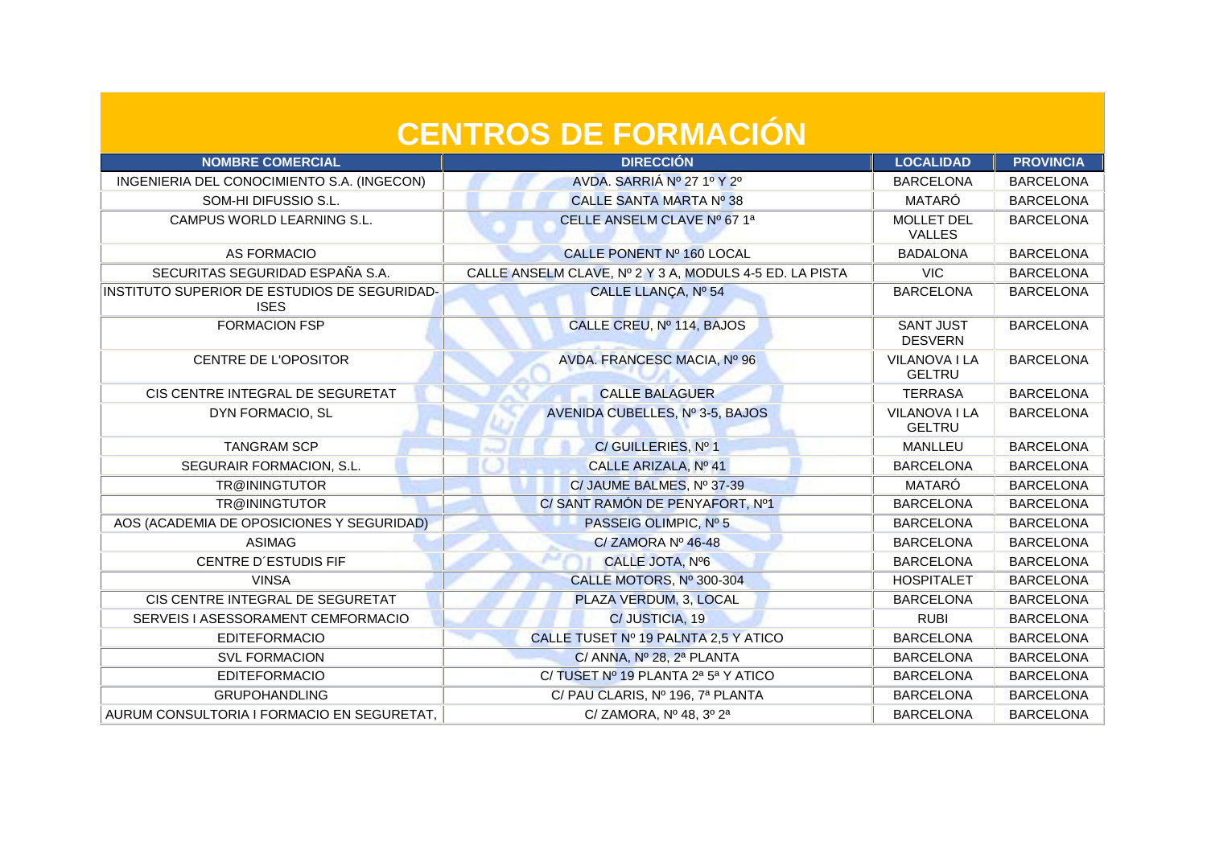# CENTROS DE FORMACIÓN

| NOMBRE COMERCIAL | DIRECCIÓN | LOCALIDAD | PROVINCIA |
|---|---|---|---|
| INGENIERIA DEL CONOCIMIENTO S.A. (INGECON) | AVDA. SARRIÁ Nº 27 1º Y 2º | BARCELONA | BARCELONA |
| SOM-HI DIFUSSIO S.L. | CALLE SANTA MARTA Nº 38 | MATARÓ | BARCELONA |
| CAMPUS WORLD LEARNING S.L. | CELLE ANSELM CLAVE Nº 67 1ª | MOLLET DEL VALLES | BARCELONA |
| AS FORMACIO | CALLE PONENT Nº 160 LOCAL | BADALONA | BARCELONA |
| SECURITAS SEGURIDAD ESPAÑA S.A. | CALLE ANSELM CLAVE, Nº 2 Y 3 A, MODULS 4-5 ED. LA PISTA | VIC | BARCELONA |
| INSTITUTO SUPERIOR DE ESTUDIOS DE SEGURIDAD-ISES | CALLE LLANÇA, Nº 54 | BARCELONA | BARCELONA |
| FORMACION FSP | CALLE CREU, Nº 114, BAJOS | SANT JUST DESVERN | BARCELONA |
| CENTRE DE L'OPOSITOR | AVDA. FRANCESC MACIA, Nº 96 | VILANOVA I LA GELTRU | BARCELONA |
| CIS CENTRE INTEGRAL DE SEGURETAT | CALLE BALAGUER | TERRASA | BARCELONA |
| DYN FORMACIO, SL | AVENIDA CUBELLES, Nº 3-5, BAJOS | VILANOVA I LA GELTRU | BARCELONA |
| TANGRAM SCP | C/ GUILLERIES, Nº 1 | MANLLEU | BARCELONA |
| SEGURAIR FORMACION, S.L. | CALLE ARIZALA, Nº 41 | BARCELONA | BARCELONA |
| TR@ININGTUTOR | C/ JAUME BALMES, Nº 37-39 | MATARÓ | BARCELONA |
| TR@ININGTUTOR | C/ SANT RAMÓN DE PENYAFORT, Nº1 | BARCELONA | BARCELONA |
| AOS (ACADEMIA DE OPOSICIONES Y SEGURIDAD) | PASSEIG OLIMPIC, Nº 5 | BARCELONA | BARCELONA |
| ASIMAG | C/ ZAMORA Nº 46-48 | BARCELONA | BARCELONA |
| CENTRE D´ESTUDIS FIF | CALLE JOTA, Nº6 | BARCELONA | BARCELONA |
| VINSA | CALLE MOTORS, Nº 300-304 | HOSPITALET | BARCELONA |
| CIS CENTRE INTEGRAL DE SEGURETAT | PLAZA VERDUM, 3, LOCAL | BARCELONA | BARCELONA |
| SERVEIS I ASESSORAMENT CEMFORMACIO | C/ JUSTICIA, 19 | RUBI | BARCELONA |
| EDITEFORMACIO | CALLE TUSET Nº 19 PALNTA 2,5 Y ATICO | BARCELONA | BARCELONA |
| SVL FORMACION | C/ ANNA, Nº 28, 2ª PLANTA | BARCELONA | BARCELONA |
| EDITEFORMACIO | C/ TUSET Nº 19 PLANTA 2ª 5ª Y ATICO | BARCELONA | BARCELONA |
| GRUPOHANDLING | C/ PAU CLARIS, Nº 196, 7ª PLANTA | BARCELONA | BARCELONA |
| AURUM CONSULTORIA I FORMACIO EN SEGURETAT, | C/ ZAMORA, Nº 48, 3º 2ª | BARCELONA | BARCELONA |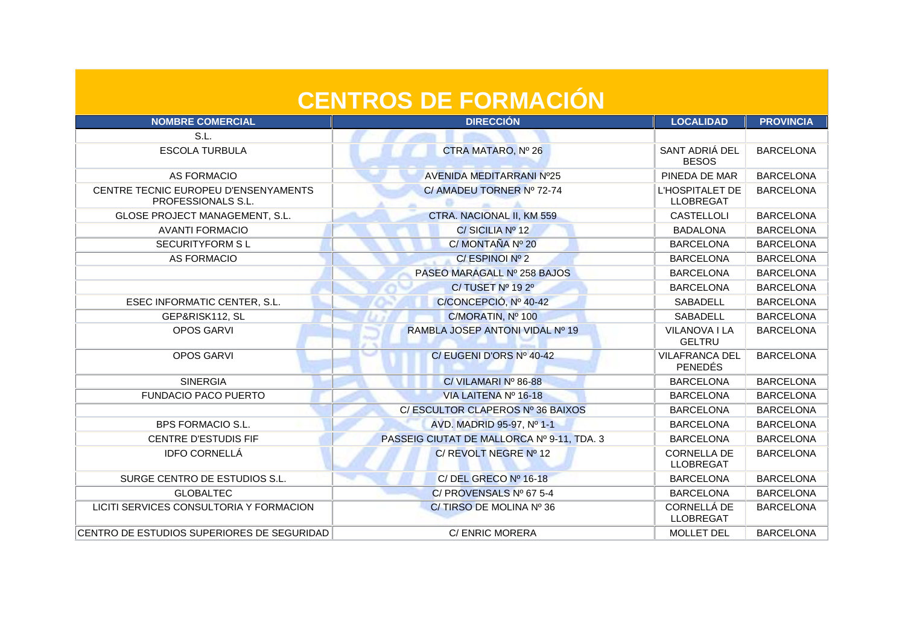# CENTROS DE FORMACIÓN

| NOMBRE COMERCIAL | DIRECCIÓN | LOCALIDAD | PROVINCIA |
|---|---|---|---|
| S.L. | | | |
| ESCOLA TURBULA | CTRA MATARO, Nº 26 | SANT ADRIÁ DEL BESOS | BARCELONA |
| AS FORMACIO | AVENIDA MEDITARRANI Nº25 | PINEDA DE MAR | BARCELONA |
| CENTRE TECNIC EUROPEU D'ENSENYAMENTS PROFESSIONALS S.L. | C/ AMADEU TORNER Nº 72-74 | L'HOSPITALET DE LLOBREGAT | BARCELONA |
| GLOSE PROJECT MANAGEMENT, S.L. | CTRA. NACIONAL II, KM 559 | CASTELLOLI | BARCELONA |
| AVANTI FORMACIO | C/ SICILIA Nº 12 | BADALONA | BARCELONA |
| SECURITYFORM S L | C/ MONTAÑA Nº 20 | BARCELONA | BARCELONA |
| AS FORMACIO | C/ ESPINOI Nº 2 | BARCELONA | BARCELONA |
| | PASEO MARAGALL Nº 258 BAJOS | BARCELONA | BARCELONA |
| | C/ TUSET Nº 19 2º | BARCELONA | BARCELONA |
| ESEC INFORMATIC CENTER, S.L. | C/CONCEPCIÓ, Nº 40-42 | SABADELL | BARCELONA |
| GEP&RISK112, SL | C/MORATIN, Nº 100 | SABADELL | BARCELONA |
| OPOS GARVI | RAMBLA JOSEP ANTONI VIDAL Nº 19 | VILANOVA I LA GELTRU | BARCELONA |
| OPOS GARVI | C/ EUGENI D'ORS Nº 40-42 | VILAFRANCA DEL PENEDÉS | BARCELONA |
| SINERGIA | C/ VILAMARI Nº 86-88 | BARCELONA | BARCELONA |
| FUNDACIO PACO PUERTO | VIA LAITENA Nº 16-18 | BARCELONA | BARCELONA |
| | C/ ESCULTOR CLAPEROS Nº 36 BAIXOS | BARCELONA | BARCELONA |
| BPS FORMACIO S.L. | AVD. MADRID 95-97, Nº 1-1 | BARCELONA | BARCELONA |
| CENTRE D'ESTUDIS FIF | PASSEIG CIUTAT DE MALLORCA Nº 9-11, TDA. 3 | BARCELONA | BARCELONA |
| IDFO CORNELLÁ | C/ REVOLT NEGRE Nº 12 | CORNELLA DE LLOBREGAT | BARCELONA |
| SURGE CENTRO DE ESTUDIOS S.L. | C/ DEL GRECO Nº 16-18 | BARCELONA | BARCELONA |
| GLOBALTEC | C/ PROVENSALS Nº 67 5-4 | BARCELONA | BARCELONA |
| LICITI SERVICES CONSULTORIA Y FORMACION | C/ TIRSO DE MOLINA Nº 36 | CORNELLÁ DE LLOBREGAT | BARCELONA |
| CENTRO DE ESTUDIOS SUPERIORES DE SEGURIDAD | C/ ENRIC MORERA | MOLLET DEL | BARCELONA |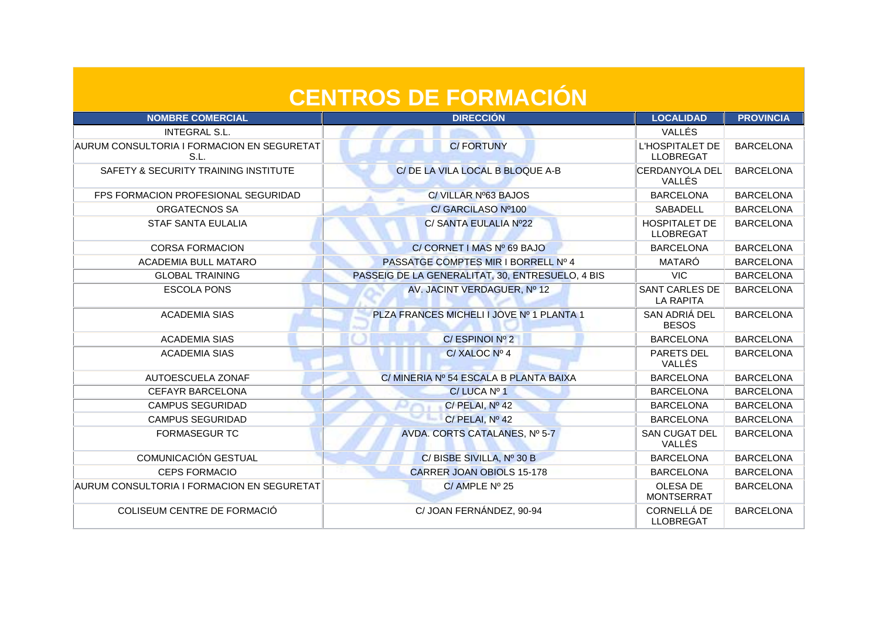# CENTROS DE FORMACIÓN

| NOMBRE COMERCIAL | DIRECCIÓN | LOCALIDAD | PROVINCIA |
|---|---|---|---|
| INTEGRAL S.L. | | VALLÉS | |
| AURUM CONSULTORIA I FORMACION EN SEGURETAT S.L. | C/ FORTUNY | L'HOSPITALET DE LLOBREGAT | BARCELONA |
| SAFETY & SECURITY TRAINING INSTITUTE | C/ DE LA VILA LOCAL B BLOQUE A-B | CERDANYOLA DEL VALLÉS | BARCELONA |
| FPS FORMACION PROFESIONAL SEGURIDAD | C/ VILLAR Nº63 BAJOS | BARCELONA | BARCELONA |
| ORGATECNOS SA | C/ GARCILASO Nº100 | SABADELL | BARCELONA |
| STAF SANTA EULALIA | C/ SANTA EULALIA Nº22 | HOSPITALET DE LLOBREGAT | BARCELONA |
| CORSA FORMACION | C/ CORNET I MAS Nº 69 BAJO | BARCELONA | BARCELONA |
| ACADEMIA BULL MATARO | PASSATGE COMPTES MIR I BORRELL Nº 4 | MATARÓ | BARCELONA |
| GLOBAL TRAINING | PASSEIG DE LA GENERALITAT, 30, ENTRESUELO, 4 BIS | VIC | BARCELONA |
| ESCOLA PONS | AV. JACINT VERDAGUER, Nº 12 | SANT CARLES DE LA RAPITA | BARCELONA |
| ACADEMIA SIAS | PLZA FRANCES MICHELI I JOVE Nº 1 PLANTA 1 | SAN ADRIÁ DEL BESOS | BARCELONA |
| ACADEMIA SIAS | C/ ESPINOI Nº 2 | BARCELONA | BARCELONA |
| ACADEMIA SIAS | C/ XALOC Nº 4 | PARETS DEL VALLÉS | BARCELONA |
| AUTOESCUELA ZONAF | C/ MINERIA Nº 54 ESCALA B PLANTA BAIXA | BARCELONA | BARCELONA |
| CEFAYR BARCELONA | C/ LUCA Nº 1 | BARCELONA | BARCELONA |
| CAMPUS SEGURIDAD | C/ PELAI, Nº 42 | BARCELONA | BARCELONA |
| CAMPUS SEGURIDAD | C/ PELAI, Nº 42 | BARCELONA | BARCELONA |
| FORMASEGUR TC | AVDA. CORTS CATALANES, Nº 5-7 | SAN CUGAT DEL VALLÉS | BARCELONA |
| COMUNICACIÓN GESTUAL | C/ BISBE SIVILLA, Nº 30 B | BARCELONA | BARCELONA |
| CEPS FORMACIO | CARRER JOAN OBIOLS 15-178 | BARCELONA | BARCELONA |
| AURUM CONSULTORIA I FORMACION EN SEGURETAT | C/ AMPLE Nº 25 | OLESA DE MONTSERRAT | BARCELONA |
| COLISEUM CENTRE DE FORMACIÓ | C/ JOAN FERNÁNDEZ, 90-94 | CORNELLÁ DE LLOBREGAT | BARCELONA |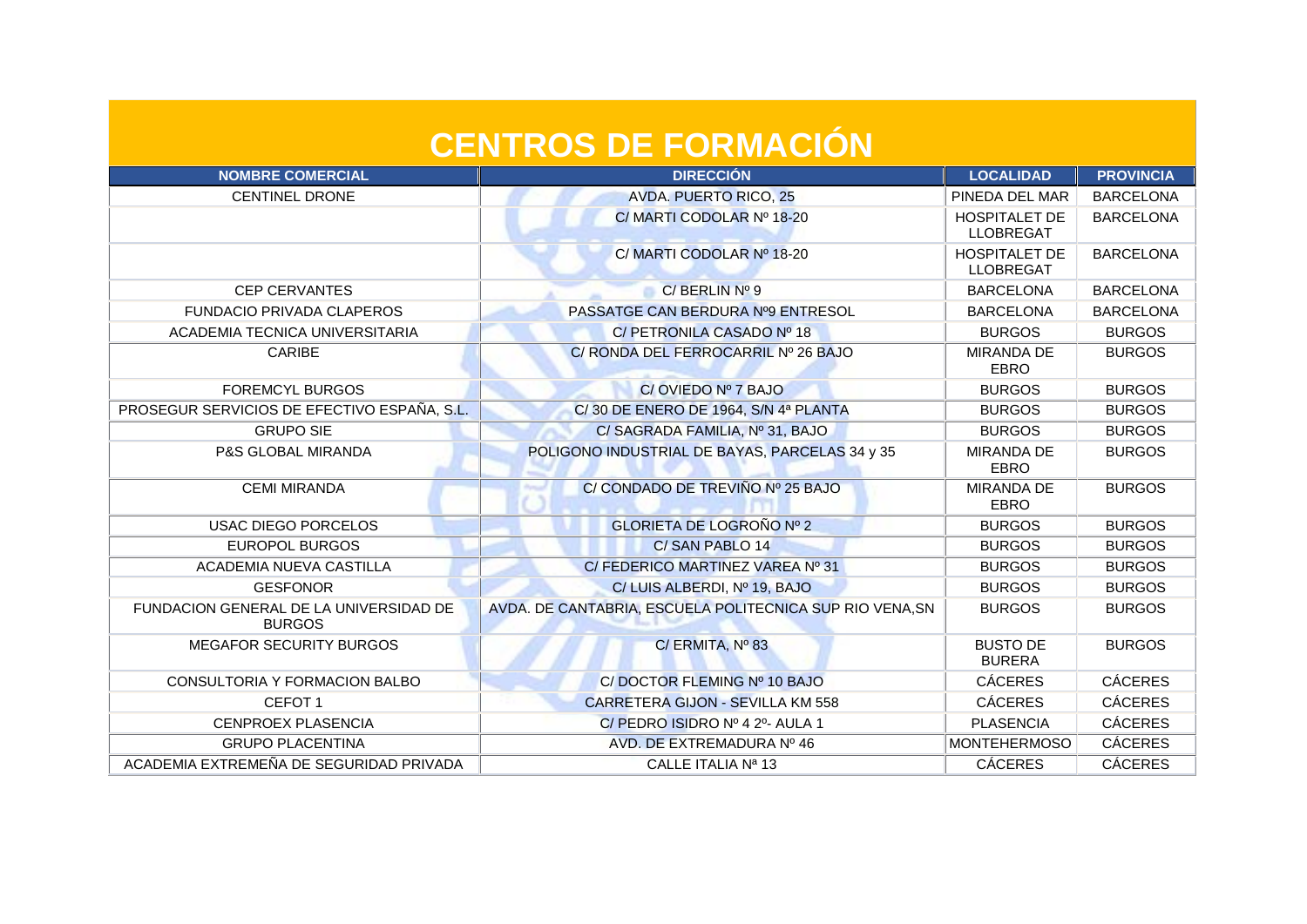# CENTROS DE FORMACIÓN

| NOMBRE COMERCIAL | DIRECCIÓN | LOCALIDAD | PROVINCIA |
|---|---|---|---|
| CENTINEL DRONE | AVDA. PUERTO RICO, 25 | PINEDA DEL MAR | BARCELONA |
| | C/ MARTI CODOLAR Nº 18-20 | HOSPITALET DE LLOBREGAT | BARCELONA |
| | C/ MARTI CODOLAR Nº 18-20 | HOSPITALET DE LLOBREGAT | BARCELONA |
| CEP CERVANTES | C/ BERLIN Nº 9 | BARCELONA | BARCELONA |
| FUNDACIO PRIVADA CLAPEROS | PASSATGE CAN BERDURA Nº9 ENTRESOL | BARCELONA | BARCELONA |
| ACADEMIA TECNICA UNIVERSITARIA | C/ PETRONILA CASADO Nº 18 | BURGOS | BURGOS |
| CARIBE | C/ RONDA DEL FERROCARRIL Nº 26 BAJO | MIRANDA DE EBRO | BURGOS |
| FOREMCYL BURGOS | C/ OVIEDO Nº 7 BAJO | BURGOS | BURGOS |
| PROSEGUR SERVICIOS DE EFECTIVO ESPAÑA, S.L. | C/ 30 DE ENERO DE 1964, S/N 4ª PLANTA | BURGOS | BURGOS |
| GRUPO SIE | C/ SAGRADA FAMILIA, Nº 31, BAJO | BURGOS | BURGOS |
| P&S GLOBAL MIRANDA | POLIGONO INDUSTRIAL DE BAYAS, PARCELAS 34 y 35 | MIRANDA DE EBRO | BURGOS |
| CEMI MIRANDA | C/ CONDADO DE TREVIÑO Nº 25 BAJO | MIRANDA DE EBRO | BURGOS |
| USAC DIEGO PORCELOS | GLORIETA DE LOGROÑO Nº 2 | BURGOS | BURGOS |
| EUROPOL BURGOS | C/ SAN PABLO 14 | BURGOS | BURGOS |
| ACADEMIA NUEVA CASTILLA | C/ FEDERICO MARTINEZ VAREA Nº 31 | BURGOS | BURGOS |
| GESFONOR | C/ LUIS ALBERDI, Nº 19, BAJO | BURGOS | BURGOS |
| FUNDACION GENERAL DE LA UNIVERSIDAD DE BURGOS | AVDA. DE CANTABRIA, ESCUELA POLITECNICA SUP RIO VENA,SN | BURGOS | BURGOS |
| MEGAFOR SECURITY BURGOS | C/ ERMITA, Nº 83 | BUSTO DE BURERA | BURGOS |
| CONSULTORIA Y FORMACION BALBO | C/ DOCTOR FLEMING Nº 10 BAJO | CÁCERES | CÁCERES |
| CEFOT 1 | CARRETERA GIJON - SEVILLA KM 558 | CÁCERES | CÁCERES |
| CENPROEX PLASENCIA | C/ PEDRO ISIDRO Nº 4 2º- AULA 1 | PLASENCIA | CÁCERES |
| GRUPO PLACENTINA | AVD. DE EXTREMADURA Nº 46 | MONTEHERMOSO | CÁCERES |
| ACADEMIA EXTREMEÑA DE SEGURIDAD PRIVADA | CALLE ITALIA Nª 13 | CÁCERES | CÁCERES |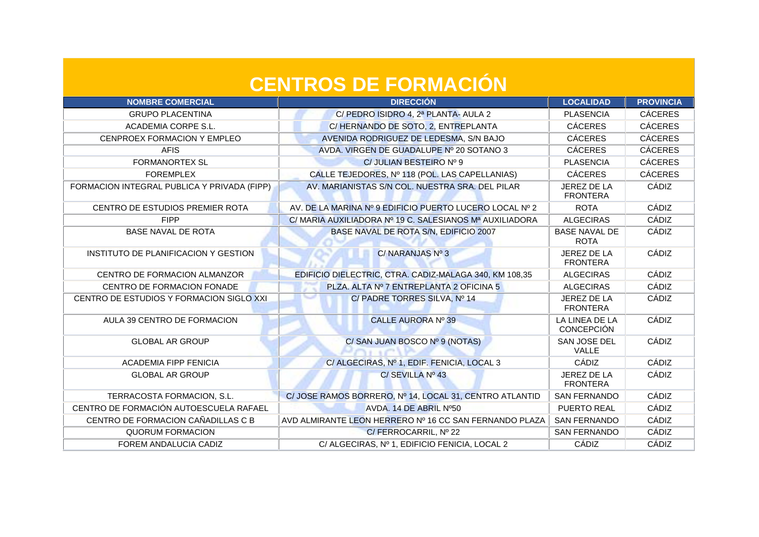# CENTROS DE FORMACIÓN

| NOMBRE COMERCIAL | DIRECCIÓN | LOCALIDAD | PROVINCIA |
|---|---|---|---|
| GRUPO PLACENTINA | C/ PEDRO ISIDRO 4, 2ª PLANTA- AULA 2 | PLASENCIA | CÁCERES |
| ACADEMIA CORPE S.L. | C/ HERNANDO DE SOTO, 2, ENTREPLANTA | CÁCERES | CÁCERES |
| CENPROEX FORMACION Y EMPLEO | AVENIDA RODRIGUEZ DE LEDESMA, S/N BAJO | CÁCERES | CÁCERES |
| AFIS | AVDA. VIRGEN DE GUADALUPE Nº 20 SOTANO 3 | CÁCERES | CÁCERES |
| FORMANORTEX SL | C/ JULIAN BESTEIRO Nº 9 | PLASENCIA | CÁCERES |
| FOREMPLEX | CALLE TEJEDORES, Nº 118 (POL. LAS CAPELLANIAS) | CÁCERES | CÁCERES |
| FORMACION INTEGRAL PUBLICA Y PRIVADA (FIPP) | AV. MARIANISTAS S/N COL. NUESTRA SRA. DEL PILAR | JEREZ DE LA FRONTERA | CÁDIZ |
| CENTRO DE ESTUDIOS PREMIER ROTA | AV. DE LA MARINA Nº 9 EDIFICIO PUERTO LUCERO LOCAL Nº 2 | ROTA | CÁDIZ |
| FIPP | C/ MARIA AUXILIADORA Nº 19 C. SALESIANOS Mª AUXILIADORA | ALGECIRAS | CÁDIZ |
| BASE NAVAL DE ROTA | BASE NAVAL DE ROTA S/N, EDIFICIO 2007 | BASE NAVAL DE ROTA | CÁDIZ |
| INSTITUTO DE PLANIFICACION Y GESTION | C/ NARANJAS Nº 3 | JEREZ DE LA FRONTERA | CÁDIZ |
| CENTRO DE FORMACION ALMANZOR | EDIFICIO DIELECTRIC, CTRA. CADIZ-MALAGA 340, KM 108,35 | ALGECIRAS | CÁDIZ |
| CENTRO DE FORMACION FONADE | PLZA. ALTA Nº 7 ENTREPLANTA 2 OFICINA 5 | ALGECIRAS | CÁDIZ |
| CENTRO DE ESTUDIOS Y FORMACION SIGLO XXI | C/ PADRE TORRES SILVA, Nº 14 | JEREZ DE LA FRONTERA | CÁDIZ |
| AULA 39 CENTRO DE FORMACION | CALLE AURORA Nº 39 | LA LINEA DE LA CONCEPCIÓN | CÁDIZ |
| GLOBAL AR GROUP | C/ SAN JUAN BOSCO Nº 9 (NOTAS) | SAN JOSE DEL VALLE | CÁDIZ |
| ACADEMIA FIPP FENICIA | C/ ALGECIRAS, Nº 1, EDIF. FENICIA, LOCAL 3 | CÁDIZ | CÁDIZ |
| GLOBAL AR GROUP | C/ SEVILLA Nº 43 | JEREZ DE LA FRONTERA | CÁDIZ |
| TERRACOSTA FORMACION, S.L. | C/ JOSE RAMOS BORRERO, Nº 14, LOCAL 31, CENTRO ATLANTID | SAN FERNANDO | CÁDIZ |
| CENTRO DE FORMACIÓN AUTOESCUELA RAFAEL | AVDA. 14 DE ABRIL Nº50 | PUERTO REAL | CÁDIZ |
| CENTRO DE FORMACION CAÑADILLAS C B | AVD ALMIRANTE LEON HERRERO Nº 16 CC SAN FERNANDO PLAZA | SAN FERNANDO | CÁDIZ |
| QUORUM FORMACION | C/ FERROCARRIL, Nº 22 | SAN FERNANDO | CÁDIZ |
| FOREM ANDALUCIA CADIZ | C/ ALGECIRAS, Nº 1, EDIFICIO FENICIA, LOCAL 2 | CÁDIZ | CÁDIZ |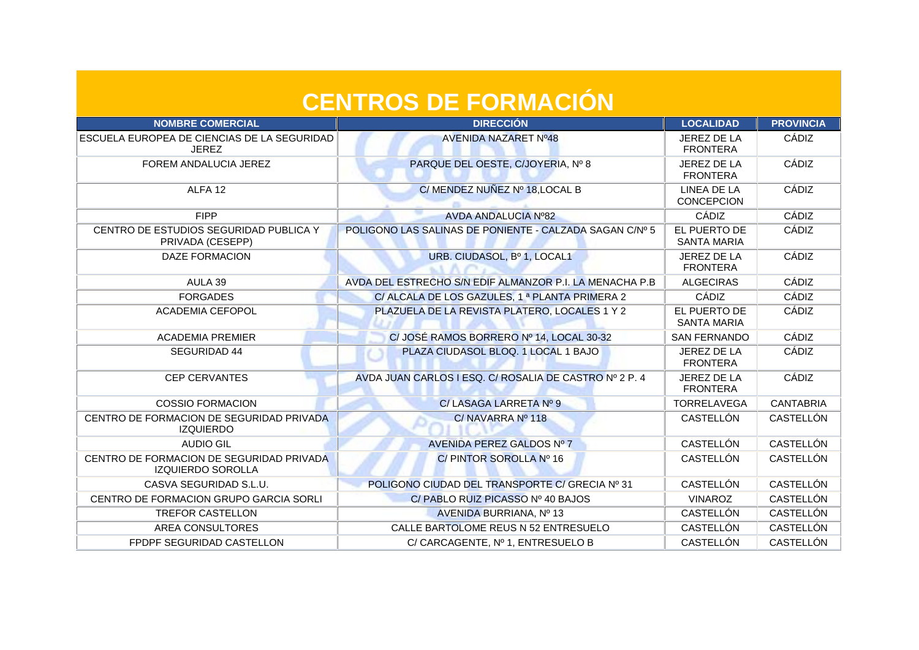# CENTROS DE FORMACIÓN

| NOMBRE COMERCIAL | DIRECCIÓN | LOCALIDAD | PROVINCIA |
|---|---|---|---|
| ESCUELA EUROPEA DE CIENCIAS DE LA SEGURIDAD JEREZ | AVENIDA NAZARET Nº48 | JEREZ DE LA FRONTERA | CÁDIZ |
| FOREM ANDALUCIA JEREZ | PARQUE DEL OESTE, C/JOYERIA, Nº 8 | JEREZ DE LA FRONTERA | CÁDIZ |
| ALFA 12 | C/ MENDEZ NUÑEZ Nº 18,LOCAL B | LINEA DE LA CONCEPCION | CÁDIZ |
| FIPP | AVDA ANDALUCIA Nº82 | CÁDIZ | CÁDIZ |
| CENTRO DE ESTUDIOS SEGURIDAD PUBLICA Y PRIVADA (CESEPP) | POLIGONO LAS SALINAS DE PONIENTE - CALZADA SAGAN C/Nº 5 | EL PUERTO DE SANTA MARIA | CÁDIZ |
| DAZE FORMACION | URB. CIUDASOL, Bº 1, LOCAL1 | JEREZ DE LA FRONTERA | CÁDIZ |
| AULA 39 | AVDA DEL ESTRECHO S/N EDIF ALMANZOR P.I. LA MENACHA P.B | ALGECIRAS | CÁDIZ |
| FORGADES | C/ ALCALA DE LOS GAZULES, 1 ª PLANTA PRIMERA 2 | CÁDIZ | CÁDIZ |
| ACADEMIA CEFOPOL | PLAZUELA DE LA REVISTA PLATERO, LOCALES 1 Y 2 | EL PUERTO DE SANTA MARIA | CÁDIZ |
| ACADEMIA PREMIER | C/ JOSÉ RAMOS BORRERO Nº 14, LOCAL 30-32 | SAN FERNANDO | CÁDIZ |
| SEGURIDAD 44 | PLAZA CIUDASOL BLOQ. 1 LOCAL 1 BAJO | JEREZ DE LA FRONTERA | CÁDIZ |
| CEP CERVANTES | AVDA JUAN CARLOS I ESQ. C/ ROSALIA DE CASTRO Nº 2 P. 4 | JEREZ DE LA FRONTERA | CÁDIZ |
| COSSIO FORMACION | C/ LASAGA LARRETA Nº 9 | TORRELAVEGA | CANTABRIA |
| CENTRO DE FORMACION DE SEGURIDAD PRIVADA IZQUIERDO | C/ NAVARRA Nº 118 | CASTELLÓN | CASTELLÓN |
| AUDIO GIL | AVENIDA PEREZ GALDOS Nº 7 | CASTELLÓN | CASTELLÓN |
| CENTRO DE FORMACION DE SEGURIDAD PRIVADA IZQUIERDO SOROLLA | C/ PINTOR SOROLLA Nº 16 | CASTELLÓN | CASTELLÓN |
| CASVA SEGURIDAD S.L.U. | POLIGONO CIUDAD DEL TRANSPORTE C/ GRECIA Nº 31 | CASTELLÓN | CASTELLÓN |
| CENTRO DE FORMACION GRUPO GARCIA SORLI | C/ PABLO RUIZ PICASSO Nº 40 BAJOS | VINAROZ | CASTELLÓN |
| TREFOR CASTELLON | AVENIDA BURRIANA, Nº 13 | CASTELLÓN | CASTELLÓN |
| AREA CONSULTORES | CALLE BARTOLOME REUS N 52 ENTRESUELO | CASTELLÓN | CASTELLÓN |
| FPDPF SEGURIDAD CASTELLON | C/ CARCAGENTE, Nº 1, ENTRESUELO B | CASTELLÓN | CASTELLÓN |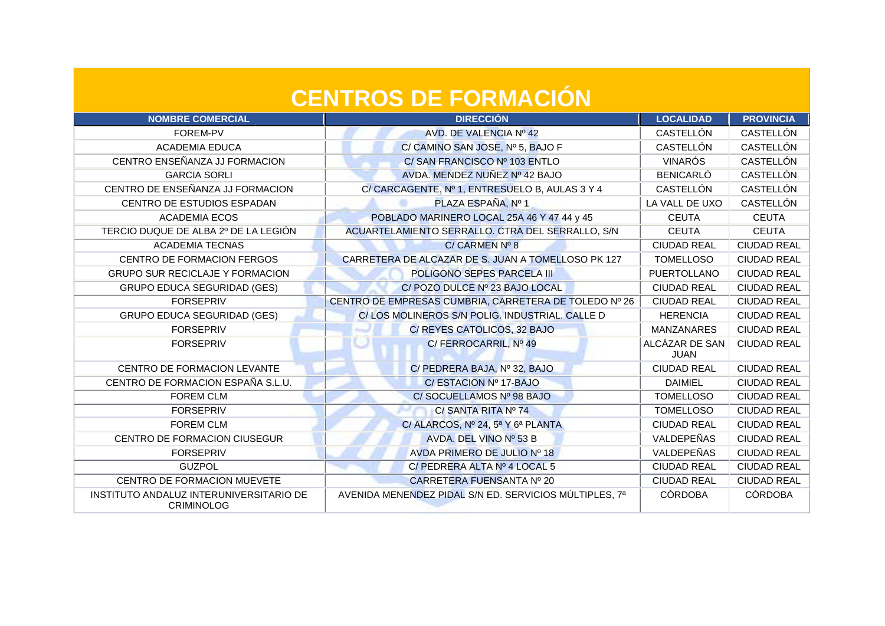# CENTROS DE FORMACIÓN

| NOMBRE COMERCIAL | DIRECCIÓN | LOCALIDAD | PROVINCIA |
| --- | --- | --- | --- |
| FOREM-PV | AVD. DE VALENCIA Nº 42 | CASTELLÓN | CASTELLÓN |
| ACADEMIA EDUCA | C/ CAMINO SAN JOSE, Nº 5, BAJO F | CASTELLÓN | CASTELLÓN |
| CENTRO ENSEÑANZA JJ FORMACION | C/ SAN FRANCISCO Nº 103 ENTLO | VINARÓS | CASTELLÓN |
| GARCIA SORLI | AVDA. MENDEZ NUÑEZ Nº 42 BAJO | BENICARLÓ | CASTELLÓN |
| CENTRO DE ENSEÑANZA JJ FORMACION | C/ CARCAGENTE, Nº 1, ENTRESUELO B, AULAS 3 Y 4 | CASTELLÓN | CASTELLÓN |
| CENTRO DE ESTUDIOS ESPADAN | PLAZA ESPAÑA, Nº 1 | LA VALL DE UXO | CASTELLÓN |
| ACADEMIA ECOS | POBLADO MARINERO LOCAL 25A 46 Y 47 44 y 45 | CEUTA | CEUTA |
| TERCIO DUQUE DE ALBA 2º DE LA LEGIÓN | ACUARTELAMIENTO SERRALLO. CTRA DEL SERRALLO, S/N | CEUTA | CEUTA |
| ACADEMIA TECNAS | C/ CARMEN Nº 8 | CIUDAD REAL | CIUDAD REAL |
| CENTRO DE FORMACION FERGOS | CARRETERA DE ALCAZAR DE S. JUAN A TOMELLOSO PK 127 | TOMELLOSO | CIUDAD REAL |
| GRUPO SUR RECICLAJE Y FORMACION | POLIGONO SEPES PARCELA III | PUERTOLLANO | CIUDAD REAL |
| GRUPO EDUCA SEGURIDAD (GES) | C/ POZO DULCE Nº 23 BAJO LOCAL | CIUDAD REAL | CIUDAD REAL |
| FORSEPRIV | CENTRO DE EMPRESAS CUMBRIA, CARRETERA DE TOLEDO Nº 26 | CIUDAD REAL | CIUDAD REAL |
| GRUPO EDUCA SEGURIDAD (GES) | C/ LOS MOLINEROS S/N POLIG. INDUSTRIAL. CALLE D | HERENCIA | CIUDAD REAL |
| FORSEPRIV | C/ REYES CATOLICOS, 32 BAJO | MANZANARES | CIUDAD REAL |
| FORSEPRIV | C/ FERROCARRIL, Nº 49 | ALCÁZAR DE SAN JUAN | CIUDAD REAL |
| CENTRO DE FORMACION LEVANTE | C/ PEDRERA BAJA, Nº 32, BAJO | CIUDAD REAL | CIUDAD REAL |
| CENTRO DE FORMACION ESPAÑA S.L.U. | C/ ESTACION Nº 17-BAJO | DAIMIEL | CIUDAD REAL |
| FOREM CLM | C/ SOCUELLAMOS Nº 98 BAJO | TOMELLOSO | CIUDAD REAL |
| FORSEPRIV | C/ SANTA RITA Nº 74 | TOMELLOSO | CIUDAD REAL |
| FOREM CLM | C/ ALARCOS, Nº 24, 5ª Y 6ª PLANTA | CIUDAD REAL | CIUDAD REAL |
| CENTRO DE FORMACION CIUSEGUR | AVDA. DEL VINO Nº 53 B | VALDEPEÑAS | CIUDAD REAL |
| FORSEPRIV | AVDA PRIMERO DE JULIO Nº 18 | VALDEPEÑAS | CIUDAD REAL |
| GUZPOL | C/ PEDRERA ALTA Nº 4 LOCAL 5 | CIUDAD REAL | CIUDAD REAL |
| CENTRO DE FORMACION MUEVETE | CARRETERA FUENSANTA Nº 20 | CIUDAD REAL | CIUDAD REAL |
| INSTITUTO ANDALUZ INTERUNIVERSITARIO DE CRIMINOLOG | AVENIDA MENENDEZ PIDAL S/N ED. SERVICIOS MÚLTIPLES, 7ª | CÓRDOBA | CÓRDOBA |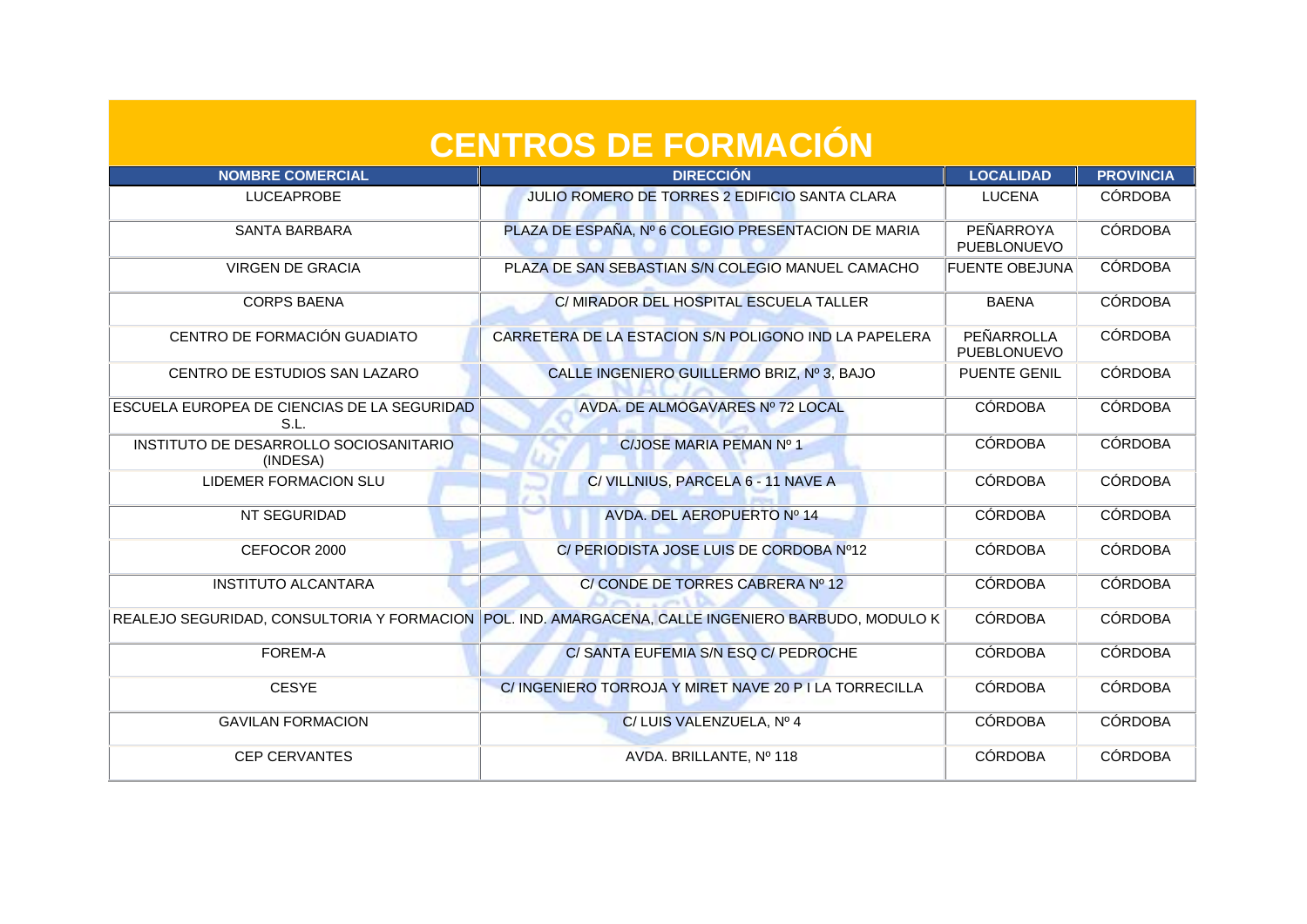# CENTROS DE FORMACIÓN

| NOMBRE COMERCIAL | DIRECCIÓN | LOCALIDAD | PROVINCIA |
| --- | --- | --- | --- |
| LUCEAPROBE | JULIO ROMERO DE TORRES 2 EDIFICIO SANTA CLARA | LUCENA | CÓRDOBA |
| SANTA BARBARA | PLAZA DE ESPAÑA, Nº 6 COLEGIO PRESENTACION DE MARIA | PEÑARROYA PUEBLONUEVO | CÓRDOBA |
| VIRGEN DE GRACIA | PLAZA DE SAN SEBASTIAN S/N COLEGIO MANUEL CAMACHO | FUENTE OBEJUNA | CÓRDOBA |
| CORPS BAENA | C/ MIRADOR DEL HOSPITAL ESCUELA TALLER | BAENA | CÓRDOBA |
| CENTRO DE FORMACIÓN GUADIATO | CARRETERA DE LA ESTACION S/N POLIGONO IND LA PAPELERA | PEÑARROLLA PUEBLONUEVO | CÓRDOBA |
| CENTRO DE ESTUDIOS SAN LAZARO | CALLE INGENIERO GUILLERMO BRIZ, Nº 3, BAJO | PUENTE GENIL | CÓRDOBA |
| ESCUELA EUROPEA DE CIENCIAS DE LA SEGURIDAD S.L. | AVDA. DE ALMOGAVARES Nº 72 LOCAL | CÓRDOBA | CÓRDOBA |
| INSTITUTO DE DESARROLLO SOCIOSANITARIO (INDESA) | C/JOSE MARIA PEMAN Nº 1 | CÓRDOBA | CÓRDOBA |
| LIDEMER FORMACION SLU | C/ VILLNIUS, PARCELA 6 - 11 NAVE A | CÓRDOBA | CÓRDOBA |
| NT SEGURIDAD | AVDA. DEL AEROPUERTO Nº 14 | CÓRDOBA | CÓRDOBA |
| CEFOCOR 2000 | C/ PERIODISTA JOSE LUIS DE CORDOBA Nº12 | CÓRDOBA | CÓRDOBA |
| INSTITUTO ALCANTARA | C/ CONDE DE TORRES CABRERA Nº 12 | CÓRDOBA | CÓRDOBA |
| REALEJO SEGURIDAD, CONSULTORIA Y FORMACION | POL. IND. AMARGACENA, CALLE INGENIERO BARBUDO, MODULO K | CÓRDOBA | CÓRDOBA |
| FOREM-A | C/ SANTA EUFEMIA S/N ESQ C/ PEDROCHE | CÓRDOBA | CÓRDOBA |
| CESYE | C/ INGENIERO TORROJA Y MIRET NAVE 20 P I LA TORRECILLA | CÓRDOBA | CÓRDOBA |
| GAVILAN FORMACION | C/ LUIS VALENZUELA, Nº 4 | CÓRDOBA | CÓRDOBA |
| CEP CERVANTES | AVDA. BRILLANTE, Nº 118 | CÓRDOBA | CÓRDOBA |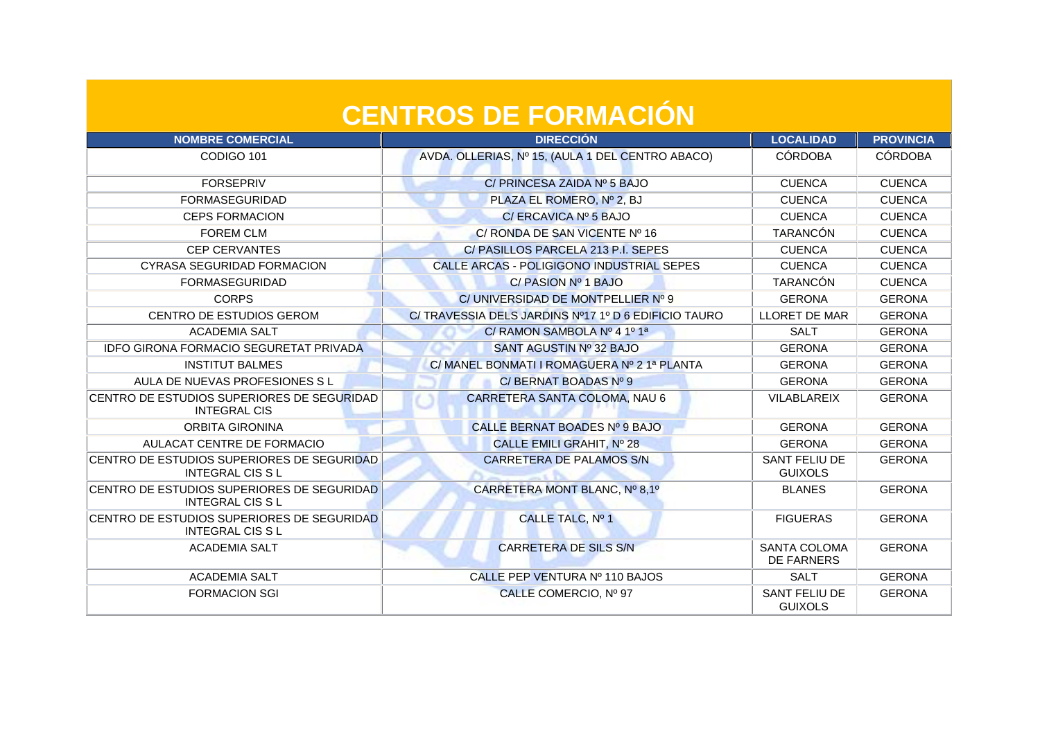# CENTROS DE FORMACIÓN

| NOMBRE COMERCIAL | DIRECCIÓN | LOCALIDAD | PROVINCIA |
|---|---|---|---|
| CODIGO 101 | AVDA. OLLERIAS, Nº 15, (AULA 1 DEL CENTRO ABACO) | CÓRDOBA | CÓRDOBA |
| FORSEPRIV | C/ PRINCESA ZAIDA Nº 5 BAJO | CUENCA | CUENCA |
| FORMASEGURIDAD | PLAZA EL ROMERO, Nº 2, BJ | CUENCA | CUENCA |
| CEPS FORMACION | C/ ERCAVICA Nº 5 BAJO | CUENCA | CUENCA |
| FOREM CLM | C/ RONDA DE SAN VICENTE Nº 16 | TARANCÓN | CUENCA |
| CEP CERVANTES | C/ PASILLOS PARCELA 213 P.I. SEPES | CUENCA | CUENCA |
| CYRASA SEGURIDAD FORMACION | CALLE ARCAS - POLIGIGONO INDUSTRIAL SEPES | CUENCA | CUENCA |
| FORMASEGURIDAD | C/ PASION Nº 1 BAJO | TARANCÓN | CUENCA |
| CORPS | C/ UNIVERSIDAD DE MONTPELLIER Nº 9 | GERONA | GERONA |
| CENTRO DE ESTUDIOS GEROM | C/ TRAVESSIA DELS JARDINS Nº17 1º D 6 EDIFICIO TAURO | LLORET DE MAR | GERONA |
| ACADEMIA SALT | C/ RAMON SAMBOLA Nº 4 1º 1ª | SALT | GERONA |
| IDFO GIRONA FORMACIO SEGURETAT PRIVADA | SANT AGUSTIN Nº 32 BAJO | GERONA | GERONA |
| INSTITUT BALMES | C/ MANEL BONMATI I ROMAGUERA Nº 2 1ª PLANTA | GERONA | GERONA |
| AULA DE NUEVAS PROFESIONES S L | C/ BERNAT BOADAS Nº 9 | GERONA | GERONA |
| CENTRO DE ESTUDIOS SUPERIORES DE SEGURIDAD INTEGRAL CIS | CARRETERA SANTA COLOMA, NAU 6 | VILABLAREIX | GERONA |
| ORBITA GIRONINA | CALLE BERNAT BOADES Nº 9 BAJO | GERONA | GERONA |
| AULACAT CENTRE DE FORMACIO | CALLE EMILI GRAHIT, Nº 28 | GERONA | GERONA |
| CENTRO DE ESTUDIOS SUPERIORES DE SEGURIDAD INTEGRAL CIS S L | CARRETERA DE PALAMOS S/N | SANT FELIU DE GUIXOLS | GERONA |
| CENTRO DE ESTUDIOS SUPERIORES DE SEGURIDAD INTEGRAL CIS S L | CARRETERA MONT BLANC, Nº 8,1º | BLANES | GERONA |
| CENTRO DE ESTUDIOS SUPERIORES DE SEGURIDAD INTEGRAL CIS S L | CALLE TALC, Nº 1 | FIGUERAS | GERONA |
| ACADEMIA SALT | CARRETERA DE SILS S/N | SANTA COLOMA DE FARNERS | GERONA |
| ACADEMIA SALT | CALLE PEP VENTURA Nº 110 BAJOS | SALT | GERONA |
| FORMACION SGI | CALLE COMERCIO, Nº 97 | SANT FELIU DE GUIXOLS | GERONA |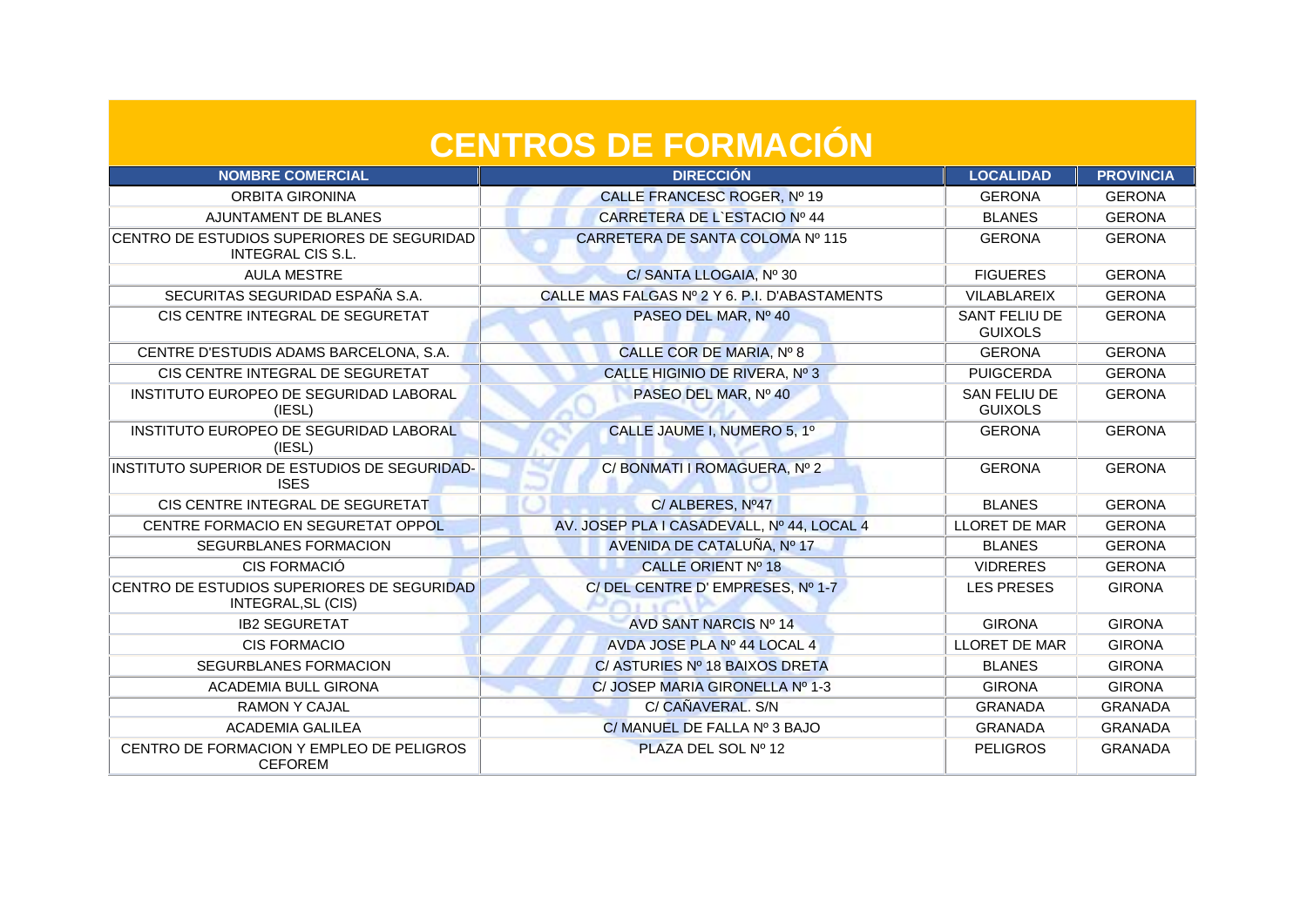# CENTROS DE FORMACIÓN

| NOMBRE COMERCIAL | DIRECCIÓN | LOCALIDAD | PROVINCIA |
|---|---|---|---|
| ORBITA GIRONINA | CALLE FRANCESC ROGER, Nº 19 | GERONA | GERONA |
| AJUNTAMENT DE BLANES | CARRETERA DE L`ESTACIO Nº 44 | BLANES | GERONA |
| CENTRO DE ESTUDIOS SUPERIORES DE SEGURIDAD INTEGRAL CIS S.L. | CARRETERA DE SANTA COLOMA Nº 115 | GERONA | GERONA |
| AULA MESTRE | C/ SANTA LLOGAIA, Nº 30 | FIGUERES | GERONA |
| SECURITAS SEGURIDAD ESPAÑA S.A. | CALLE MAS FALGAS Nº 2 Y 6. P.I. D'ABASTAMENTS | VILABLAREIX | GERONA |
| CIS CENTRE INTEGRAL DE SEGURETAT | PASEO DEL MAR, Nº 40 | SANT FELIU DE GUIXOLS | GERONA |
| CENTRE D'ESTUDIS ADAMS BARCELONA, S.A. | CALLE COR DE MARIA, Nº 8 | GERONA | GERONA |
| CIS CENTRE INTEGRAL DE SEGURETAT | CALLE HIGINIO DE RIVERA, Nº 3 | PUIGCERDA | GERONA |
| INSTITUTO EUROPEO DE SEGURIDAD LABORAL (IESL) | PASEO DEL MAR, Nº 40 | SAN FELIU DE GUIXOLS | GERONA |
| INSTITUTO EUROPEO DE SEGURIDAD LABORAL (IESL) | CALLE JAUME I, NUMERO 5, 1º | GERONA | GERONA |
| INSTITUTO SUPERIOR DE ESTUDIOS DE SEGURIDAD-ISES | C/ BONMATI I ROMAGUERA, Nº 2 | GERONA | GERONA |
| CIS CENTRE INTEGRAL DE SEGURETAT | C/ ALBERES, Nº47 | BLANES | GERONA |
| CENTRE FORMACIO EN SEGURETAT OPPOL | AV. JOSEP PLA I CASADEVALL, Nº 44, LOCAL 4 | LLORET DE MAR | GERONA |
| SEGURBLANES FORMACION | AVENIDA DE CATALUÑA, Nº 17 | BLANES | GERONA |
| CIS FORMACIÓ | CALLE ORIENT Nº 18 | VIDRERES | GERONA |
| CENTRO DE ESTUDIOS SUPERIORES DE SEGURIDAD INTEGRAL,SL (CIS) | C/ DEL CENTRE D' EMPRESES, Nº 1-7 | LES PRESES | GIRONA |
| IB2 SEGURETAT | AVD SANT NARCIS Nº 14 | GIRONA | GIRONA |
| CIS FORMACIO | AVDA JOSE PLA Nº 44 LOCAL 4 | LLORET DE MAR | GIRONA |
| SEGURBLANES FORMACION | C/ ASTURIES Nº 18 BAIXOS DRETA | BLANES | GIRONA |
| ACADEMIA BULL GIRONA | C/ JOSEP MARIA GIRONELLA Nº 1-3 | GIRONA | GIRONA |
| RAMON Y CAJAL | C/ CAÑAVERAL. S/N | GRANADA | GRANADA |
| ACADEMIA GALILEA | C/ MANUEL DE FALLA Nº 3 BAJO | GRANADA | GRANADA |
| CENTRO DE FORMACION Y EMPLEO DE PELIGROS CEFOREM | PLAZA DEL SOL Nº 12 | PELIGROS | GRANADA |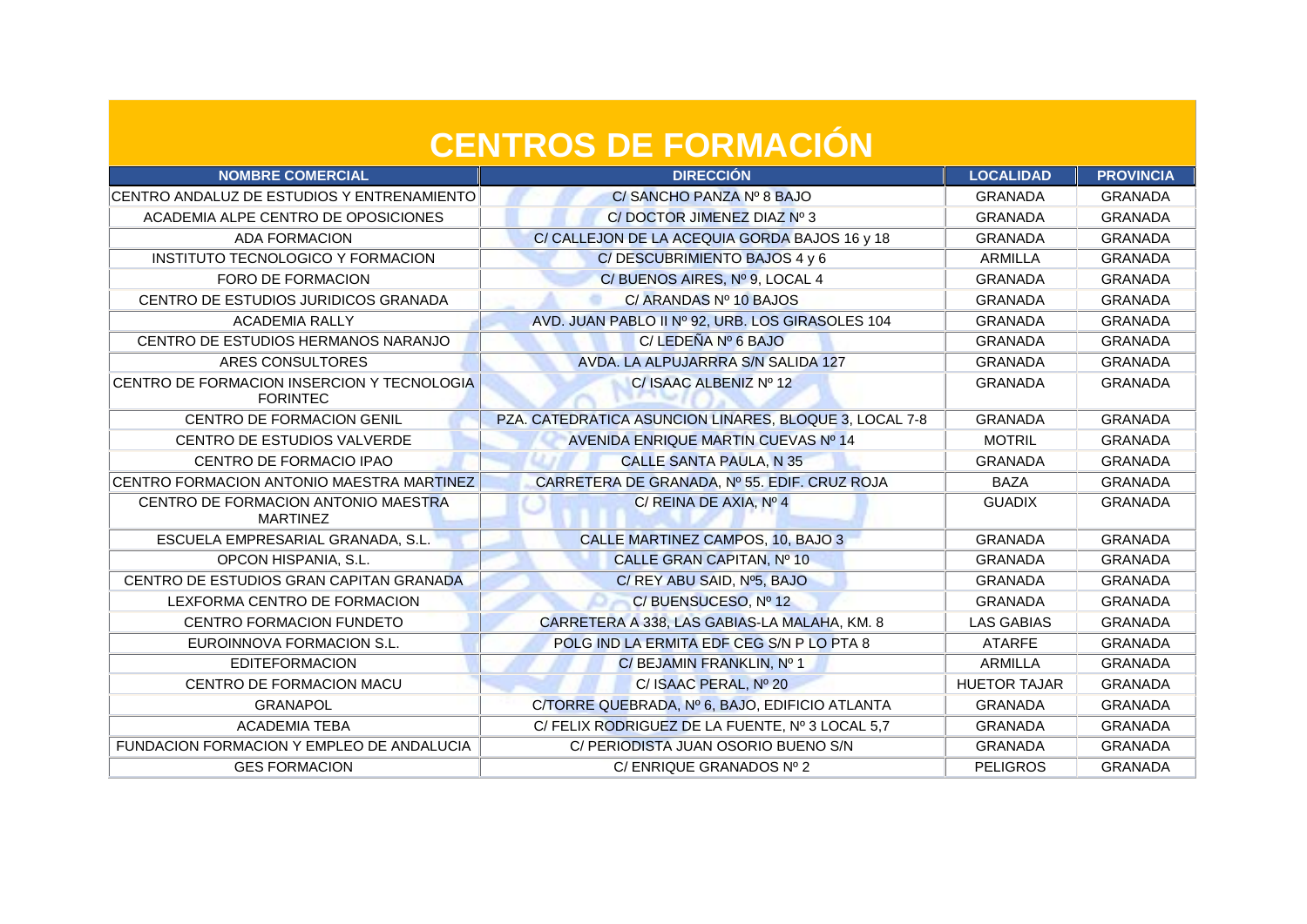# CENTROS DE FORMACIÓN

| NOMBRE COMERCIAL | DIRECCIÓN | LOCALIDAD | PROVINCIA |
|---|---|---|---|
| CENTRO ANDALUZ DE ESTUDIOS Y ENTRENAMIENTO | C/ SANCHO PANZA Nº 8 BAJO | GRANADA | GRANADA |
| ACADEMIA ALPE CENTRO DE OPOSICIONES | C/ DOCTOR JIMENEZ DIAZ Nº 3 | GRANADA | GRANADA |
| ADA FORMACION | C/ CALLEJON DE LA ACEQUIA GORDA BAJOS 16 y 18 | GRANADA | GRANADA |
| INSTITUTO TECNOLOGICO Y FORMACION | C/ DESCUBRIMIENTO BAJOS 4 y 6 | ARMILLA | GRANADA |
| FORO DE FORMACION | C/ BUENOS AIRES, Nº 9, LOCAL 4 | GRANADA | GRANADA |
| CENTRO DE ESTUDIOS JURIDICOS GRANADA | C/ ARANDAS Nº 10 BAJOS | GRANADA | GRANADA |
| ACADEMIA RALLY | AVD. JUAN PABLO II Nº 92, URB. LOS GIRASOLES 104 | GRANADA | GRANADA |
| CENTRO DE ESTUDIOS HERMANOS NARANJO | C/ LEDEÑA Nº 6 BAJO | GRANADA | GRANADA |
| ARES CONSULTORES | AVDA. LA ALPUJARRRA S/N SALIDA 127 | GRANADA | GRANADA |
| CENTRO DE FORMACION INSERCION Y TECNOLOGIA FORINTEC | C/ ISAAC ALBENIZ Nº 12 | GRANADA | GRANADA |
| CENTRO DE FORMACION GENIL | PZA. CATEDRATICA ASUNCION LINARES, BLOQUE 3, LOCAL 7-8 | GRANADA | GRANADA |
| CENTRO DE ESTUDIOS VALVERDE | AVENIDA ENRIQUE MARTIN CUEVAS Nº 14 | MOTRIL | GRANADA |
| CENTRO DE FORMACIO IPAO | CALLE SANTA PAULA, N 35 | GRANADA | GRANADA |
| CENTRO FORMACION ANTONIO MAESTRA MARTINEZ | CARRETERA DE GRANADA, Nº 55. EDIF. CRUZ ROJA | BAZA | GRANADA |
| CENTRO DE FORMACION ANTONIO MAESTRA MARTINEZ | C/ REINA DE AXIA, Nº 4 | GUADIX | GRANADA |
| ESCUELA EMPRESARIAL GRANADA, S.L. | CALLE MARTINEZ CAMPOS, 10, BAJO 3 | GRANADA | GRANADA |
| OPCON HISPANIA, S.L. | CALLE GRAN CAPITAN, Nº 10 | GRANADA | GRANADA |
| CENTRO DE ESTUDIOS GRAN CAPITAN GRANADA | C/ REY ABU SAID, Nº5, BAJO | GRANADA | GRANADA |
| LEXFORMA CENTRO DE FORMACION | C/ BUENSUCESO, Nº 12 | GRANADA | GRANADA |
| CENTRO FORMACION FUNDETO | CARRETERA A 338, LAS GABIAS-LA MALAHA, KM. 8 | LAS GABIAS | GRANADA |
| EUROINNOVA FORMACION S.L. | POLG IND LA ERMITA EDF CEG S/N P LO PTA 8 | ATARFE | GRANADA |
| EDITEFORMACION | C/ BEJAMIN FRANKLIN, Nº 1 | ARMILLA | GRANADA |
| CENTRO DE FORMACION MACU | C/ ISAAC PERAL, Nº 20 | HUETOR TAJAR | GRANADA |
| GRANAPOL | C/TORRE QUEBRADA, Nº 6, BAJO, EDIFICIO ATLANTA | GRANADA | GRANADA |
| ACADEMIA TEBA | C/ FELIX RODRIGUEZ DE LA FUENTE, Nº 3 LOCAL 5,7 | GRANADA | GRANADA |
| FUNDACION FORMACION Y EMPLEO DE ANDALUCIA | C/ PERIODISTA JUAN OSORIO BUENO S/N | GRANADA | GRANADA |
| GES FORMACION | C/ ENRIQUE GRANADOS Nº 2 | PELIGROS | GRANADA |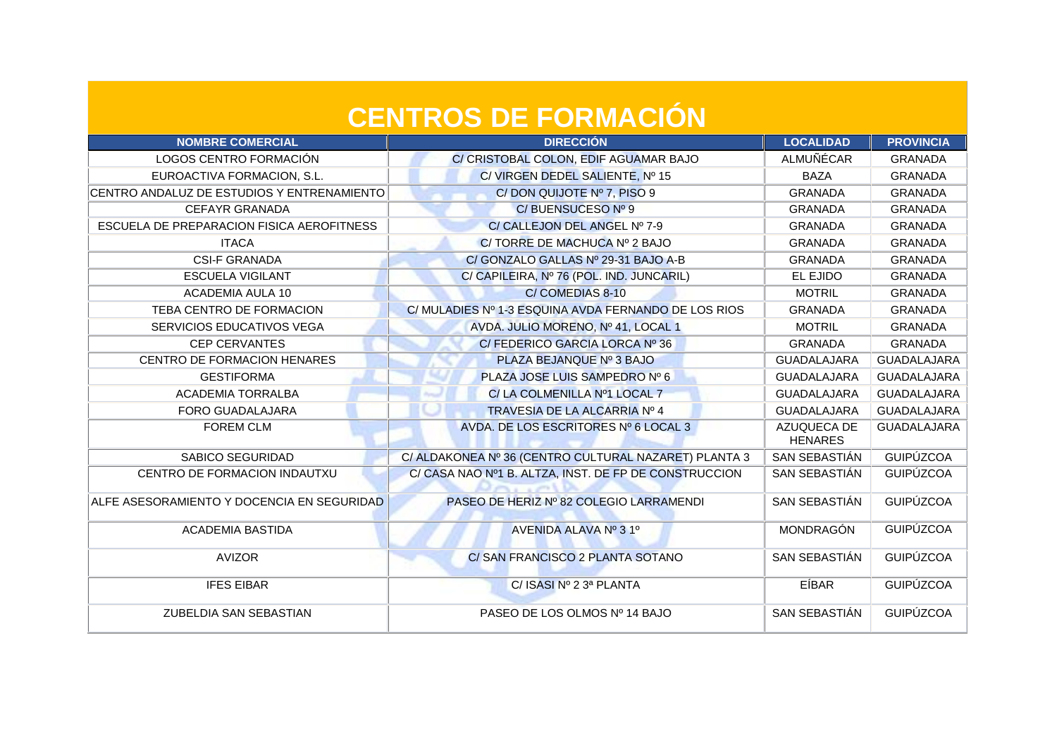# CENTROS DE FORMACIÓN

| NOMBRE COMERCIAL | DIRECCIÓN | LOCALIDAD | PROVINCIA |
|---|---|---|---|
| LOGOS CENTRO FORMACIÓN | C/ CRISTOBAL COLON, EDIF AGUAMAR BAJO | ALMUÑÉCAR | GRANADA |
| EUROACTIVA FORMACION, S.L. | C/ VIRGEN DEDEL SALIENTE, Nº 15 | BAZA | GRANADA |
| CENTRO ANDALUZ DE ESTUDIOS Y ENTRENAMIENTO | C/ DON QUIJOTE Nº 7, PISO 9 | GRANADA | GRANADA |
| CEFAYR GRANADA | C/ BUENSUCESO Nº 9 | GRANADA | GRANADA |
| ESCUELA DE PREPARACION FISICA AEROFITNESS | C/ CALLEJON DEL ANGEL Nº 7-9 | GRANADA | GRANADA |
| ITACA | C/ TORRE DE MACHUCA Nº 2 BAJO | GRANADA | GRANADA |
| CSI-F GRANADA | C/ GONZALO GALLAS Nº 29-31 BAJO A-B | GRANADA | GRANADA |
| ESCUELA VIGILANT | C/ CAPILEIRA, Nº 76 (POL. IND. JUNCARIL) | EL EJIDO | GRANADA |
| ACADEMIA AULA 10 | C/ COMEDIAS 8-10 | MOTRIL | GRANADA |
| TEBA CENTRO DE FORMACION | C/ MULADIES Nº 1-3 ESQUINA AVDA FERNANDO DE LOS RIOS | GRANADA | GRANADA |
| SERVICIOS EDUCATIVOS VEGA | AVDA. JULIO MORENO, Nº 41, LOCAL 1 | MOTRIL | GRANADA |
| CEP CERVANTES | C/ FEDERICO GARCIA LORCA Nº 36 | GRANADA | GRANADA |
| CENTRO DE FORMACION HENARES | PLAZA BEJANQUE Nº 3 BAJO | GUADALAJARA | GUADALAJARA |
| GESTIFORMA | PLAZA JOSE LUIS SAMPEDRO Nº 6 | GUADALAJARA | GUADALAJARA |
| ACADEMIA TORRALBA | C/ LA COLMENILLA Nº1 LOCAL 7 | GUADALAJARA | GUADALAJARA |
| FORO GUADALAJARA | TRAVESIA DE LA ALCARRIA Nº 4 | GUADALAJARA | GUADALAJARA |
| FOREM CLM | AVDA. DE LOS ESCRITORES Nº 6 LOCAL 3 | AZUQUECA DE HENARES | GUADALAJARA |
| SABICO SEGURIDAD | C/ ALDAKONEA Nº 36 (CENTRO CULTURAL NAZARET) PLANTA 3 | SAN SEBASTIÁN | GUIPÚZCOA |
| CENTRO DE FORMACION INDAUTXU | C/ CASA NAO Nº1 B. ALTZA, INST. DE FP DE CONSTRUCCION | SAN SEBASTIÁN | GUIPÚZCOA |
| ALFE ASESORAMIENTO Y DOCENCIA EN SEGURIDAD | PASEO DE HERIZ Nº 82 COLEGIO LARRAMENDI | SAN SEBASTIÁN | GUIPÚZCOA |
| ACADEMIA BASTIDA | AVENIDA ALAVA Nº 3 1º | MONDRAGÓN | GUIPÚZCOA |
| AVIZOR | C/ SAN FRANCISCO 2 PLANTA SOTANO | SAN SEBASTIÁN | GUIPÚZCOA |
| IFES EIBAR | C/ ISASI Nº 2 3ª PLANTA | EÍBAR | GUIPÚZCOA |
| ZUBELDIA SAN SEBASTIAN | PASEO DE LOS OLMOS Nº 14 BAJO | SAN SEBASTIÁN | GUIPÚZCOA |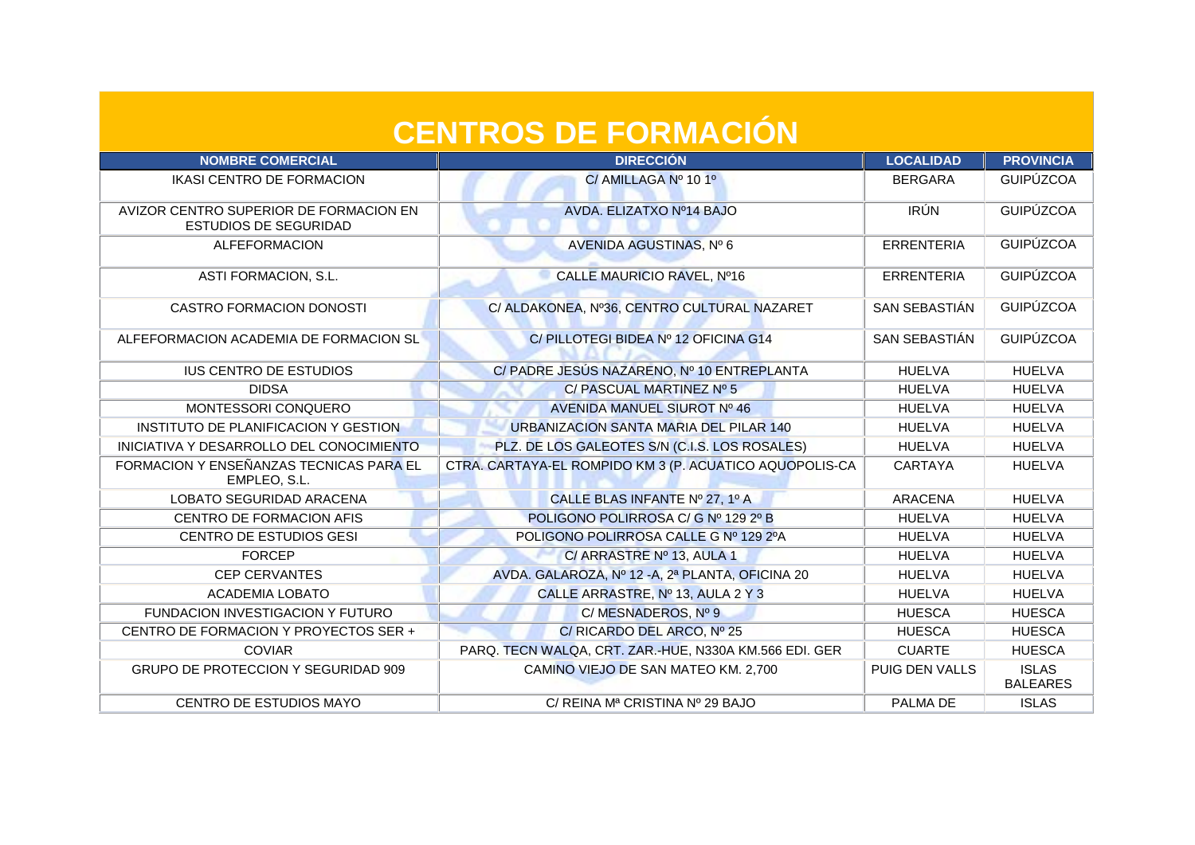# CENTROS DE FORMACIÓN

| NOMBRE COMERCIAL | DIRECCIÓN | LOCALIDAD | PROVINCIA |
|---|---|---|---|
| IKASI CENTRO DE FORMACION | C/ AMILLAGA Nº 10 1º | BERGARA | GUIPÚZCOA |
| AVIZOR CENTRO SUPERIOR DE FORMACION EN ESTUDIOS DE SEGURIDAD | AVDA. ELIZATXO Nº14 BAJO | IRÚN | GUIPÚZCOA |
| ALFEFORMACION | AVENIDA AGUSTINAS, Nº 6 | ERRENTERIA | GUIPÚZCOA |
| ASTI FORMACION, S.L. | CALLE MAURICIO RAVEL, Nº16 | ERRENTERIA | GUIPÚZCOA |
| CASTRO FORMACION DONOSTI | C/ ALDAKONEA, Nº36, CENTRO CULTURAL NAZARET | SAN SEBASTIÁN | GUIPÚZCOA |
| ALFEFORMACION ACADEMIA DE FORMACION SL | C/ PILLOTEGI BIDEA Nº 12 OFICINA G14 | SAN SEBASTIÁN | GUIPÚZCOA |
| IUS CENTRO DE ESTUDIOS | C/ PADRE JESÚS NAZARENO, Nº 10 ENTREPLANTA | HUELVA | HUELVA |
| DIDSA | C/ PASCUAL MARTINEZ Nº 5 | HUELVA | HUELVA |
| MONTESSORI CONQUERO | AVENIDA MANUEL SIUROT Nº 46 | HUELVA | HUELVA |
| INSTITUTO DE PLANIFICACION Y GESTION | URBANIZACION SANTA MARIA DEL PILAR 140 | HUELVA | HUELVA |
| INICIATIVA Y DESARROLLO DEL CONOCIMIENTO | PLZ. DE LOS GALEOTES S/N (C.I.S. LOS ROSALES) | HUELVA | HUELVA |
| FORMACION Y ENSEÑANZAS TECNICAS PARA EL EMPLEO, S.L. | CTRA. CARTAYA-EL ROMPIDO KM 3 (P. ACUATICO AQUOPOLIS-CA | CARTAYA | HUELVA |
| LOBATO SEGURIDAD ARACENA | CALLE BLAS INFANTE Nº 27, 1º A | ARACENA | HUELVA |
| CENTRO DE FORMACION AFIS | POLIGONO POLIRROSA C/ G Nº 129 2º B | HUELVA | HUELVA |
| CENTRO DE ESTUDIOS GESI | POLIGONO POLIRROSA CALLE G Nº 129 2ºA | HUELVA | HUELVA |
| FORCEP | C/ ARRASTRE Nº 13, AULA 1 | HUELVA | HUELVA |
| CEP CERVANTES | AVDA. GALAROZA, Nº 12 -A, 2ª PLANTA, OFICINA 20 | HUELVA | HUELVA |
| ACADEMIA LOBATO | CALLE ARRASTRE, Nº 13, AULA 2 Y 3 | HUELVA | HUELVA |
| FUNDACION INVESTIGACION Y FUTURO | C/ MESNADEROS, Nº 9 | HUESCA | HUESCA |
| CENTRO DE FORMACION Y PROYECTOS SER + | C/ RICARDO DEL ARCO, Nº 25 | HUESCA | HUESCA |
| COVIAR | PARQ. TECN WALQA, CRT. ZAR.-HUE, N330A KM.566 EDI. GER | CUARTE | HUESCA |
| GRUPO DE PROTECCION Y SEGURIDAD 909 | CAMINO VIEJO DE SAN MATEO KM. 2,700 | PUIG DEN VALLS | ISLAS BALEARES |
| CENTRO DE ESTUDIOS MAYO | C/ REINA Mª CRISTINA Nº 29 BAJO | PALMA DE | ISLAS |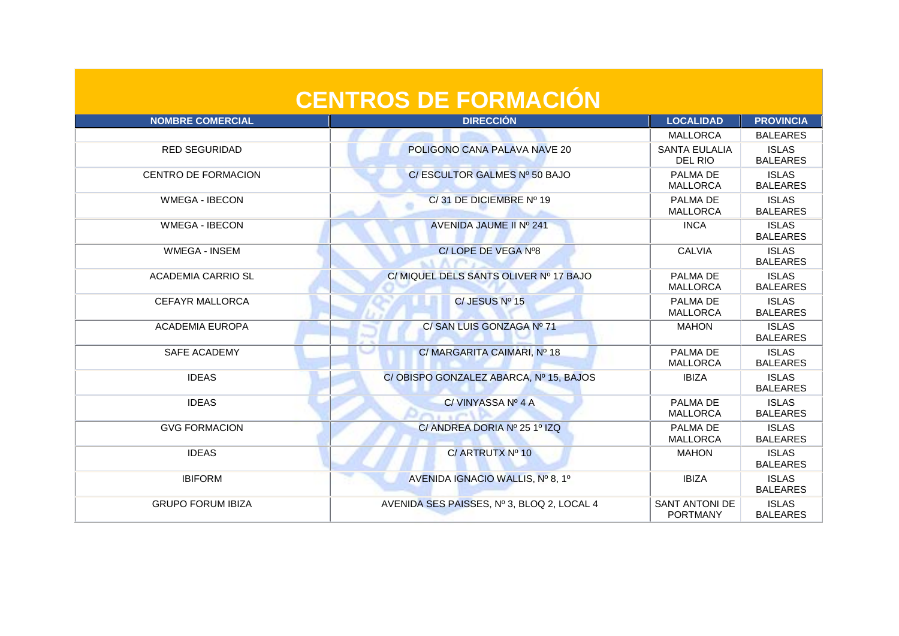# CENTROS DE FORMACIÓN

| NOMBRE COMERCIAL | DIRECCIÓN | LOCALIDAD | PROVINCIA |
|---|---|---|---|
| | | MALLORCA | BALEARES |
| RED SEGURIDAD | POLIGONO CANA PALAVA NAVE 20 | SANTA EULALIA DEL RIO | ISLAS BALEARES |
| CENTRO DE FORMACION | C/ ESCULTOR GALMES Nº 50 BAJO | PALMA DE MALLORCA | ISLAS BALEARES |
| WMEGA - IBECON | C/ 31 DE DICIEMBRE Nº 19 | PALMA DE MALLORCA | ISLAS BALEARES |
| WMEGA - IBECON | AVENIDA JAUME II Nº 241 | INCA | ISLAS BALEARES |
| WMEGA - INSEM | C/ LOPE DE VEGA Nº8 | CALVIA | ISLAS BALEARES |
| ACADEMIA CARRIO SL | C/ MIQUEL DELS SANTS OLIVER Nº 17 BAJO | PALMA DE MALLORCA | ISLAS BALEARES |
| CEFAYR MALLORCA | C/ JESUS Nº 15 | PALMA DE MALLORCA | ISLAS BALEARES |
| ACADEMIA EUROPA | C/ SAN LUIS GONZAGA Nº 71 | MAHON | ISLAS BALEARES |
| SAFE ACADEMY | C/ MARGARITA CAIMARI, Nº 18 | PALMA DE MALLORCA | ISLAS BALEARES |
| IDEAS | C/ OBISPO GONZALEZ ABARCA, Nº 15, BAJOS | IBIZA | ISLAS BALEARES |
| IDEAS | C/ VINYASSA Nº 4 A | PALMA DE MALLORCA | ISLAS BALEARES |
| GVG FORMACION | C/ ANDREA DORIA Nº 25 1º IZQ | PALMA DE MALLORCA | ISLAS BALEARES |
| IDEAS | C/ ARTRUTX Nº 10 | MAHON | ISLAS BALEARES |
| IBIFORM | AVENIDA IGNACIO WALLIS, Nº 8, 1º | IBIZA | ISLAS BALEARES |
| GRUPO FORUM IBIZA | AVENIDA SES PAISSES, Nº 3, BLOQ 2, LOCAL 4 | SANT ANTONI DE PORTMANY | ISLAS BALEARES |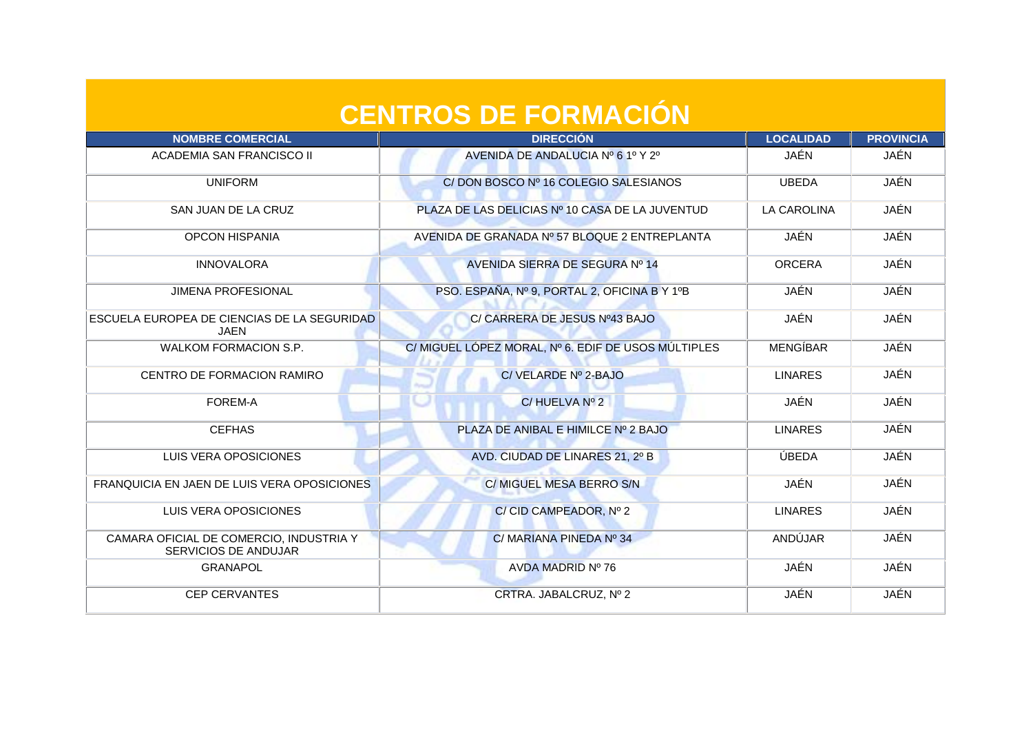# CENTROS DE FORMACIÓN

| NOMBRE COMERCIAL | DIRECCIÓN | LOCALIDAD | PROVINCIA |
| --- | --- | --- | --- |
| ACADEMIA SAN FRANCISCO II | AVENIDA DE ANDALUCIA Nº 6 1º Y 2º | JAÉN | JAÉN |
| UNIFORM | C/ DON BOSCO Nº 16 COLEGIO SALESIANOS | UBEDA | JAÉN |
| SAN JUAN DE LA CRUZ | PLAZA DE LAS DELICIAS Nº 10 CASA DE LA JUVENTUD | LA CAROLINA | JAÉN |
| OPCON HISPANIA | AVENIDA DE GRANADA Nº 57 BLOQUE 2 ENTREPLANTA | JAÉN | JAÉN |
| INNOVALORA | AVENIDA SIERRA DE SEGURA Nº 14 | ORCERA | JAÉN |
| JIMENA PROFESIONAL | PSO. ESPAÑA, Nº 9, PORTAL 2, OFICINA B Y 1ºB | JAÉN | JAÉN |
| ESCUELA EUROPEA DE CIENCIAS DE LA SEGURIDAD JAEN | C/ CARRERA DE JESUS Nº43 BAJO | JAÉN | JAÉN |
| WALKOM FORMACION S.P. | C/ MIGUEL LÓPEZ MORAL, Nº 6. EDIF DE USOS MÚLTIPLES | MENGÍBAR | JAÉN |
| CENTRO DE FORMACION RAMIRO | C/ VELARDE Nº 2-BAJO | LINARES | JAÉN |
| FOREM-A | C/ HUELVA Nº 2 | JAÉN | JAÉN |
| CEFHAS | PLAZA DE ANIBAL E HIMILCE Nº 2 BAJO | LINARES | JAÉN |
| LUIS VERA OPOSICIONES | AVD. CIUDAD DE LINARES 21, 2º B | ÚBEDA | JAÉN |
| FRANQUICIA EN JAEN DE LUIS VERA OPOSICIONES | C/ MIGUEL MESA BERRO S/N | JAÉN | JAÉN |
| LUIS VERA OPOSICIONES | C/ CID CAMPEADOR, Nº 2 | LINARES | JAÉN |
| CAMARA OFICIAL DE COMERCIO, INDUSTRIA Y SERVICIOS DE ANDUJAR | C/ MARIANA PINEDA Nº 34 | ANDÚJAR | JAÉN |
| GRANAPOL | AVDA MADRID Nº 76 | JAÉN | JAÉN |
| CEP CERVANTES | CRTRA. JABALCRUZ, Nº 2 | JAÉN | JAÉN |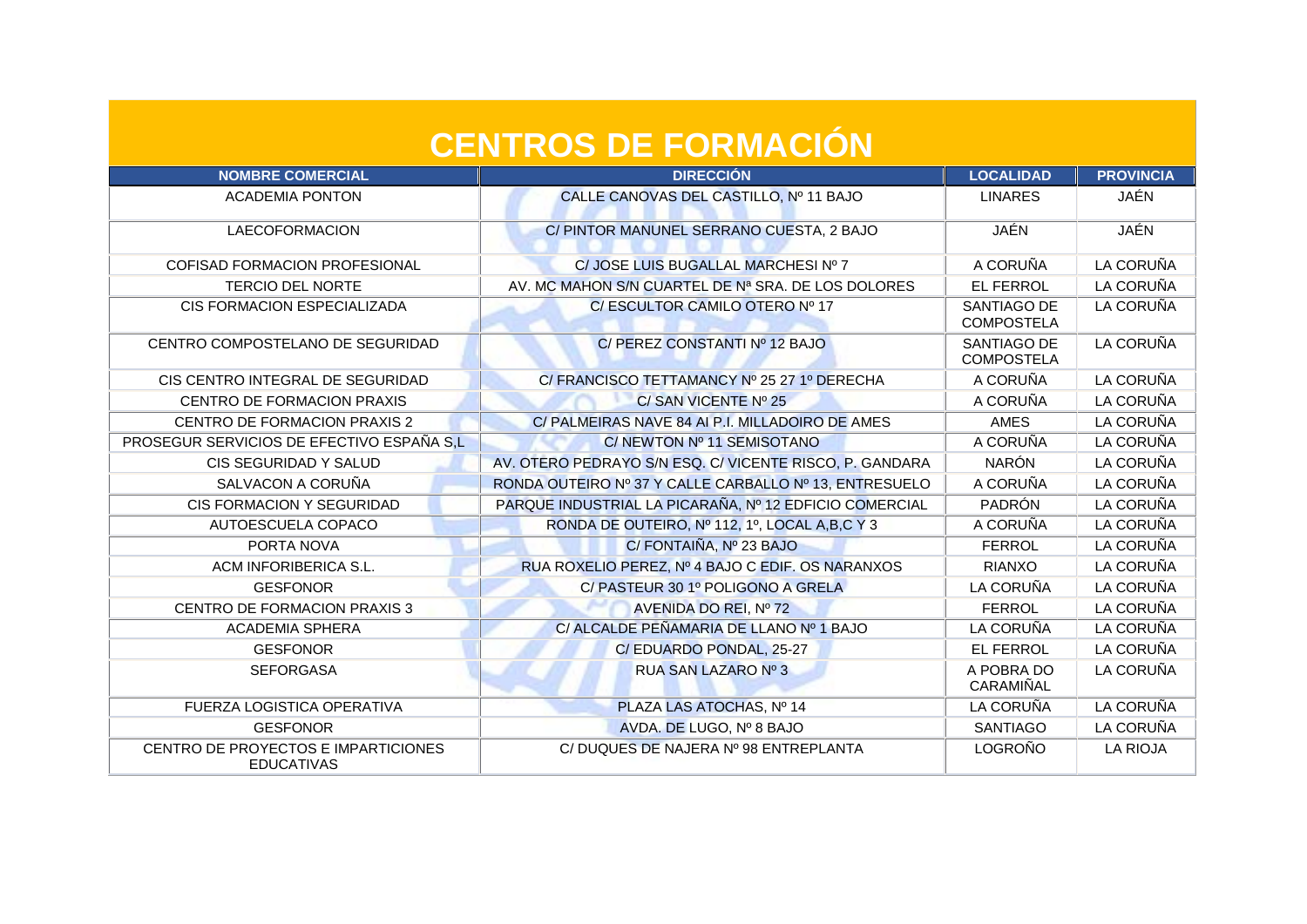# CENTROS DE FORMACIÓN

| NOMBRE COMERCIAL | DIRECCIÓN | LOCALIDAD | PROVINCIA |
|---|---|---|---|
| ACADEMIA PONTON | CALLE CANOVAS DEL CASTILLO, Nº 11 BAJO | LINARES | JAÉN |
| LAECOFORMACION | C/ PINTOR MANUNEL SERRANO CUESTA, 2 BAJO | JAÉN | JAÉN |
| COFISAD FORMACION PROFESIONAL | C/ JOSE LUIS BUGALLAL MARCHESI Nº 7 | A CORUÑA | LA CORUÑA |
| TERCIO DEL NORTE | AV. MC MAHON S/N CUARTEL DE Nª SRA. DE LOS DOLORES | EL FERROL | LA CORUÑA |
| CIS FORMACION ESPECIALIZADA | C/ ESCULTOR CAMILO OTERO Nº 17 | SANTIAGO DE COMPOSTELA | LA CORUÑA |
| CENTRO COMPOSTELANO DE SEGURIDAD | C/ PEREZ CONSTANTI Nº 12 BAJO | SANTIAGO DE COMPOSTELA | LA CORUÑA |
| CIS CENTRO INTEGRAL DE SEGURIDAD | C/ FRANCISCO TETTAMANCY Nº 25 27 1º DERECHA | A CORUÑA | LA CORUÑA |
| CENTRO DE FORMACION PRAXIS | C/ SAN VICENTE Nº 25 | A CORUÑA | LA CORUÑA |
| CENTRO DE FORMACION PRAXIS 2 | C/ PALMEIRAS NAVE 84 AI P.I. MILLADOIRO DE AMES | AMES | LA CORUÑA |
| PROSEGUR SERVICIOS DE EFECTIVO ESPAÑA S,L | C/ NEWTON Nº 11 SEMISOTANO | A CORUÑA | LA CORUÑA |
| CIS SEGURIDAD Y SALUD | AV. OTERO PEDRAYO S/N ESQ. C/ VICENTE RISCO, P. GANDARA | NARÓN | LA CORUÑA |
| SALVACON A CORUÑA | RONDA OUTEIRO Nº 37 Y CALLE CARBALLO Nº 13, ENTRESUELO | A CORUÑA | LA CORUÑA |
| CIS FORMACION Y SEGURIDAD | PARQUE INDUSTRIAL LA PICARAÑA, Nº 12 EDFICIO COMERCIAL | PADRÓN | LA CORUÑA |
| AUTOESCUELA COPACO | RONDA DE OUTEIRO, Nº 112, 1º, LOCAL A,B,C Y 3 | A CORUÑA | LA CORUÑA |
| PORTA NOVA | C/ FONTAIÑA, Nº 23 BAJO | FERROL | LA CORUÑA |
| ACM INFORIBERICA S.L. | RUA ROXELIO PEREZ, Nº 4 BAJO C EDIF. OS NARANXOS | RIANXO | LA CORUÑA |
| GESFONOR | C/ PASTEUR 30 1º POLIGONO A GRELA | LA CORUÑA | LA CORUÑA |
| CENTRO DE FORMACION PRAXIS 3 | AVENIDA DO REI, Nº 72 | FERROL | LA CORUÑA |
| ACADEMIA SPHERA | C/ ALCALDE PEÑAMARIA DE LLANO Nº 1 BAJO | LA CORUÑA | LA CORUÑA |
| GESFONOR | C/ EDUARDO PONDAL, 25-27 | EL FERROL | LA CORUÑA |
| SEFORGASA | RUA SAN LAZARO Nº 3 | A POBRA DO CARAMIÑAL | LA CORUÑA |
| FUERZA LOGISTICA OPERATIVA | PLAZA LAS ATOCHAS, Nº 14 | LA CORUÑA | LA CORUÑA |
| GESFONOR | AVDA. DE LUGO, Nº 8 BAJO | SANTIAGO | LA CORUÑA |
| CENTRO DE PROYECTOS E IMPARTICIONES EDUCATIVAS | C/ DUQUES DE NAJERA Nº 98 ENTREPLANTA | LOGROÑO | LA RIOJA |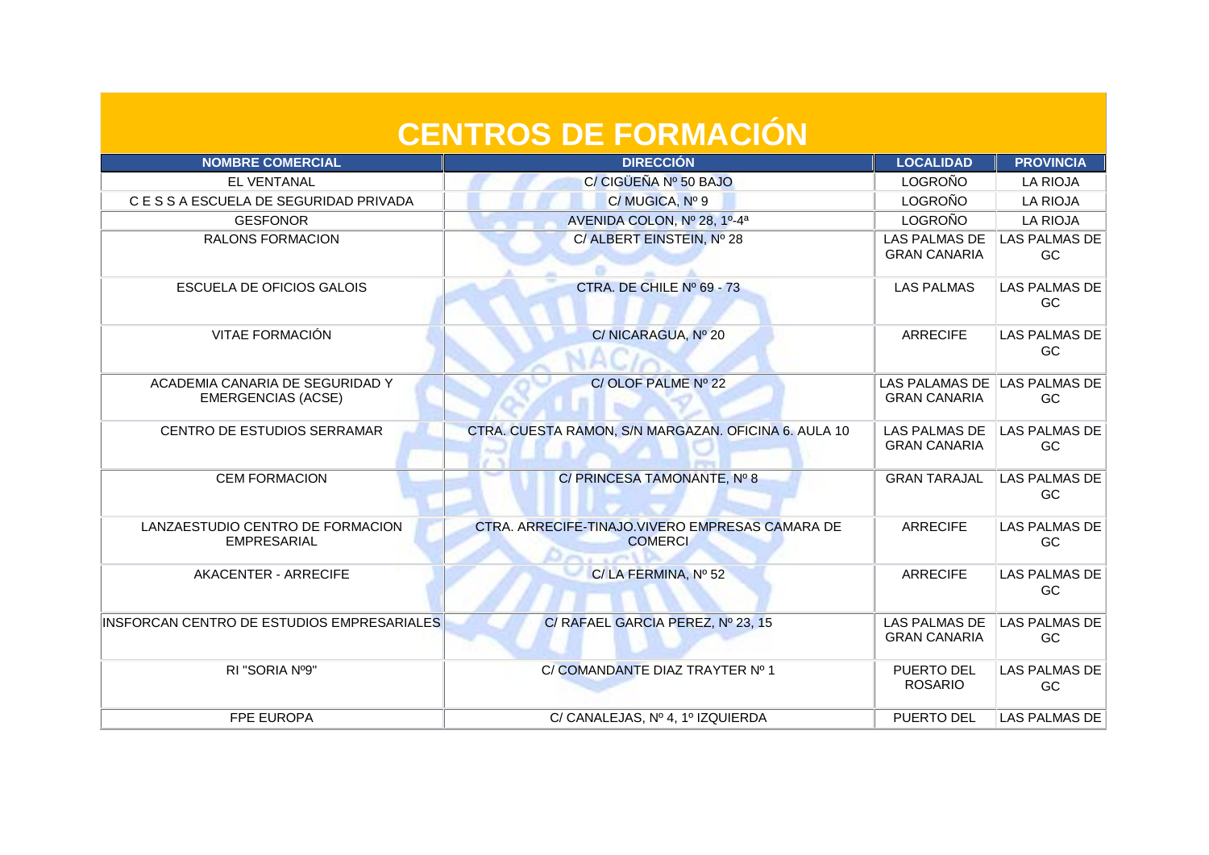# CENTROS DE FORMACIÓN

| NOMBRE COMERCIAL | DIRECCIÓN | LOCALIDAD | PROVINCIA |
|---|---|---|---|
| EL VENTANAL | C/ CIGÜEÑA Nº 50 BAJO | LOGROÑO | LA RIOJA |
| C E S S A ESCUELA DE SEGURIDAD PRIVADA | C/ MUGICA, Nº 9 | LOGROÑO | LA RIOJA |
| GESFONOR | AVENIDA COLON, Nº 28, 1º-4ª | LOGROÑO | LA RIOJA |
| RALONS FORMACION | C/ ALBERT EINSTEIN, Nº 28 | LAS PALMAS DE GRAN CANARIA | LAS PALMAS DE GC |
| ESCUELA DE OFICIOS GALOIS | CTRA. DE CHILE Nº 69 - 73 | LAS PALMAS | LAS PALMAS DE GC |
| VITAE FORMACIÓN | C/ NICARAGUA, Nº 20 | ARRECIFE | LAS PALMAS DE GC |
| ACADEMIA CANARIA DE SEGURIDAD Y EMERGENCIAS (ACSE) | C/ OLOF PALME Nº 22 | LAS PALAMAS DE GRAN CANARIA | LAS PALMAS DE GC |
| CENTRO DE ESTUDIOS SERRAMAR | CTRA. CUESTA RAMON, S/N MARGAZAN. OFICINA 6. AULA 10 | LAS PALMAS DE GRAN CANARIA | LAS PALMAS DE GC |
| CEM FORMACION | C/ PRINCESA TAMONANTE, Nº 8 | GRAN TARAJAL | LAS PALMAS DE GC |
| LANZAESTUDIO CENTRO DE FORMACION EMPRESARIAL | CTRA. ARRECIFE-TINAJO.VIVERO EMPRESAS CAMARA DE COMERCI | ARRECIFE | LAS PALMAS DE GC |
| AKACENTER - ARRECIFE | C/ LA FERMINA, Nº 52 | ARRECIFE | LAS PALMAS DE GC |
| INSFORCAN CENTRO DE ESTUDIOS EMPRESARIALES | C/ RAFAEL GARCIA PEREZ, Nº 23, 15 | LAS PALMAS DE GRAN CANARIA | LAS PALMAS DE GC |
| RI "SORIA Nº9" | C/ COMANDANTE DIAZ TRAYTER Nº 1 | PUERTO DEL ROSARIO | LAS PALMAS DE GC |
| FPE EUROPA | C/ CANALEJAS, Nº 4, 1º IZQUIERDA | PUERTO DEL | LAS PALMAS DE |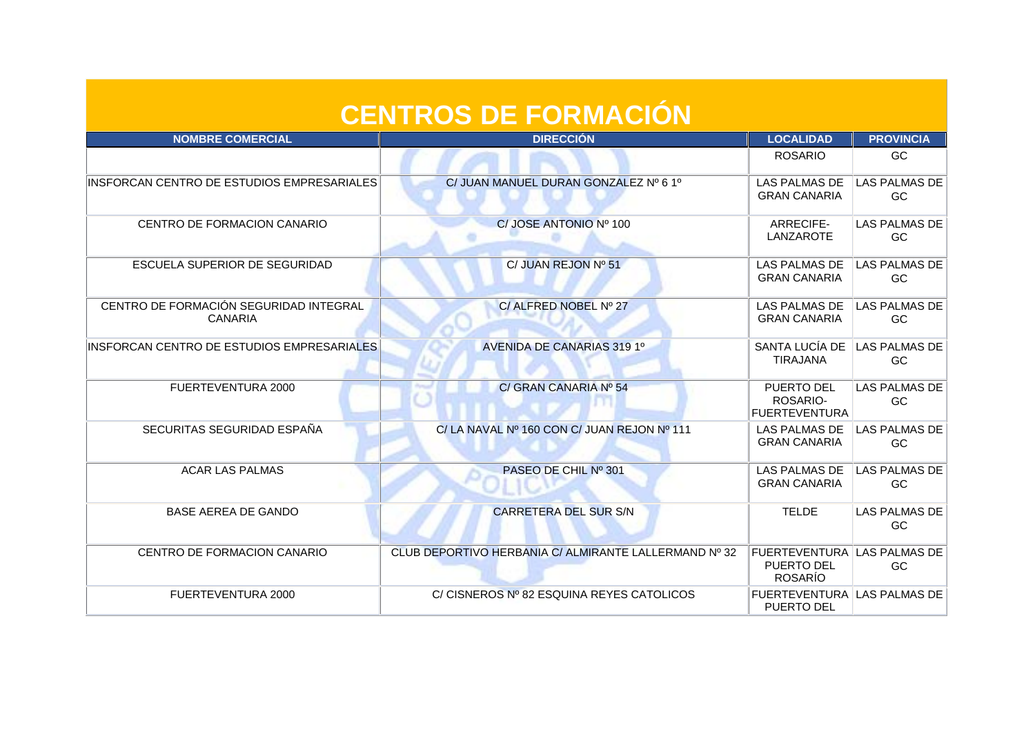# CENTROS DE FORMACIÓN

| NOMBRE COMERCIAL | DIRECCIÓN | LOCALIDAD | PROVINCIA |
|---|---|---|---|
| | | ROSARIO | GC |
| INSFORCAN CENTRO DE ESTUDIOS EMPRESARIALES | C/ JUAN MANUEL DURAN GONZALEZ Nº 6 1º | LAS PALMAS DE GRAN CANARIA | LAS PALMAS DE GC |
| CENTRO DE FORMACION CANARIO | C/ JOSE ANTONIO Nº 100 | ARRECIFE-LANZAROTE | LAS PALMAS DE GC |
| ESCUELA SUPERIOR DE SEGURIDAD | C/ JUAN REJON Nº 51 | LAS PALMAS DE GRAN CANARIA | LAS PALMAS DE GC |
| CENTRO DE FORMACIÓN SEGURIDAD INTEGRAL CANARIA | C/ ALFRED NOBEL Nº 27 | LAS PALMAS DE GRAN CANARIA | LAS PALMAS DE GC |
| INSFORCAN CENTRO DE ESTUDIOS EMPRESARIALES | AVENIDA DE CANARIAS 319 1º | SANTA LUCÍA DE TIRAJANA | LAS PALMAS DE GC |
| FUERTEVENTURA 2000 | C/ GRAN CANARIA Nº 54 | PUERTO DEL ROSARIO-FUERTEVENTURA | LAS PALMAS DE GC |
| SECURITAS SEGURIDAD ESPAÑA | C/ LA NAVAL Nº 160 CON C/ JUAN REJON Nº 111 | LAS PALMAS DE GRAN CANARIA | LAS PALMAS DE GC |
| ACAR LAS PALMAS | PASEO DE CHIL Nº 301 | LAS PALMAS DE GRAN CANARIA | LAS PALMAS DE GC |
| BASE AEREA DE GANDO | CARRETERA DEL SUR S/N | TELDE | LAS PALMAS DE GC |
| CENTRO DE FORMACION CANARIO | CLUB DEPORTIVO HERBANIA C/ ALMIRANTE LALLERMAND Nº 32 | FUERTEVENTURA PUERTO DEL ROSARÍO | LAS PALMAS DE GC |
| FUERTEVENTURA 2000 | C/ CISNEROS Nº 82 ESQUINA REYES CATOLICOS | FUERTEVENTURA PUERTO DEL | LAS PALMAS DE |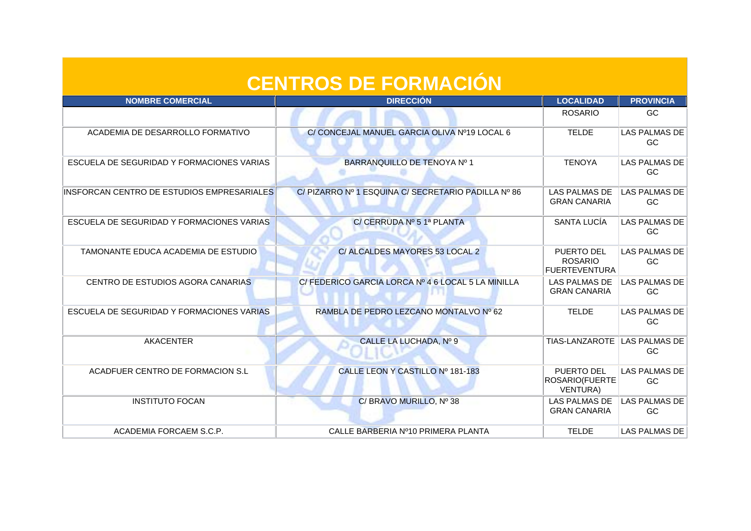# CENTROS DE FORMACIÓN

| NOMBRE COMERCIAL | DIRECCIÓN | LOCALIDAD | PROVINCIA |
|---|---|---|---|
| | | ROSARIO | GC |
| ACADEMIA DE DESARROLLO FORMATIVO | C/ CONCEJAL MANUEL GARCIA OLIVA Nº19 LOCAL 6 | TELDE | LAS PALMAS DE GC |
| ESCUELA DE SEGURIDAD Y FORMACIONES VARIAS | BARRANQUILLO DE TENOYA Nº 1 | TENOYA | LAS PALMAS DE GC |
| INSFORCAN CENTRO DE ESTUDIOS EMPRESARIALES | C/ PIZARRO Nº 1 ESQUINA C/ SECRETARIO PADILLA Nº 86 | LAS PALMAS DE GRAN CANARIA | LAS PALMAS DE GC |
| ESCUELA DE SEGURIDAD Y FORMACIONES VARIAS | C/ CERRUDA Nº 5 1ª PLANTA | SANTA LUCÍA | LAS PALMAS DE GC |
| TAMONANTE EDUCA ACADEMIA DE ESTUDIO | C/ ALCALDES MAYORES 53 LOCAL 2 | PUERTO DEL ROSARIO FUERTEVENTURA | LAS PALMAS DE GC |
| CENTRO DE ESTUDIOS AGORA CANARIAS | C/ FEDERICO GARCIA LORCA Nº 4 6 LOCAL 5 LA MINILLA | LAS PALMAS DE GRAN CANARIA | LAS PALMAS DE GC |
| ESCUELA DE SEGURIDAD Y FORMACIONES VARIAS | RAMBLA DE PEDRO LEZCANO MONTALVO Nº 62 | TELDE | LAS PALMAS DE GC |
| AKACENTER | CALLE LA LUCHADA, Nº 9 | TIAS-LANZAROTE | LAS PALMAS DE GC |
| ACADFUER CENTRO DE FORMACION S.L | CALLE LEON Y CASTILLO Nº 181-183 | PUERTO DEL ROSARIO(FUERTE VENTURA) | LAS PALMAS DE GC |
| INSTITUTO FOCAN | C/ BRAVO MURILLO, Nº 38 | LAS PALMAS DE GRAN CANARIA | LAS PALMAS DE GC |
| ACADEMIA FORCAEM S.C.P. | CALLE BARBERIA Nº10 PRIMERA PLANTA | TELDE | LAS PALMAS DE |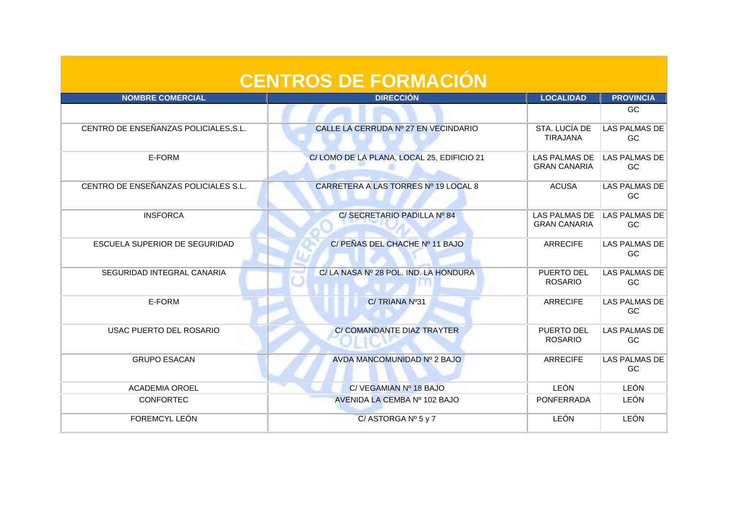# CENTROS DE FORMACIÓN

| NOMBRE COMERCIAL | DIRECCIÓN | LOCALIDAD | PROVINCIA |
|---|---|---|---|
| | | | GC |
| CENTRO DE ENSEÑANZAS POLICIALES,S.L. | CALLE LA CERRUDA Nº 27 EN VECINDARIO | STA. LUCÍA DE TIRAJANA | LAS PALMAS DE GC |
| E-FORM | C/ LOMO DE LA PLANA, LOCAL 25, EDIFICIO 21 | LAS PALMAS DE GRAN CANARIA | LAS PALMAS DE GC |
| CENTRO DE ENSEÑANZAS POLICIALES S.L. | CARRETERA A LAS TORRES Nº 19 LOCAL 8 | ACUSA | LAS PALMAS DE GC |
| INSFORCA | C/ SECRETARIO PADILLA Nº 84 | LAS PALMAS DE GRAN CANARIA | LAS PALMAS DE GC |
| ESCUELA SUPERIOR DE SEGURIDAD | C/ PEÑAS DEL CHACHE Nº 11 BAJO | ARRECIFE | LAS PALMAS DE GC |
| SEGURIDAD INTEGRAL CANARIA | C/ LA NASA Nº 28 POL. IND. LA HONDURA | PUERTO DEL ROSARIO | LAS PALMAS DE GC |
| E-FORM | C/ TRIANA Nº31 | ARRECIFE | LAS PALMAS DE GC |
| USAC PUERTO DEL ROSARIO | C/ COMANDANTE DIAZ TRAYTER | PUERTO DEL ROSARIO | LAS PALMAS DE GC |
| GRUPO ESACAN | AVDA MANCOMUNIDAD Nº 2 BAJO | ARRECIFE | LAS PALMAS DE GC |
| ACADEMIA OROEL | C/ VEGAMIAN Nº 18 BAJO | LEÓN | LEÓN |
| CONFORTEC | AVENIDA LA CEMBA Nº 102 BAJO | PONFERRADA | LEÓN |
| FOREMCYL LEÓN | C/ ASTORGA Nº 5 y 7 | LEÓN | LEÓN |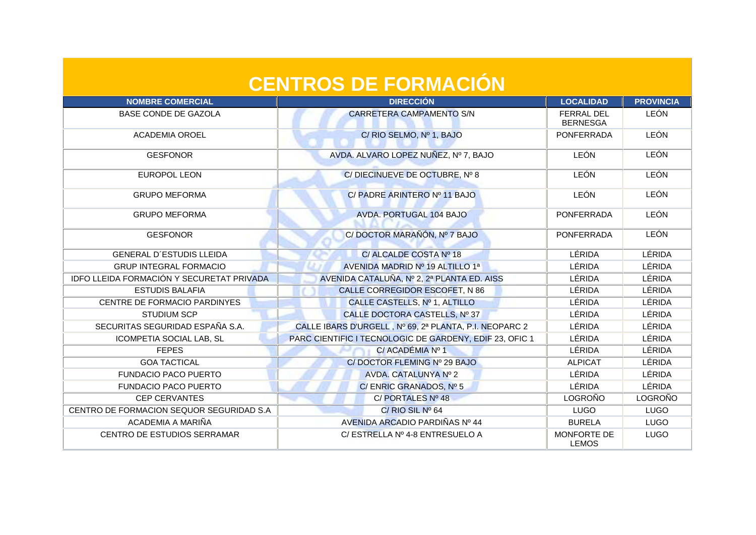# CENTROS DE FORMACIÓN

| NOMBRE COMERCIAL | DIRECCIÓN | LOCALIDAD | PROVINCIA |
|---|---|---|---|
| BASE CONDE DE GAZOLA | CARRETERA CAMPAMENTO S/N | FERRAL DEL BERNESGA | LEÓN |
| ACADEMIA OROEL | C/ RIO SELMO, Nº 1, BAJO | PONFERRADA | LEÓN |
| GESFONOR | AVDA. ALVARO LOPEZ NUÑEZ, Nº 7, BAJO | LEÓN | LEÓN |
| EUROPOL LEON | C/ DIECINUEVE DE OCTUBRE, Nº 8 | LEÓN | LEÓN |
| GRUPO MEFORMA | C/ PADRE ARINTERO Nº 11 BAJO | LEÓN | LEÓN |
| GRUPO MEFORMA | AVDA. PORTUGAL 104 BAJO | PONFERRADA | LEÓN |
| GESFONOR | C/ DOCTOR MARAÑÓN, Nº 7 BAJO | PONFERRADA | LEÓN |
| GENERAL D´ESTUDIS LLEIDA | C/ ALCALDE COSTA Nº 18 | LÉRIDA | LÉRIDA |
| GRUP INTEGRAL FORMACIO | AVENIDA MADRID Nº 19 ALTILLO 1ª | LÉRIDA | LÉRIDA |
| IDFO LLEIDA FORMACIÓN Y SECURETAT PRIVADA | AVENIDA CATALUÑA, Nº 2, 2ª PLANTA ED. AISS | LÉRIDA | LÉRIDA |
| ESTUDIS BALAFIA | CALLE CORREGIDOR ESCOFET, N 86 | LÉRIDA | LÉRIDA |
| CENTRE DE FORMACIO PARDINYES | CALLE CASTELLS, Nº 1, ALTILLO | LÉRIDA | LÉRIDA |
| STUDIUM SCP | CALLE DOCTORA CASTELLS, Nº 37 | LÉRIDA | LÉRIDA |
| SECURITAS SEGURIDAD ESPAÑA S.A. | CALLE IBARS D'URGELL , Nº 69, 2ª PLANTA, P.I. NEOPARC 2 | LÉRIDA | LÉRIDA |
| ICOMPETIA SOCIAL LAB, SL | PARC CIENTIFIC I TECNOLOGIC DE GARDENY, EDIF 23, OFIC 1 | LÉRIDA | LÉRIDA |
| FEPES | C/ ACADÉMIA Nº 1 | LÉRIDA | LÉRIDA |
| GOA TACTICAL | C/ DOCTOR FLEMING Nº 29 BAJO | ALPICAT | LÉRIDA |
| FUNDACIO PACO PUERTO | AVDA. CATALUNYA Nº 2 | LÉRIDA | LÉRIDA |
| FUNDACIO PACO PUERTO | C/ ENRIC GRANADOS, Nº 5 | LÉRIDA | LÉRIDA |
| CEP CERVANTES | C/ PORTALES Nº 48 | LOGROÑO | LOGROÑO |
| CENTRO DE FORMACION SEQUOR SEGURIDAD S.A | C/ RIO SIL Nº 64 | LUGO | LUGO |
| ACADEMIA A MARIÑA | AVENIDA ARCADIO PARDIÑAS Nº 44 | BURELA | LUGO |
| CENTRO DE ESTUDIOS SERRAMAR | C/ ESTRELLA Nº 4-8 ENTRESUELO A | MONFORTE DE LEMOS | LUGO |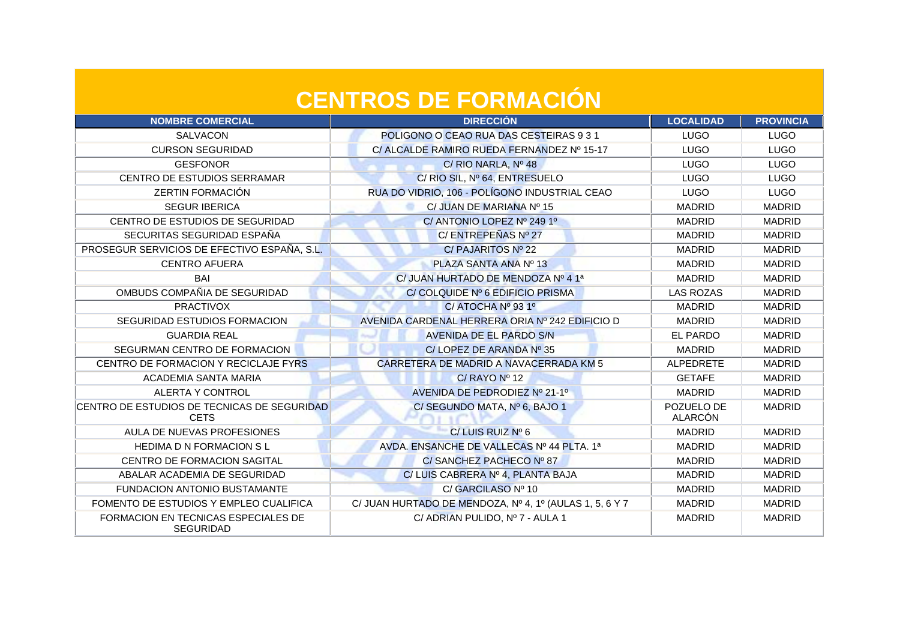# CENTROS DE FORMACIÓN

| NOMBRE COMERCIAL | DIRECCIÓN | LOCALIDAD | PROVINCIA |
|---|---|---|---|
| SALVACON | POLIGONO O CEAO RUA DAS CESTEIRAS 9 3 1 | LUGO | LUGO |
| CURSON SEGURIDAD | C/ ALCALDE RAMIRO RUEDA FERNANDEZ Nº 15-17 | LUGO | LUGO |
| GESFONOR | C/ RIO NARLA, Nº 48 | LUGO | LUGO |
| CENTRO DE ESTUDIOS SERRAMAR | C/ RIO SIL, Nº 64, ENTRESUELO | LUGO | LUGO |
| ZERTIN FORMACIÓN | RUA DO VIDRIO, 106 - POLÍGONO INDUSTRIAL CEAO | LUGO | LUGO |
| SEGUR IBERICA | C/ JUAN DE MARIANA Nº 15 | MADRID | MADRID |
| CENTRO DE ESTUDIOS DE SEGURIDAD | C/ ANTONIO LOPEZ Nº 249 1º | MADRID | MADRID |
| SECURITAS SEGURIDAD ESPAÑA | C/ ENTREPEÑAS Nº 27 | MADRID | MADRID |
| PROSEGUR SERVICIOS DE EFECTIVO ESPAÑA, S.L. | C/ PAJARITOS Nº 22 | MADRID | MADRID |
| CENTRO AFUERA | PLAZA SANTA ANA Nº 13 | MADRID | MADRID |
| BAI | C/ JUAN HURTADO DE MENDOZA Nº 4 1ª | MADRID | MADRID |
| OMBUDS COMPAÑIA DE SEGURIDAD | C/ COLQUIDE Nº 6 EDIFICIO PRISMA | LAS ROZAS | MADRID |
| PRACTIVOX | C/ ATOCHA Nº 93 1º | MADRID | MADRID |
| SEGURIDAD ESTUDIOS FORMACION | AVENIDA CARDENAL HERRERA ORIA Nº 242 EDIFICIO D | MADRID | MADRID |
| GUARDIA REAL | AVENIDA DE EL PARDO S/N | EL PARDO | MADRID |
| SEGURMAN CENTRO DE FORMACION | C/ LOPEZ DE ARANDA Nº 35 | MADRID | MADRID |
| CENTRO DE FORMACION Y RECICLAJE FYRS | CARRETERA DE MADRID A NAVACERRADA KM 5 | ALPEDRETE | MADRID |
| ACADEMIA SANTA MARIA | C/ RAYO Nº 12 | GETAFE | MADRID |
| ALERTA Y CONTROL | AVENIDA DE PEDRODIEZ Nº 21-1º | MADRID | MADRID |
| CENTRO DE ESTUDIOS DE TECNICAS DE SEGURIDAD CETS | C/ SEGUNDO MATA, Nº 6, BAJO 1 | POZUELO DE ALARCÓN | MADRID |
| AULA DE NUEVAS PROFESIONES | C/ LUIS RUIZ Nº 6 | MADRID | MADRID |
| HEDIMA D N FORMACION S L | AVDA. ENSANCHE DE VALLECAS Nº 44 PLTA. 1ª | MADRID | MADRID |
| CENTRO DE FORMACION SAGITAL | C/ SANCHEZ PACHECO Nº 87 | MADRID | MADRID |
| ABALAR ACADEMIA DE SEGURIDAD | C/ LUIS CABRERA Nº 4, PLANTA BAJA | MADRID | MADRID |
| FUNDACION ANTONIO BUSTAMANTE | C/ GARCILASO Nº 10 | MADRID | MADRID |
| FOMENTO DE ESTUDIOS Y EMPLEO CUALIFICA | C/ JUAN HURTADO DE MENDOZA, Nº 4, 1º (AULAS 1, 5, 6 Y 7 | MADRID | MADRID |
| FORMACION EN TECNICAS ESPECIALES DE SEGURIDAD | C/ ADRIAN PULIDO, Nº 7 - AULA 1 | MADRID | MADRID |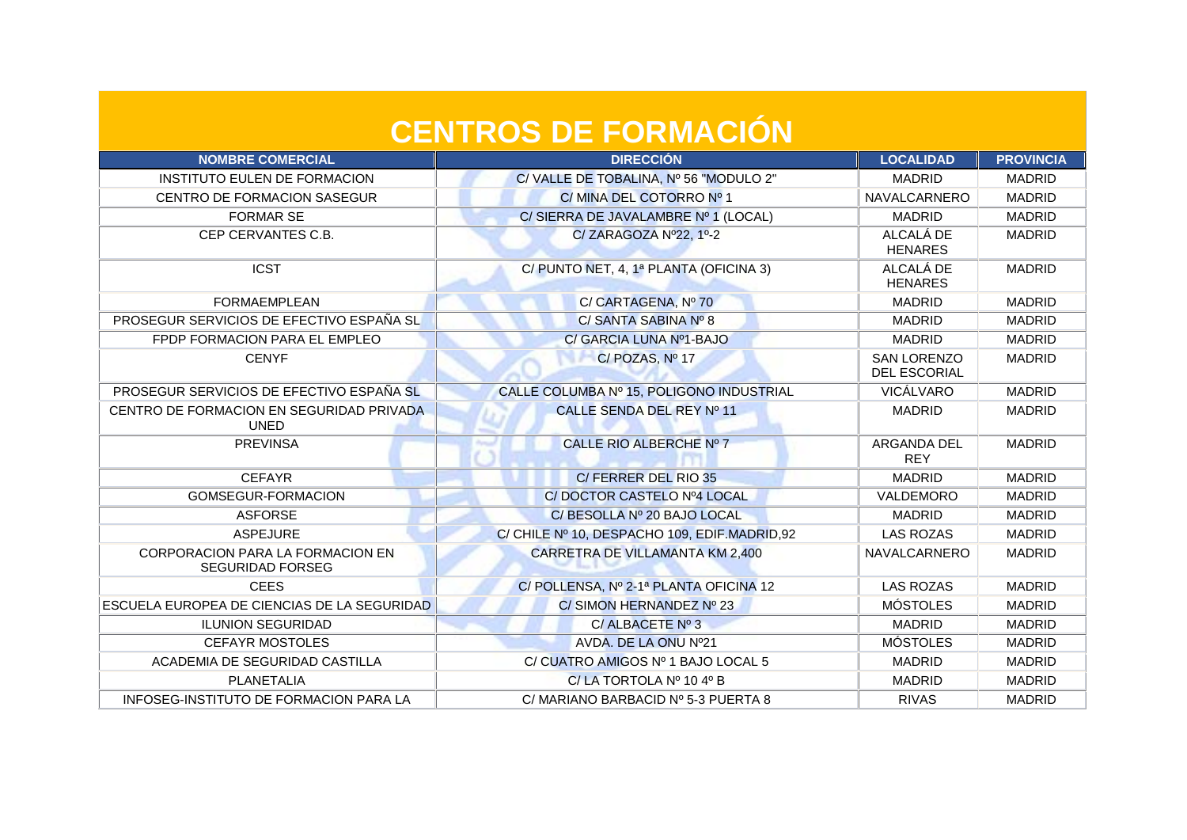# CENTROS DE FORMACIÓN

| NOMBRE COMERCIAL | DIRECCIÓN | LOCALIDAD | PROVINCIA |
|---|---|---|---|
| INSTITUTO EULEN DE FORMACION | C/ VALLE DE TOBALINA, Nº 56 "MODULO 2" | MADRID | MADRID |
| CENTRO DE FORMACION SASEGUR | C/ MINA DEL COTORRO Nº 1 | NAVALCARNERO | MADRID |
| FORMAR SE | C/ SIERRA DE JAVALAMBRE Nº 1 (LOCAL) | MADRID | MADRID |
| CEP CERVANTES C.B. | C/ ZARAGOZA Nº22, 1º-2 | ALCALÁ DE HENARES | MADRID |
| ICST | C/ PUNTO NET, 4, 1ª PLANTA (OFICINA 3) | ALCALÁ DE HENARES | MADRID |
| FORMAEMPLEAN | C/ CARTAGENA, Nº 70 | MADRID | MADRID |
| PROSEGUR SERVICIOS DE EFECTIVO ESPAÑA SL | C/ SANTA SABINA Nº 8 | MADRID | MADRID |
| FPDP FORMACION PARA EL EMPLEO | C/ GARCIA LUNA Nº1-BAJO | MADRID | MADRID |
| CENYF | C/ POZAS, Nº 17 | SAN LORENZO DEL ESCORIAL | MADRID |
| PROSEGUR SERVICIOS DE EFECTIVO ESPAÑA SL | CALLE COLUMBA Nº 15, POLIGONO INDUSTRIAL | VICÁLVARO | MADRID |
| CENTRO DE FORMACION EN SEGURIDAD PRIVADA UNED | CALLE SENDA DEL REY Nº 11 | MADRID | MADRID |
| PREVINSA | CALLE RIO ALBERCHE Nº 7 | ARGANDA DEL REY | MADRID |
| CEFAYR | C/ FERRER DEL RIO 35 | MADRID | MADRID |
| GOMSEGUR-FORMACION | C/ DOCTOR CASTELO Nº4 LOCAL | VALDEMORO | MADRID |
| ASFORSE | C/ BESOLLA Nº 20 BAJO LOCAL | MADRID | MADRID |
| ASPEJURE | C/ CHILE Nº 10, DESPACHO 109, EDIF.MADRID,92 | LAS ROZAS | MADRID |
| CORPORACION PARA LA FORMACION EN SEGURIDAD FORSEG | CARRETRA DE VILLAMANTA KM 2,400 | NAVALCARNERO | MADRID |
| CEES | C/ POLLENSA, Nº 2-1ª PLANTA OFICINA 12 | LAS ROZAS | MADRID |
| ESCUELA EUROPEA DE CIENCIAS DE LA SEGURIDAD | C/ SIMON HERNANDEZ Nº 23 | MÓSTOLES | MADRID |
| ILUNION SEGURIDAD | C/ ALBACETE Nº 3 | MADRID | MADRID |
| CEFAYR MOSTOLES | AVDA. DE LA ONU Nº21 | MÓSTOLES | MADRID |
| ACADEMIA DE SEGURIDAD CASTILLA | C/ CUATRO AMIGOS Nº 1 BAJO LOCAL 5 | MADRID | MADRID |
| PLANETALIA | C/ LA TORTOLA Nº 10 4º B | MADRID | MADRID |
| INFOSEG-INSTITUTO DE FORMACION PARA LA | C/ MARIANO BARBACID Nº 5-3 PUERTA 8 | RIVAS | MADRID |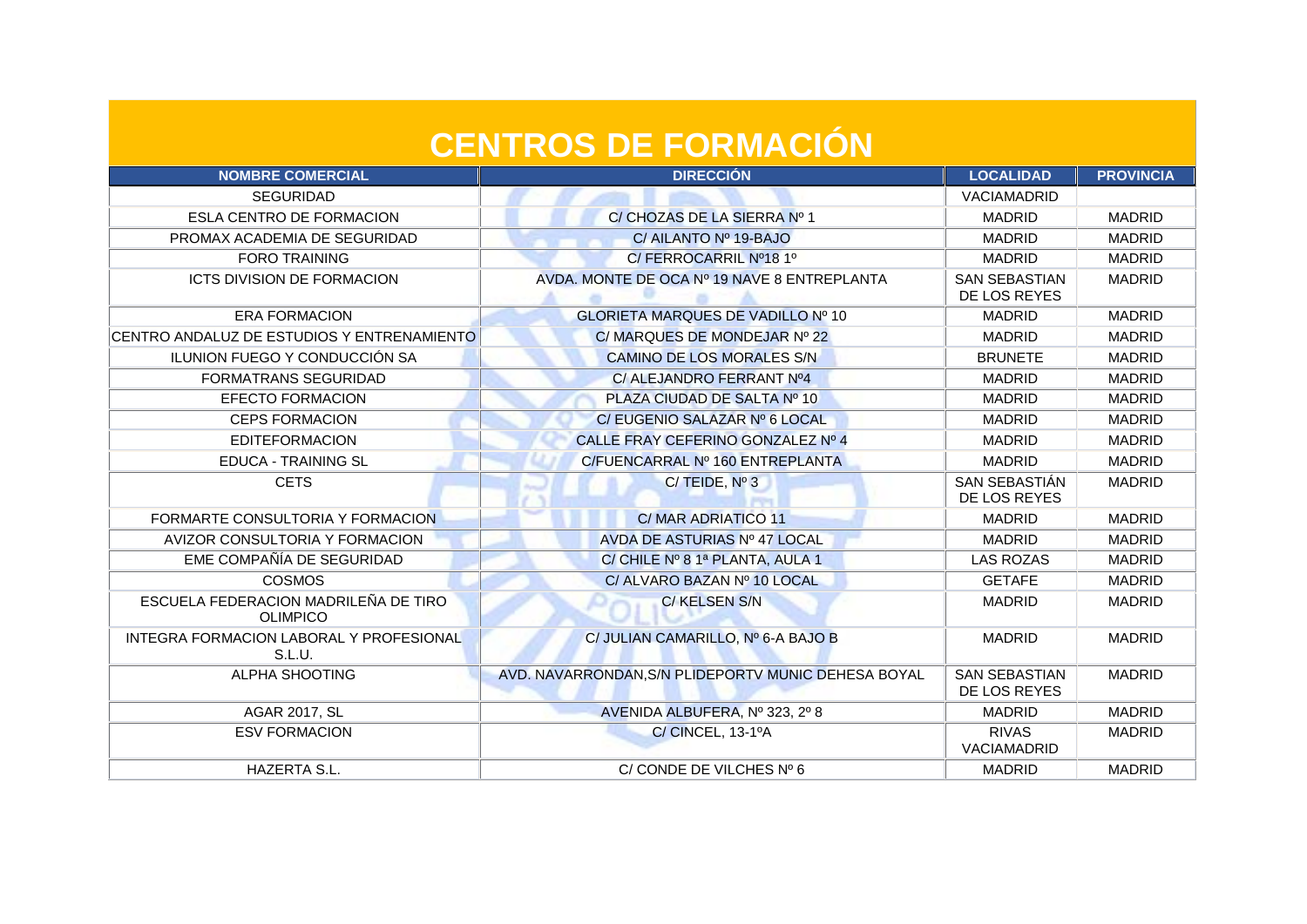# CENTROS DE FORMACIÓN

| NOMBRE COMERCIAL | DIRECCIÓN | LOCALIDAD | PROVINCIA |
|---|---|---|---|
| SEGURIDAD | | VACIAMADRID | |
| ESLA CENTRO DE FORMACION | C/ CHOZAS DE LA SIERRA Nº 1 | MADRID | MADRID |
| PROMAX ACADEMIA DE SEGURIDAD | C/ AILANTO Nº 19-BAJO | MADRID | MADRID |
| FORO TRAINING | C/ FERROCARRIL Nº18 1º | MADRID | MADRID |
| ICTS DIVISION DE FORMACION | AVDA. MONTE DE OCA Nº 19 NAVE 8 ENTREPLANTA | SAN SEBASTIAN DE LOS REYES | MADRID |
| ERA FORMACION | GLORIETA MARQUES DE VADILLO Nº 10 | MADRID | MADRID |
| CENTRO ANDALUZ DE ESTUDIOS Y ENTRENAMIENTO | C/ MARQUES DE MONDEJAR Nº 22 | MADRID | MADRID |
| ILUNION FUEGO Y CONDUCCIÓN SA | CAMINO DE LOS MORALES S/N | BRUNETE | MADRID |
| FORMATRANS SEGURIDAD | C/ ALEJANDRO FERRANT Nº4 | MADRID | MADRID |
| EFECTO FORMACION | PLAZA CIUDAD DE SALTA Nº 10 | MADRID | MADRID |
| CEPS FORMACION | C/ EUGENIO SALAZAR Nº 6 LOCAL | MADRID | MADRID |
| EDITEFORMACION | CALLE FRAY CEFERINO GONZALEZ Nº 4 | MADRID | MADRID |
| EDUCA - TRAINING SL | C/FUENCARRAL Nº 160 ENTREPLANTA | MADRID | MADRID |
| CETS | C/ TEIDE, Nº 3 | SAN SEBASTIÁN DE LOS REYES | MADRID |
| FORMARTE CONSULTORIA Y FORMACION | C/ MAR ADRIATICO 11 | MADRID | MADRID |
| AVIZOR CONSULTORIA Y FORMACION | AVDA DE ASTURIAS Nº 47 LOCAL | MADRID | MADRID |
| EME COMPAÑÍA DE SEGURIDAD | C/ CHILE Nº 8 1ª PLANTA, AULA 1 | LAS ROZAS | MADRID |
| COSMOS | C/ ALVARO BAZAN Nº 10 LOCAL | GETAFE | MADRID |
| ESCUELA FEDERACION MADRILEÑA DE TIRO OLIMPICO | C/ KELSEN S/N | MADRID | MADRID |
| INTEGRA FORMACION LABORAL Y PROFESIONAL S.L.U. | C/ JULIAN CAMARILLO, Nº 6-A BAJO B | MADRID | MADRID |
| ALPHA SHOOTING | AVD. NAVARRONDAN,S/N PLIDEPORTV MUNIC DEHESA BOYAL | SAN SEBASTIAN DE LOS REYES | MADRID |
| AGAR 2017, SL | AVENIDA ALBUFERA, Nº 323, 2º 8 | MADRID | MADRID |
| ESV FORMACION | C/ CINCEL, 13-1ºA | RIVAS VACIAMADRID | MADRID |
| HAZERTA S.L. | C/ CONDE DE VILCHES Nº 6 | MADRID | MADRID |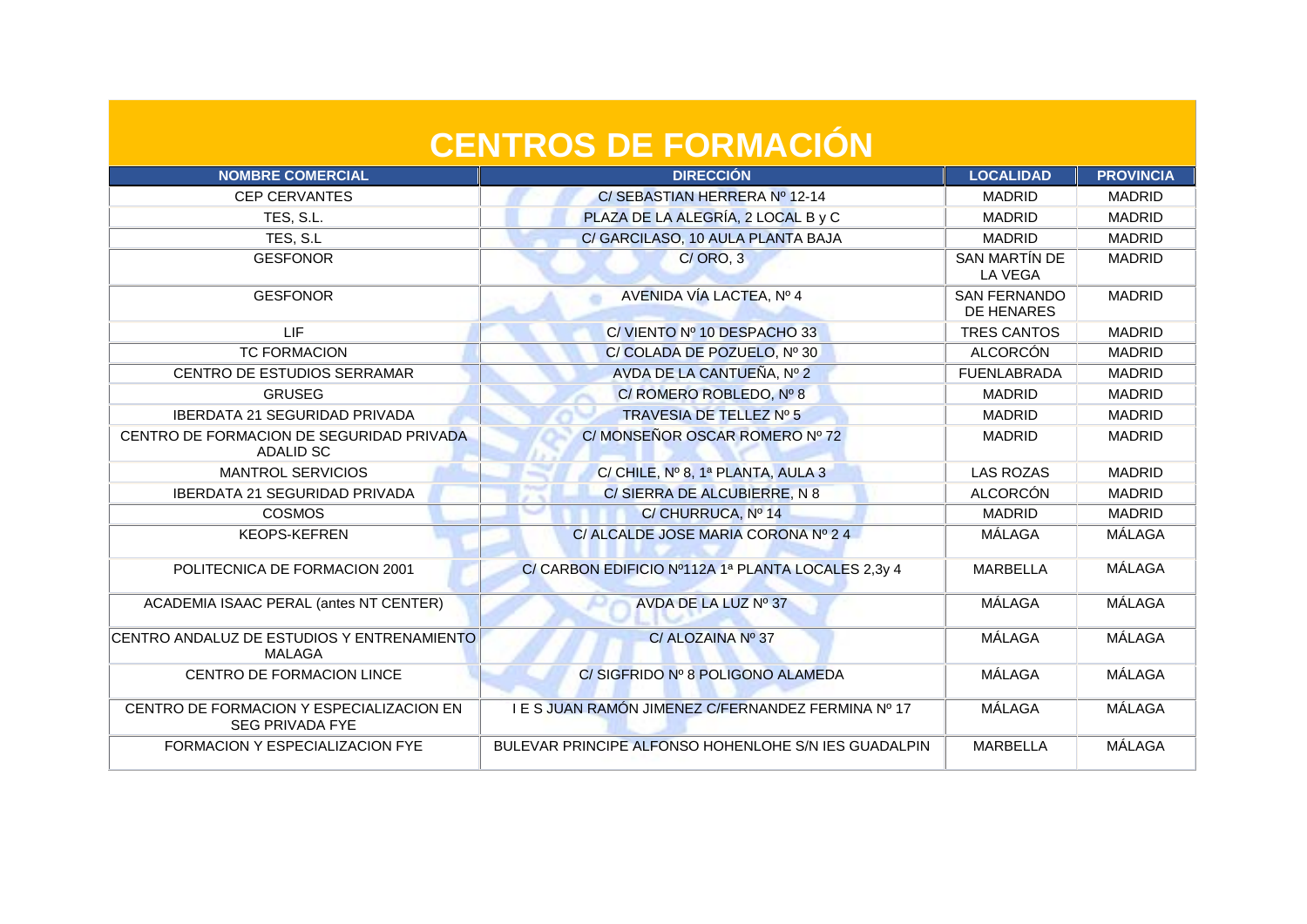# CENTROS DE FORMACIÓN

| NOMBRE COMERCIAL | DIRECCIÓN | LOCALIDAD | PROVINCIA |
|---|---|---|---|
| CEP CERVANTES | C/ SEBASTIAN HERRERA Nº 12-14 | MADRID | MADRID |
| TES, S.L. | PLAZA DE LA ALEGRÍA, 2 LOCAL B y C | MADRID | MADRID |
| TES, S.L | C/ GARCILASO, 10 AULA PLANTA BAJA | MADRID | MADRID |
| GESFONOR | C/ ORO, 3 | SAN MARTÍN DE LA VEGA | MADRID |
| GESFONOR | AVENIDA VÍA LACTEA, Nº 4 | SAN FERNANDO DE HENARES | MADRID |
| LIF | C/ VIENTO Nº 10 DESPACHO 33 | TRES CANTOS | MADRID |
| TC FORMACION | C/ COLADA DE POZUELO, Nº 30 | ALCORCÓN | MADRID |
| CENTRO DE ESTUDIOS SERRAMAR | AVDA DE LA CANTUEÑA, Nº 2 | FUENLABRADA | MADRID |
| GRUSEG | C/ ROMERO ROBLEDO, Nº 8 | MADRID | MADRID |
| IBERDATA 21 SEGURIDAD PRIVADA | TRAVESIA DE TELLEZ Nº 5 | MADRID | MADRID |
| CENTRO DE FORMACION DE SEGURIDAD PRIVADA ADALID SC | C/ MONSEÑOR OSCAR ROMERO Nº 72 | MADRID | MADRID |
| MANTROL SERVICIOS | C/ CHILE, Nº 8, 1ª PLANTA, AULA 3 | LAS ROZAS | MADRID |
| IBERDATA 21 SEGURIDAD PRIVADA | C/ SIERRA DE ALCUBIERRE, N 8 | ALCORCÓN | MADRID |
| COSMOS | C/ CHURRUCA, Nº 14 | MADRID | MADRID |
| KEOPS-KEFREN | C/ ALCALDE JOSE MARIA CORONA Nº 2 4 | MÁLAGA | MÁLAGA |
| POLITECNICA DE FORMACION 2001 | C/ CARBON EDIFICIO Nº112A 1ª PLANTA LOCALES 2,3y 4 | MARBELLA | MÁLAGA |
| ACADEMIA ISAAC PERAL (antes NT CENTER) | AVDA DE LA LUZ Nº 37 | MÁLAGA | MÁLAGA |
| CENTRO ANDALUZ DE ESTUDIOS Y ENTRENAMIENTO MALAGA | C/ ALOZAINA Nº 37 | MÁLAGA | MÁLAGA |
| CENTRO DE FORMACION LINCE | C/ SIGFRIDO Nº 8 POLIGONO ALAMEDA | MÁLAGA | MÁLAGA |
| CENTRO DE FORMACION Y ESPECIALIZACION EN SEG PRIVADA FYE | I E S JUAN RAMÓN JIMENEZ C/FERNANDEZ FERMINA Nº 17 | MÁLAGA | MÁLAGA |
| FORMACION Y ESPECIALIZACION FYE | BULEVAR PRINCIPE ALFONSO HOHENLOHE S/N IES GUADALPIN | MARBELLA | MÁLAGA |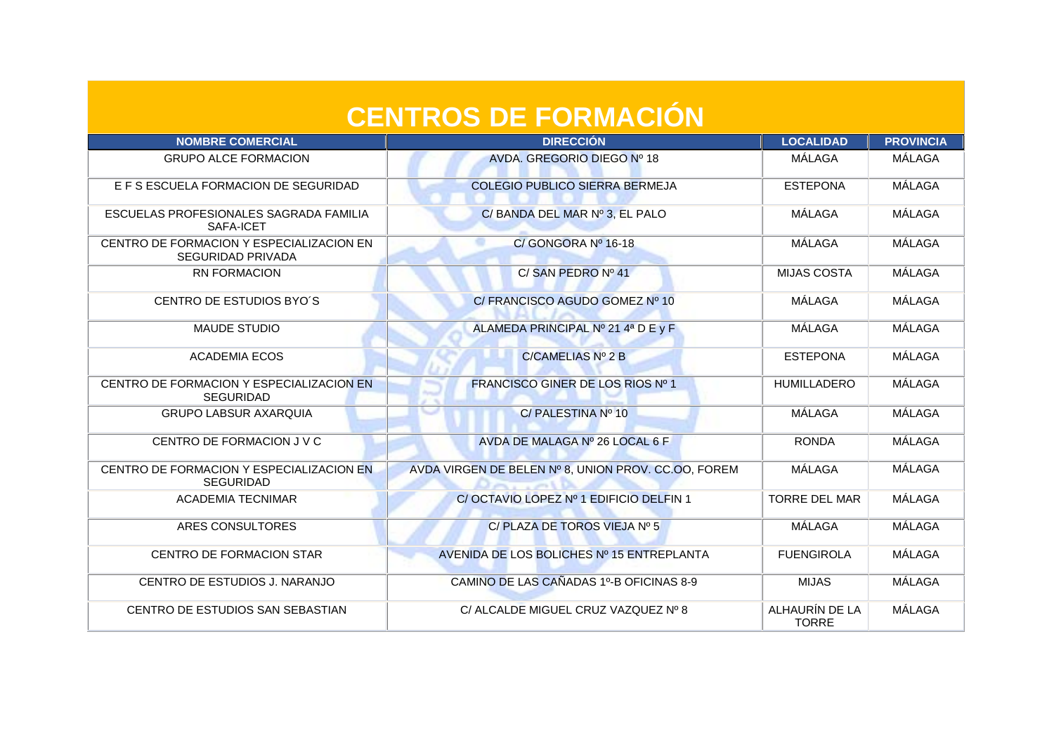# CENTROS DE FORMACIÓN

| NOMBRE COMERCIAL | DIRECCIÓN | LOCALIDAD | PROVINCIA |
|---|---|---|---|
| GRUPO ALCE FORMACION | AVDA. GREGORIO DIEGO Nº 18 | MÁLAGA | MÁLAGA |
| E F S ESCUELA FORMACION DE SEGURIDAD | COLEGIO PUBLICO SIERRA BERMEJA | ESTEPONA | MÁLAGA |
| ESCUELAS PROFESIONALES SAGRADA FAMILIA SAFA-ICET | C/ BANDA DEL MAR Nº 3, EL PALO | MÁLAGA | MÁLAGA |
| CENTRO DE FORMACION Y ESPECIALIZACION EN SEGURIDAD PRIVADA | C/ GONGORA Nº 16-18 | MÁLAGA | MÁLAGA |
| RN FORMACION | C/ SAN PEDRO Nº 41 | MIJAS COSTA | MÁLAGA |
| CENTRO DE ESTUDIOS BYO´S | C/ FRANCISCO AGUDO GOMEZ Nº 10 | MÁLAGA | MÁLAGA |
| MAUDE STUDIO | ALAMEDA PRINCIPAL Nº 21 4ª D E y F | MÁLAGA | MÁLAGA |
| ACADEMIA ECOS | C/CAMELIAS Nº 2 B | ESTEPONA | MÁLAGA |
| CENTRO DE FORMACION Y ESPECIALIZACION EN SEGURIDAD | FRANCISCO GINER DE LOS RIOS Nº 1 | HUMILLADERO | MÁLAGA |
| GRUPO LABSUR AXARQUIA | C/ PALESTINA Nº 10 | MÁLAGA | MÁLAGA |
| CENTRO DE FORMACION J V C | AVDA DE MALAGA Nº 26 LOCAL 6 F | RONDA | MÁLAGA |
| CENTRO DE FORMACION Y ESPECIALIZACION EN SEGURIDAD | AVDA VIRGEN DE BELEN Nº 8, UNION PROV. CC.OO, FOREM | MÁLAGA | MÁLAGA |
| ACADEMIA TECNIMAR | C/ OCTAVIO LOPEZ Nº 1 EDIFICIO DELFIN 1 | TORRE DEL MAR | MÁLAGA |
| ARES CONSULTORES | C/ PLAZA DE TOROS VIEJA Nº 5 | MÁLAGA | MÁLAGA |
| CENTRO DE FORMACION STAR | AVENIDA DE LOS BOLICHES Nº 15 ENTREPLANTA | FUENGIROLA | MÁLAGA |
| CENTRO DE ESTUDIOS J. NARANJO | CAMINO DE LAS CAÑADAS 1º-B OFICINAS 8-9 | MIJAS | MÁLAGA |
| CENTRO DE ESTUDIOS SAN SEBASTIAN | C/ ALCALDE MIGUEL CRUZ VAZQUEZ Nº 8 | ALHAURÍN DE LA TORRE | MÁLAGA |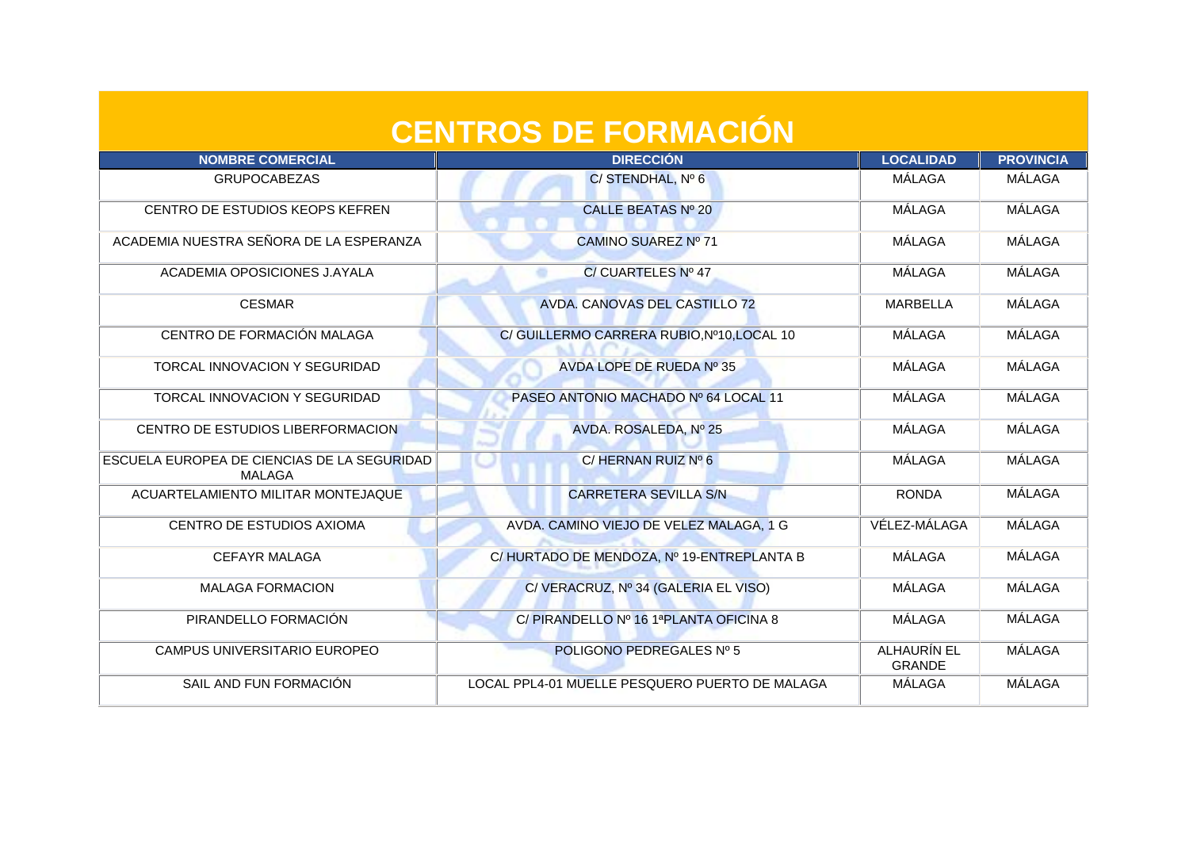# CENTROS DE FORMACIÓN

| NOMBRE COMERCIAL | DIRECCIÓN | LOCALIDAD | PROVINCIA |
|---|---|---|---|
| GRUPOCABEZAS | C/ STENDHAL, Nº 6 | MÁLAGA | MÁLAGA |
| CENTRO DE ESTUDIOS KEOPS KEFREN | CALLE BEATAS Nº 20 | MÁLAGA | MÁLAGA |
| ACADEMIA NUESTRA SEÑORA DE LA ESPERANZA | CAMINO SUAREZ Nº 71 | MÁLAGA | MÁLAGA |
| ACADEMIA OPOSICIONES J.AYALA | C/ CUARTELES Nº 47 | MÁLAGA | MÁLAGA |
| CESMAR | AVDA. CANOVAS DEL CASTILLO 72 | MARBELLA | MÁLAGA |
| CENTRO DE FORMACIÓN MALAGA | C/ GUILLERMO CARRERA RUBIO,Nº10,LOCAL 10 | MÁLAGA | MÁLAGA |
| TORCAL INNOVACION Y SEGURIDAD | AVDA LOPE DE RUEDA Nº 35 | MÁLAGA | MÁLAGA |
| TORCAL INNOVACION Y SEGURIDAD | PASEO ANTONIO MACHADO Nº 64 LOCAL 11 | MÁLAGA | MÁLAGA |
| CENTRO DE ESTUDIOS LIBERFORMACION | AVDA. ROSALEDA, Nº 25 | MÁLAGA | MÁLAGA |
| ESCUELA EUROPEA DE CIENCIAS DE LA SEGURIDAD MALAGA | C/ HERNAN RUIZ Nº 6 | MÁLAGA | MÁLAGA |
| ACUARTELAMIENTO MILITAR MONTEJAQUE | CARRETERA SEVILLA S/N | RONDA | MÁLAGA |
| CENTRO DE ESTUDIOS AXIOMA | AVDA. CAMINO VIEJO DE VELEZ MALAGA, 1 G | VÉLEZ-MÁLAGA | MÁLAGA |
| CEFAYR MALAGA | C/ HURTADO DE MENDOZA, Nº 19-ENTREPLANTA B | MÁLAGA | MÁLAGA |
| MALAGA FORMACION | C/ VERACRUZ, Nº 34 (GALERIA EL VISO) | MÁLAGA | MÁLAGA |
| PIRANDELLO FORMACIÓN | C/ PIRANDELLO Nº 16 1ªPLANTA OFICINA 8 | MÁLAGA | MÁLAGA |
| CAMPUS UNIVERSITARIO EUROPEO | POLIGONO PEDREGALES Nº 5 | ALHAURÍN EL GRANDE | MÁLAGA |
| SAIL AND FUN FORMACIÓN | LOCAL PPL4-01 MUELLE PESQUERO PUERTO DE MALAGA | MÁLAGA | MÁLAGA |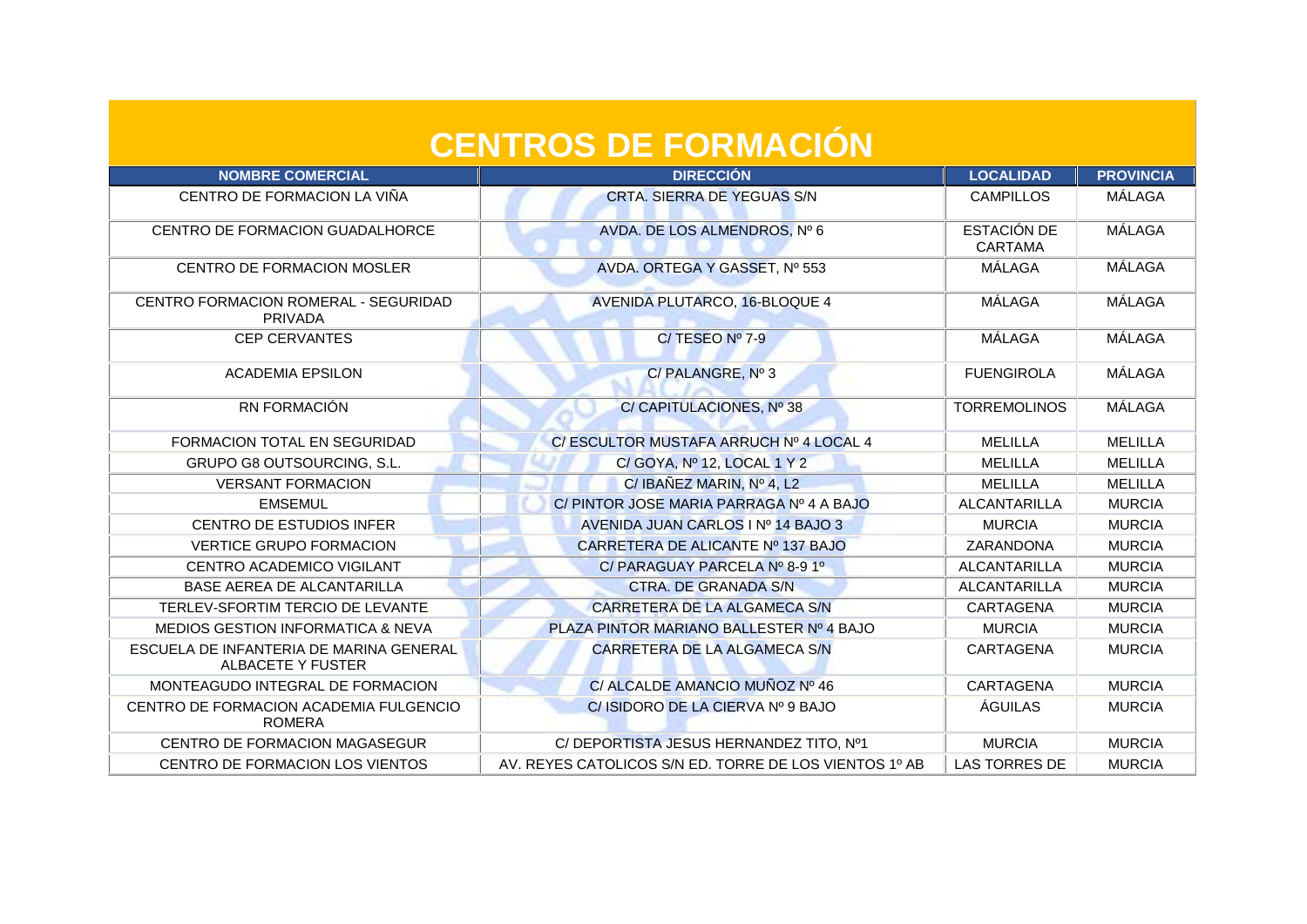# CENTROS DE FORMACIÓN

| NOMBRE COMERCIAL | DIRECCIÓN | LOCALIDAD | PROVINCIA |
|---|---|---|---|
| CENTRO DE FORMACION LA VIÑA | CRTA. SIERRA DE YEGUAS S/N | CAMPILLOS | MÁLAGA |
| CENTRO DE FORMACION GUADALHORCE | AVDA. DE LOS ALMENDROS, Nº 6 | ESTACIÓN DE CARTAMA | MÁLAGA |
| CENTRO DE FORMACION MOSLER | AVDA. ORTEGA Y GASSET, Nº 553 | MÁLAGA | MÁLAGA |
| CENTRO FORMACION ROMERAL - SEGURIDAD PRIVADA | AVENIDA PLUTARCO, 16-BLOQUE 4 | MÁLAGA | MÁLAGA |
| CEP CERVANTES | C/ TESEO Nº 7-9 | MÁLAGA | MÁLAGA |
| ACADEMIA EPSILON | C/ PALANGRE, Nº 3 | FUENGIROLA | MÁLAGA |
| RN FORMACIÓN | C/ CAPITULACIONES, Nº 38 | TORREMOLINOS | MÁLAGA |
| FORMACION TOTAL EN SEGURIDAD | C/ ESCULTOR MUSTAFA ARRUCH Nº 4 LOCAL 4 | MELILLA | MELILLA |
| GRUPO G8 OUTSOURCING, S.L. | C/ GOYA, Nº 12, LOCAL 1 Y 2 | MELILLA | MELILLA |
| VERSANT FORMACION | C/ IBAÑEZ MARIN, Nº 4, L2 | MELILLA | MELILLA |
| EMSEMUL | C/ PINTOR JOSE MARIA PARRAGA Nº 4 A BAJO | ALCANTARILLA | MURCIA |
| CENTRO DE ESTUDIOS INFER | AVENIDA JUAN CARLOS I Nº 14 BAJO 3 | MURCIA | MURCIA |
| VERTICE GRUPO FORMACION | CARRETERA DE ALICANTE Nº 137 BAJO | ZARANDONA | MURCIA |
| CENTRO ACADEMICO VIGILANT | C/ PARAGUAY PARCELA Nº 8-9 1º | ALCANTARILLA | MURCIA |
| BASE AEREA DE ALCANTARILLA | CTRA. DE GRANADA S/N | ALCANTARILLA | MURCIA |
| TERLEV-SFORTIM TERCIO DE LEVANTE | CARRETERA DE LA ALGAMECA S/N | CARTAGENA | MURCIA |
| MEDIOS GESTION INFORMATICA & NEVA | PLAZA PINTOR MARIANO BALLESTER Nº 4 BAJO | MURCIA | MURCIA |
| ESCUELA DE INFANTERIA DE MARINA GENERAL ALBACETE Y FUSTER | CARRETERA DE LA ALGAMECA S/N | CARTAGENA | MURCIA |
| MONTEAGUDO INTEGRAL DE FORMACION | C/ ALCALDE AMANCIO MUÑOZ Nº 46 | CARTAGENA | MURCIA |
| CENTRO DE FORMACION ACADEMIA FULGENCIO ROMERA | C/ ISIDORO DE LA CIERVA Nº 9 BAJO | ÁGUILAS | MURCIA |
| CENTRO DE FORMACION MAGASEGUR | C/ DEPORTISTA JESUS HERNANDEZ TITO, Nº1 | MURCIA | MURCIA |
| CENTRO DE FORMACION LOS VIENTOS | AV. REYES CATOLICOS S/N ED. TORRE DE LOS VIENTOS 1º AB | LAS TORRES DE | MURCIA |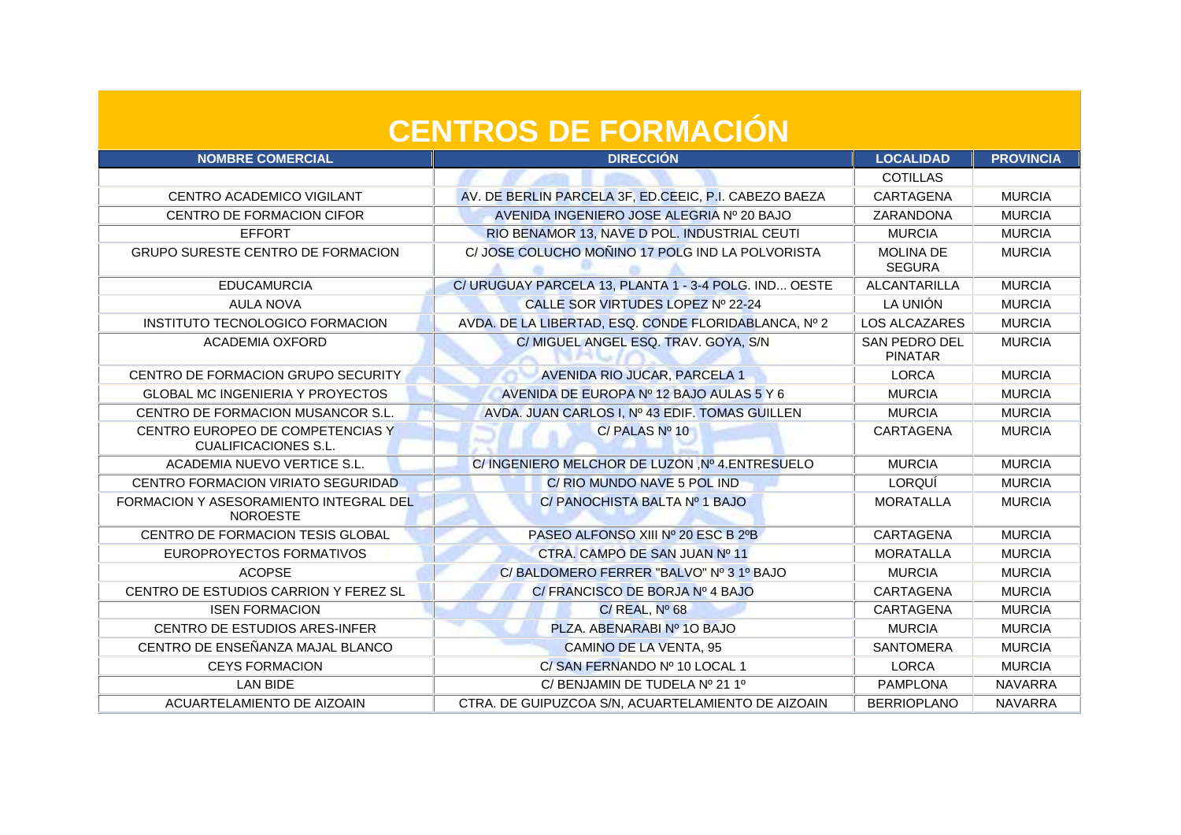# CENTROS DE FORMACIÓN

| NOMBRE COMERCIAL | DIRECCIÓN | LOCALIDAD | PROVINCIA |
|---|---|---|---|
| | | COTILLAS | |
| CENTRO ACADEMICO VIGILANT | AV. DE BERLIN PARCELA 3F, ED.CEEIC, P.I. CABEZO BAEZA | CARTAGENA | MURCIA |
| CENTRO DE FORMACION CIFOR | AVENIDA INGENIERO JOSE ALEGRIA Nº 20 BAJO | ZARANDONA | MURCIA |
| EFFORT | RIO BENAMOR 13, NAVE D POL. INDUSTRIAL CEUTI | MURCIA | MURCIA |
| GRUPO SURESTE CENTRO DE FORMACION | C/ JOSE COLUCHO MOÑINO 17 POLG IND LA POLVORISTA | MOLINA DE SEGURA | MURCIA |
| EDUCAMURCIA | C/ URUGUAY PARCELA 13, PLANTA 1 - 3-4 POLG. IND... OESTE | ALCANTARILLA | MURCIA |
| AULA NOVA | CALLE SOR VIRTUDES LOPEZ Nº 22-24 | LA UNIÓN | MURCIA |
| INSTITUTO TECNOLOGICO FORMACION | AVDA. DE LA LIBERTAD, ESQ. CONDE FLORIDABLANCA, Nº 2 | LOS ALCAZARES | MURCIA |
| ACADEMIA OXFORD | C/ MIGUEL ANGEL ESQ. TRAV. GOYA, S/N | SAN PEDRO DEL PINATAR | MURCIA |
| CENTRO DE FORMACION GRUPO SECURITY | AVENIDA RIO JUCAR, PARCELA 1 | LORCA | MURCIA |
| GLOBAL MC INGENIERIA Y PROYECTOS | AVENIDA DE EUROPA Nº 12 BAJO AULAS 5 Y 6 | MURCIA | MURCIA |
| CENTRO DE FORMACION MUSANCOR S.L. | AVDA. JUAN CARLOS I, Nº 43 EDIF. TOMAS GUILLEN | MURCIA | MURCIA |
| CENTRO EUROPEO DE COMPETENCIAS Y CUALIFICACIONES S.L. | C/ PALAS Nº 10 | CARTAGENA | MURCIA |
| ACADEMIA NUEVO VERTICE S.L. | C/ INGENIERO MELCHOR DE LUZON ,Nº 4.ENTRESUELO | MURCIA | MURCIA |
| CENTRO FORMACION VIRIATO SEGURIDAD | C/ RIO MUNDO NAVE 5 POL IND | LORQUÍ | MURCIA |
| FORMACION Y ASESORAMIENTO INTEGRAL DEL NOROESTE | C/ PANOCHISTA BALTA Nº 1 BAJO | MORATALLA | MURCIA |
| CENTRO DE FORMACION TESIS GLOBAL | PASEO ALFONSO XIII Nº 20 ESC B 2ºB | CARTAGENA | MURCIA |
| EUROPROYECTOS FORMATIVOS | CTRA. CAMPO DE SAN JUAN Nº 11 | MORATALLA | MURCIA |
| ACOPSE | C/ BALDOMERO FERRER "BALVO" Nº 3 1º BAJO | MURCIA | MURCIA |
| CENTRO DE ESTUDIOS CARRION Y FEREZ SL | C/ FRANCISCO DE BORJA Nº 4 BAJO | CARTAGENA | MURCIA |
| ISEN FORMACION | C/ REAL, Nº 68 | CARTAGENA | MURCIA |
| CENTRO DE ESTUDIOS ARES-INFER | PLZA. ABENARABI Nº 1O BAJO | MURCIA | MURCIA |
| CENTRO DE ENSEÑANZA MAJAL BLANCO | CAMINO DE LA VENTA, 95 | SANTOMERA | MURCIA |
| CEYS FORMACION | C/ SAN FERNANDO Nº 10 LOCAL 1 | LORCA | MURCIA |
| LAN BIDE | C/ BENJAMIN DE TUDELA Nº 21 1º | PAMPLONA | NAVARRA |
| ACUARTELAMIENTO DE AIZOAIN | CTRA. DE GUIPUZCOA S/N, ACUARTELAMIENTO DE AIZOAIN | BERRIOPLANO | NAVARRA |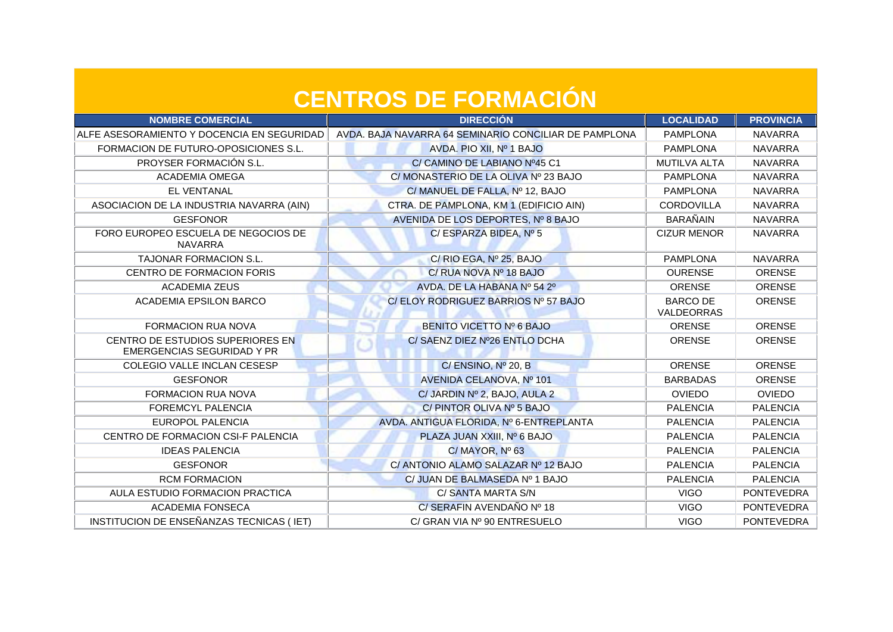# CENTROS DE FORMACIÓN

| NOMBRE COMERCIAL | DIRECCIÓN | LOCALIDAD | PROVINCIA |
|---|---|---|---|
| ALFE ASESORAMIENTO Y DOCENCIA EN SEGURIDAD | AVDA. BAJA NAVARRA 64 SEMINARIO CONCILIAR DE PAMPLONA | PAMPLONA | NAVARRA |
| FORMACION DE FUTURO-OPOSICIONES S.L. | AVDA. PIO XII, Nº 1 BAJO | PAMPLONA | NAVARRA |
| PROYSER FORMACIÓN S.L. | C/ CAMINO DE LABIANO Nº45 C1 | MUTILVA ALTA | NAVARRA |
| ACADEMIA OMEGA | C/ MONASTERIO DE LA OLIVA Nº 23 BAJO | PAMPLONA | NAVARRA |
| EL VENTANAL | C/ MANUEL DE FALLA, Nº 12, BAJO | PAMPLONA | NAVARRA |
| ASOCIACION DE LA INDUSTRIA NAVARRA (AIN) | CTRA. DE PAMPLONA, KM 1 (EDIFICIO AIN) | CORDOVILLA | NAVARRA |
| GESFONOR | AVENIDA DE LOS DEPORTES, Nº 8 BAJO | BARAÑAIN | NAVARRA |
| FORO EUROPEO ESCUELA DE NEGOCIOS DE NAVARRA | C/ ESPARZA BIDEA, Nº 5 | CIZUR MENOR | NAVARRA |
| TAJONAR FORMACION S.L. | C/ RIO EGA, Nº 25, BAJO | PAMPLONA | NAVARRA |
| CENTRO DE FORMACION FORIS | C/ RUA NOVA Nº 18 BAJO | OURENSE | ORENSE |
| ACADEMIA ZEUS | AVDA. DE LA HABANA Nº 54 2º | ORENSE | ORENSE |
| ACADEMIA EPSILON BARCO | C/ ELOY RODRIGUEZ BARRIOS Nº 57 BAJO | BARCO DE VALDEORRAS | ORENSE |
| FORMACION RUA NOVA | BENITO VICETTO Nº 6 BAJO | ORENSE | ORENSE |
| CENTRO DE ESTUDIOS SUPERIORES EN EMERGENCIAS SEGURIDAD Y PR | C/ SAENZ DIEZ Nº26 ENTLO DCHA | ORENSE | ORENSE |
| COLEGIO VALLE INCLAN CESESP | C/ ENSINO, Nº 20, B | ORENSE | ORENSE |
| GESFONOR | AVENIDA CELANOVA, Nº 101 | BARBADAS | ORENSE |
| FORMACION RUA NOVA | C/ JARDIN Nº 2, BAJO, AULA 2 | OVIEDO | OVIEDO |
| FOREMCYL PALENCIA | C/ PINTOR OLIVA Nº 5 BAJO | PALENCIA | PALENCIA |
| EUROPOL PALENCIA | AVDA. ANTIGUA FLORIDA, Nº 6-ENTREPLANTA | PALENCIA | PALENCIA |
| CENTRO DE FORMACION CSI-F PALENCIA | PLAZA JUAN XXIII, Nº 6 BAJO | PALENCIA | PALENCIA |
| IDEAS PALENCIA | C/ MAYOR, Nº 63 | PALENCIA | PALENCIA |
| GESFONOR | C/ ANTONIO ALAMO SALAZAR Nº 12 BAJO | PALENCIA | PALENCIA |
| RCM FORMACION | C/ JUAN DE BALMASEDA Nº 1 BAJO | PALENCIA | PALENCIA |
| AULA ESTUDIO FORMACION PRACTICA | C/ SANTA MARTA S/N | VIGO | PONTEVEDRA |
| ACADEMIA FONSECA | C/ SERAFIN AVENDAÑO Nº 18 | VIGO | PONTEVEDRA |
| INSTITUCION DE ENSEÑANZAS TECNICAS ( IET) | C/ GRAN VIA Nº 90 ENTRESUELO | VIGO | PONTEVEDRA |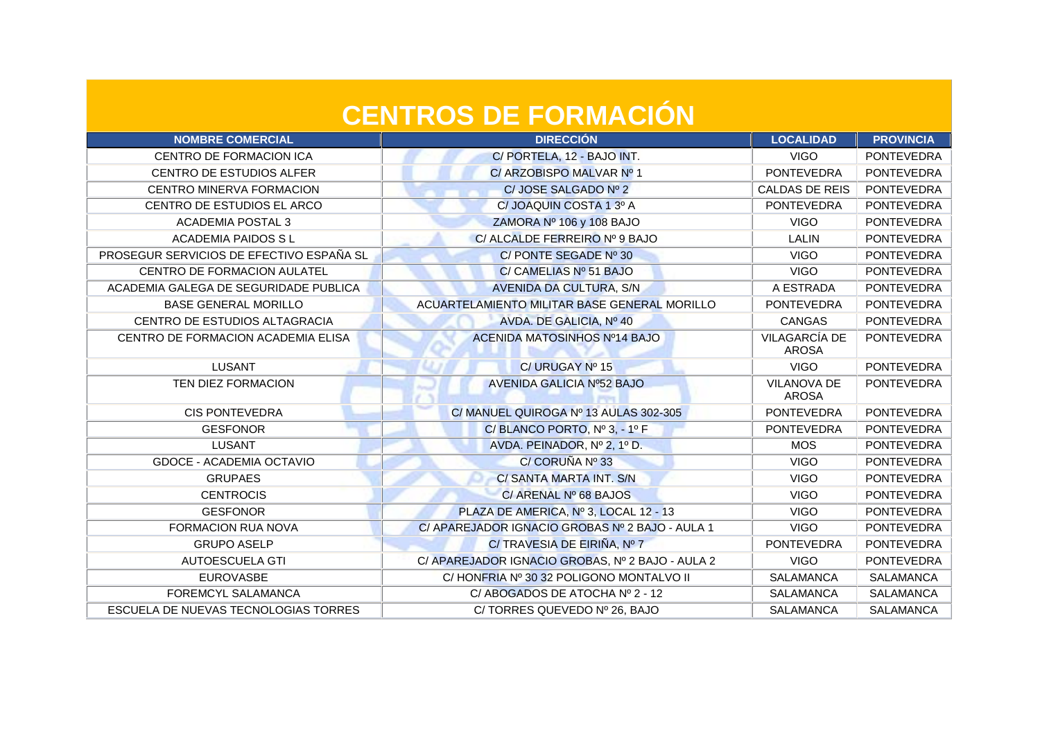# CENTROS DE FORMACIÓN

| NOMBRE COMERCIAL | DIRECCIÓN | LOCALIDAD | PROVINCIA |
|---|---|---|---|
| CENTRO DE FORMACION ICA | C/ PORTELA, 12 - BAJO INT. | VIGO | PONTEVEDRA |
| CENTRO DE ESTUDIOS ALFER | C/ ARZOBISPO MALVAR Nº 1 | PONTEVEDRA | PONTEVEDRA |
| CENTRO MINERVA FORMACION | C/ JOSE SALGADO Nº 2 | CALDAS DE REIS | PONTEVEDRA |
| CENTRO DE ESTUDIOS EL ARCO | C/ JOAQUIN COSTA 1 3º A | PONTEVEDRA | PONTEVEDRA |
| ACADEMIA POSTAL 3 | ZAMORA Nº 106 y 108 BAJO | VIGO | PONTEVEDRA |
| ACADEMIA PAIDOS S L | C/ ALCALDE FERREIRO Nº 9 BAJO | LALIN | PONTEVEDRA |
| PROSEGUR SERVICIOS DE EFECTIVO ESPAÑA SL | C/ PONTE SEGADE Nº 30 | VIGO | PONTEVEDRA |
| CENTRO DE FORMACION AULATEL | C/ CAMELIAS Nº 51 BAJO | VIGO | PONTEVEDRA |
| ACADEMIA GALEGA DE SEGURIDADE PUBLICA | AVENIDA DA CULTURA, S/N | A ESTRADA | PONTEVEDRA |
| BASE GENERAL MORILLO | ACUARTELAMIENTO MILITAR BASE GENERAL MORILLO | PONTEVEDRA | PONTEVEDRA |
| CENTRO DE ESTUDIOS ALTAGRACIA | AVDA. DE GALICIA, Nº 40 | CANGAS | PONTEVEDRA |
| CENTRO DE FORMACION ACADEMIA ELISA | ACENIDA MATOSINHOS Nº14 BAJO | VILAGARCÍA DE AROSA | PONTEVEDRA |
| LUSANT | C/ URUGAY Nº 15 | VIGO | PONTEVEDRA |
| TEN DIEZ FORMACION | AVENIDA GALICIA Nº52 BAJO | VILANOVA DE AROSA | PONTEVEDRA |
| CIS PONTEVEDRA | C/ MANUEL QUIROGA Nº 13 AULAS 302-305 | PONTEVEDRA | PONTEVEDRA |
| GESFONOR | C/ BLANCO PORTO, Nº 3, - 1º F | PONTEVEDRA | PONTEVEDRA |
| LUSANT | AVDA. PEINADOR, Nº 2, 1º D. | MOS | PONTEVEDRA |
| GDOCE - ACADEMIA OCTAVIO | C/ CORUÑA Nº 33 | VIGO | PONTEVEDRA |
| GRUPAES | C/ SANTA MARTA INT. S/N | VIGO | PONTEVEDRA |
| CENTROCIS | C/ ARENAL Nº 68 BAJOS | VIGO | PONTEVEDRA |
| GESFONOR | PLAZA DE AMERICA, Nº 3, LOCAL 12 - 13 | VIGO | PONTEVEDRA |
| FORMACION RUA NOVA | C/ APAREJADOR IGNACIO GROBAS Nº 2 BAJO - AULA 1 | VIGO | PONTEVEDRA |
| GRUPO ASELP | C/ TRAVESIA DE EIRIÑA, Nº 7 | PONTEVEDRA | PONTEVEDRA |
| AUTOESCUELA GTI | C/ APAREJADOR IGNACIO GROBAS, Nº 2 BAJO - AULA 2 | VIGO | PONTEVEDRA |
| EUROVASBE | C/ HONFRIA Nº 30 32 POLIGONO MONTALVO II | SALAMANCA | SALAMANCA |
| FOREMCYL SALAMANCA | C/ ABOGADOS DE ATOCHA Nº 2 - 12 | SALAMANCA | SALAMANCA |
| ESCUELA DE NUEVAS TECNOLOGIAS TORRES | C/ TORRES QUEVEDO Nº 26, BAJO | SALAMANCA | SALAMANCA |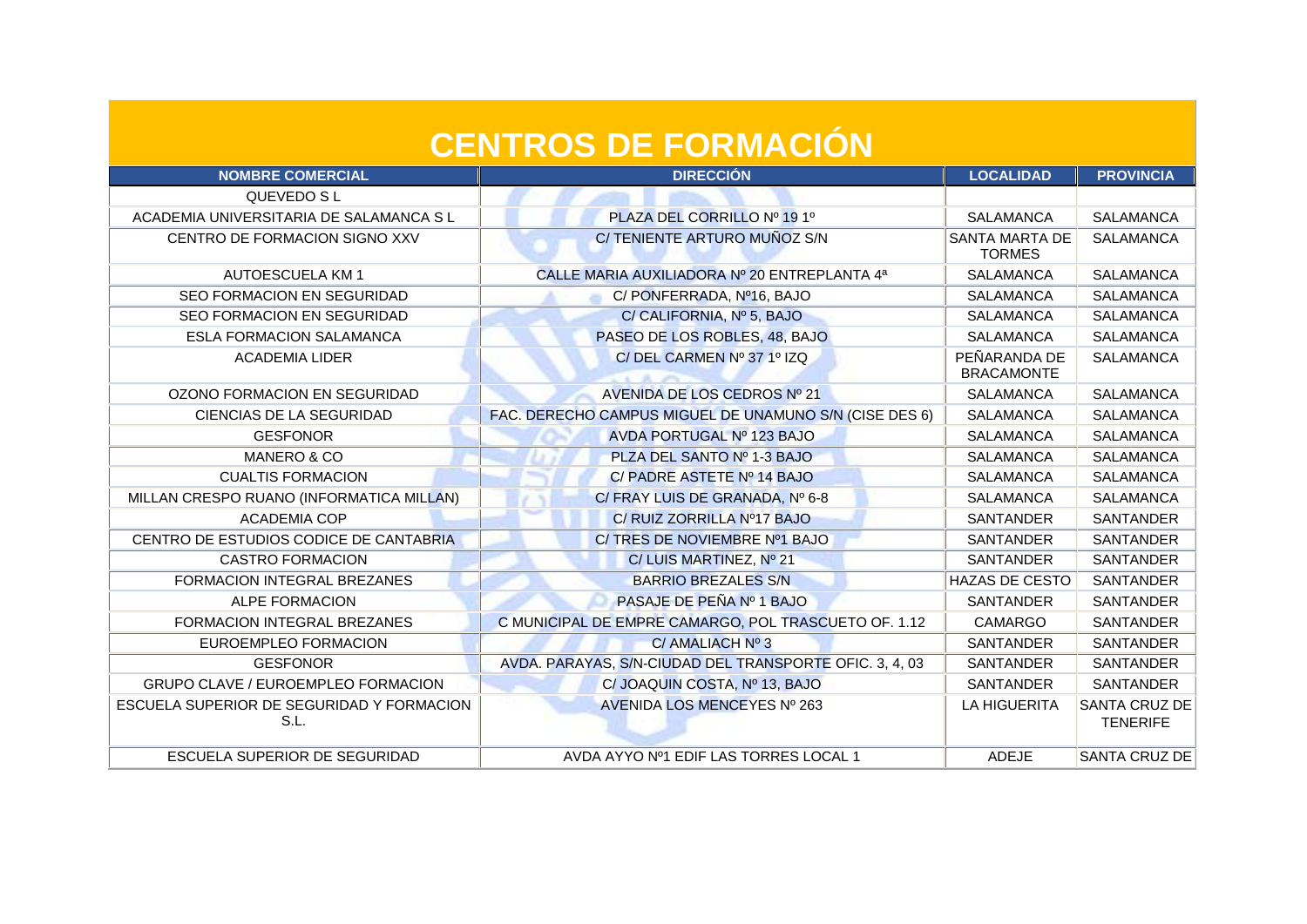# CENTROS DE FORMACIÓN

| NOMBRE COMERCIAL | DIRECCIÓN | LOCALIDAD | PROVINCIA |
|---|---|---|---|
| QUEVEDO S L | | | |
| ACADEMIA UNIVERSITARIA DE SALAMANCA S L | PLAZA DEL CORRILLO Nº 19 1º | SALAMANCA | SALAMANCA |
| CENTRO DE FORMACION SIGNO XXV | C/ TENIENTE ARTURO MUÑOZ S/N | SANTA MARTA DE TORMES | SALAMANCA |
| AUTOESCUELA KM 1 | CALLE MARIA AUXILIADORA Nº 20 ENTREPLANTA 4ª | SALAMANCA | SALAMANCA |
| SEO FORMACION EN SEGURIDAD | C/ PONFERRADA, Nº16, BAJO | SALAMANCA | SALAMANCA |
| SEO FORMACION EN SEGURIDAD | C/ CALIFORNIA, Nº 5, BAJO | SALAMANCA | SALAMANCA |
| ESLA FORMACION SALAMANCA | PASEO DE LOS ROBLES, 48, BAJO | SALAMANCA | SALAMANCA |
| ACADEMIA LIDER | C/ DEL CARMEN Nº 37 1º IZQ | PEÑARANDA DE BRACAMONTE | SALAMANCA |
| OZONO FORMACION EN SEGURIDAD | AVENIDA DE LOS CEDROS Nº 21 | SALAMANCA | SALAMANCA |
| CIENCIAS DE LA SEGURIDAD | FAC. DERECHO CAMPUS MIGUEL DE UNAMUNO S/N (CISE DES 6) | SALAMANCA | SALAMANCA |
| GESFONOR | AVDA PORTUGAL Nº 123 BAJO | SALAMANCA | SALAMANCA |
| MANERO & CO | PLZA DEL SANTO Nº 1-3 BAJO | SALAMANCA | SALAMANCA |
| CUALTIS FORMACION | C/ PADRE ASTETE Nº 14 BAJO | SALAMANCA | SALAMANCA |
| MILLAN CRESPO RUANO (INFORMATICA MILLAN) | C/ FRAY LUIS DE GRANADA, Nº 6-8 | SALAMANCA | SALAMANCA |
| ACADEMIA COP | C/ RUIZ ZORRILLA Nº17 BAJO | SANTANDER | SANTANDER |
| CENTRO DE ESTUDIOS CODICE DE CANTABRIA | C/ TRES DE NOVIEMBRE Nº1 BAJO | SANTANDER | SANTANDER |
| CASTRO FORMACION | C/ LUIS MARTINEZ, Nº 21 | SANTANDER | SANTANDER |
| FORMACION INTEGRAL BREZANES | BARRIO BREZALES S/N | HAZAS DE CESTO | SANTANDER |
| ALPE FORMACION | PASAJE DE PEÑA Nº 1 BAJO | SANTANDER | SANTANDER |
| FORMACION INTEGRAL BREZANES | C MUNICIPAL DE EMPRE CAMARGO, POL TRASCUETO OF. 1.12 | CAMARGO | SANTANDER |
| EUROEMPLEO FORMACION | C/ AMALIACH Nº 3 | SANTANDER | SANTANDER |
| GESFONOR | AVDA. PARAYAS, S/N-CIUDAD DEL TRANSPORTE OFIC. 3, 4, 03 | SANTANDER | SANTANDER |
| GRUPO CLAVE / EUROEMPLEO FORMACION | C/ JOAQUIN COSTA, Nº 13, BAJO | SANTANDER | SANTANDER |
| ESCUELA SUPERIOR DE SEGURIDAD Y FORMACION S.L. | AVENIDA LOS MENCEYES Nº 263 | LA HIGUERITA | SANTA CRUZ DE TENERIFE |
| ESCUELA SUPERIOR DE SEGURIDAD | AVDA AYYO Nº1 EDIF LAS TORRES LOCAL 1 | ADEJE | SANTA CRUZ DE |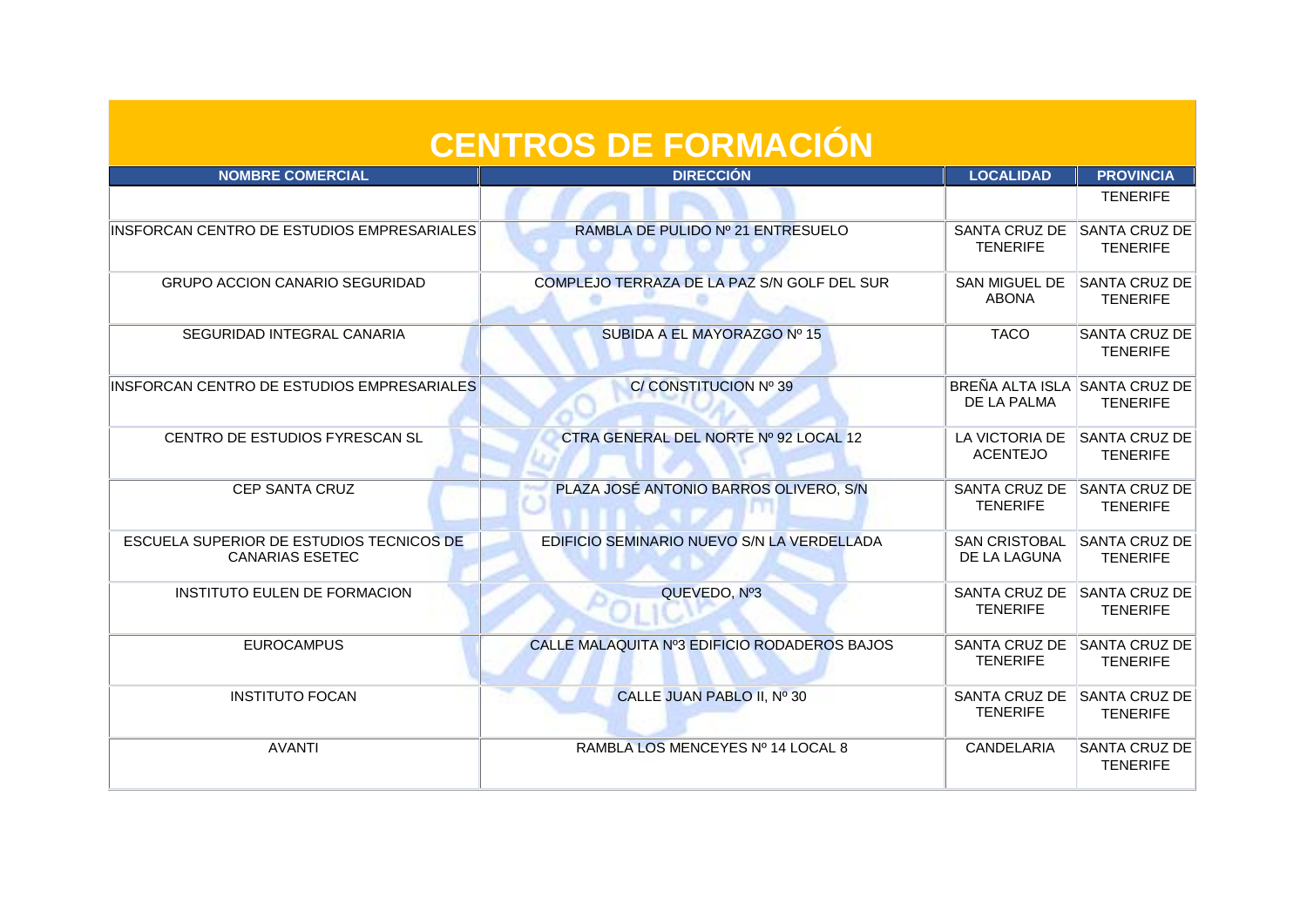# CENTROS DE FORMACIÓN

| NOMBRE COMERCIAL | DIRECCIÓN | LOCALIDAD | PROVINCIA |
|---|---|---|---|
| | | | TENERIFE |
| INSFORCAN CENTRO DE ESTUDIOS EMPRESARIALES | RAMBLA DE PULIDO Nº 21 ENTRESUELO | SANTA CRUZ DE TENERIFE | SANTA CRUZ DE TENERIFE |
| GRUPO ACCION CANARIO SEGURIDAD | COMPLEJO TERRAZA DE LA PAZ S/N GOLF DEL SUR | SAN MIGUEL DE ABONA | SANTA CRUZ DE TENERIFE |
| SEGURIDAD INTEGRAL CANARIA | SUBIDA A EL MAYORAZGO Nº 15 | TACO | SANTA CRUZ DE TENERIFE |
| INSFORCAN CENTRO DE ESTUDIOS EMPRESARIALES | C/ CONSTITUCION Nº 39 | BREÑA ALTA ISLA DE LA PALMA | SANTA CRUZ DE TENERIFE |
| CENTRO DE ESTUDIOS FYRESCAN SL | CTRA GENERAL DEL NORTE Nº 92 LOCAL 12 | LA VICTORIA DE ACENTEJO | SANTA CRUZ DE TENERIFE |
| CEP SANTA CRUZ | PLAZA JOSÉ ANTONIO BARROS OLIVERO, S/N | SANTA CRUZ DE TENERIFE | SANTA CRUZ DE TENERIFE |
| ESCUELA SUPERIOR DE ESTUDIOS TECNICOS DE CANARIAS ESETEC | EDIFICIO SEMINARIO NUEVO S/N LA VERDELLADA | SAN CRISTOBAL DE LA LAGUNA | SANTA CRUZ DE TENERIFE |
| INSTITUTO EULEN DE FORMACION | QUEVEDO, Nº3 | SANTA CRUZ DE TENERIFE | SANTA CRUZ DE TENERIFE |
| EUROCAMPUS | CALLE MALAQUITA Nº3 EDIFICIO RODADEROS BAJOS | SANTA CRUZ DE TENERIFE | SANTA CRUZ DE TENERIFE |
| INSTITUTO FOCAN | CALLE JUAN PABLO II, Nº 30 | SANTA CRUZ DE TENERIFE | SANTA CRUZ DE TENERIFE |
| AVANTI | RAMBLA LOS MENCEYES Nº 14 LOCAL 8 | CANDELARIA | SANTA CRUZ DE TENERIFE |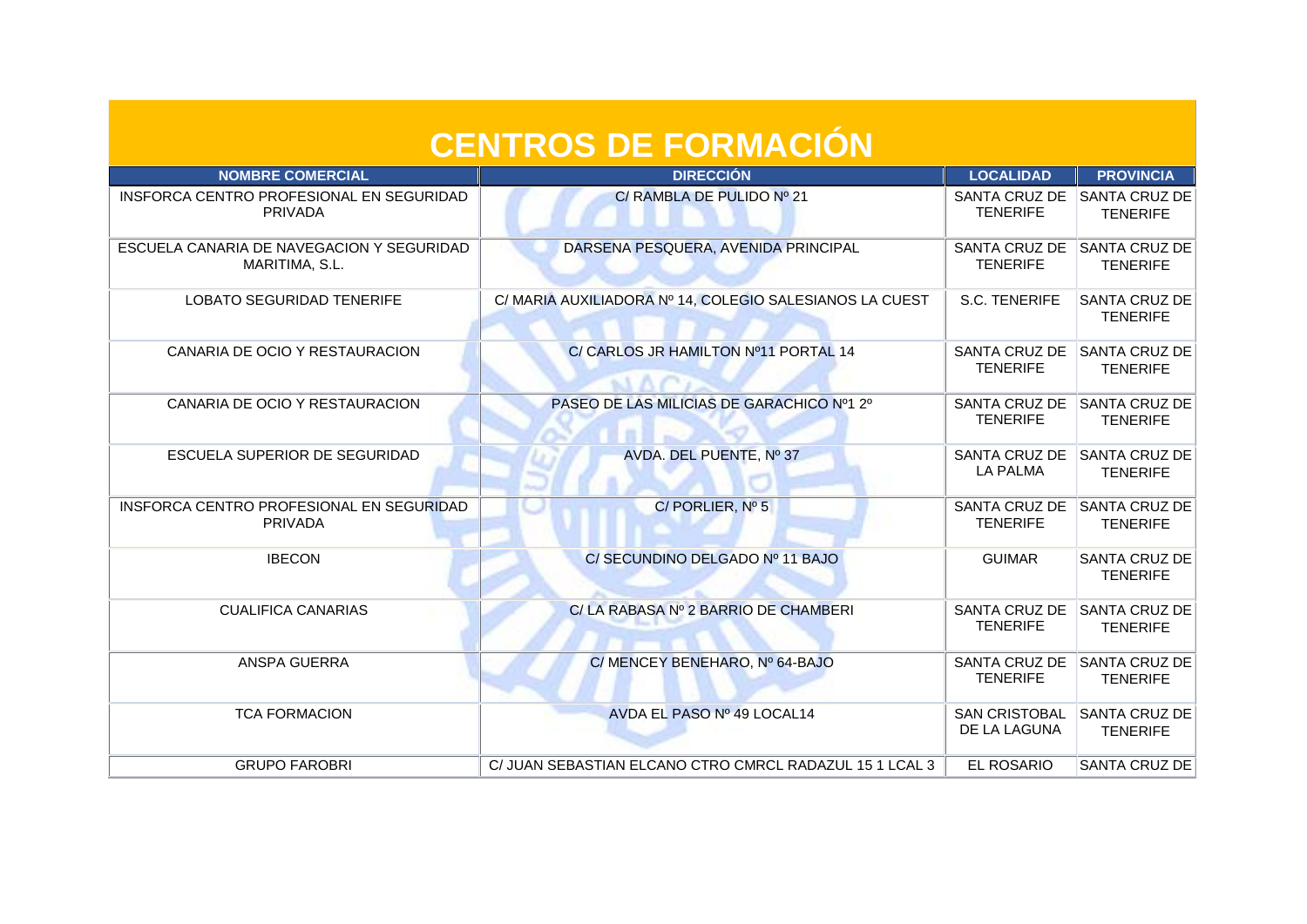# CENTROS DE FORMACIÓN

| NOMBRE COMERCIAL | DIRECCIÓN | LOCALIDAD | PROVINCIA |
| --- | --- | --- | --- |
| INSFORCA CENTRO PROFESIONAL EN SEGURIDAD PRIVADA | C/ RAMBLA DE PULIDO Nº 21 | SANTA CRUZ DE TENERIFE | SANTA CRUZ DE TENERIFE |
| ESCUELA CANARIA DE NAVEGACION Y SEGURIDAD MARITIMA, S.L. | DARSENA PESQUERA, AVENIDA PRINCIPAL | SANTA CRUZ DE TENERIFE | SANTA CRUZ DE TENERIFE |
| LOBATO SEGURIDAD TENERIFE | C/ MARIA AUXILIADORA Nº 14, COLEGIO SALESIANOS LA CUEST | S.C. TENERIFE | SANTA CRUZ DE TENERIFE |
| CANARIA DE OCIO Y RESTAURACION | C/ CARLOS JR HAMILTON Nº11 PORTAL 14 | SANTA CRUZ DE TENERIFE | SANTA CRUZ DE TENERIFE |
| CANARIA DE OCIO Y RESTAURACION | PASEO DE LAS MILICIAS DE GARACHICO Nº1 2º | SANTA CRUZ DE TENERIFE | SANTA CRUZ DE TENERIFE |
| ESCUELA SUPERIOR DE SEGURIDAD | AVDA. DEL PUENTE, Nº 37 | SANTA CRUZ DE LA PALMA | SANTA CRUZ DE TENERIFE |
| INSFORCA CENTRO PROFESIONAL EN SEGURIDAD PRIVADA | C/ PORLIER, Nº 5 | SANTA CRUZ DE TENERIFE | SANTA CRUZ DE TENERIFE |
| IBECON | C/ SECUNDINO DELGADO Nº 11 BAJO | GUIMAR | SANTA CRUZ DE TENERIFE |
| CUALIFICA CANARIAS | C/ LA RABASA Nº 2 BARRIO DE CHAMBERI | SANTA CRUZ DE TENERIFE | SANTA CRUZ DE TENERIFE |
| ANSPA GUERRA | C/ MENCEY BENEHARO, Nº 64-BAJO | SANTA CRUZ DE TENERIFE | SANTA CRUZ DE TENERIFE |
| TCA FORMACION | AVDA EL PASO Nº 49 LOCAL14 | SAN CRISTOBAL DE LA LAGUNA | SANTA CRUZ DE TENERIFE |
| GRUPO FAROBRI | C/ JUAN SEBASTIAN ELCANO CTRO CMRCL RADAZUL 15 1 LCAL 3 | EL ROSARIO | SANTA CRUZ DE |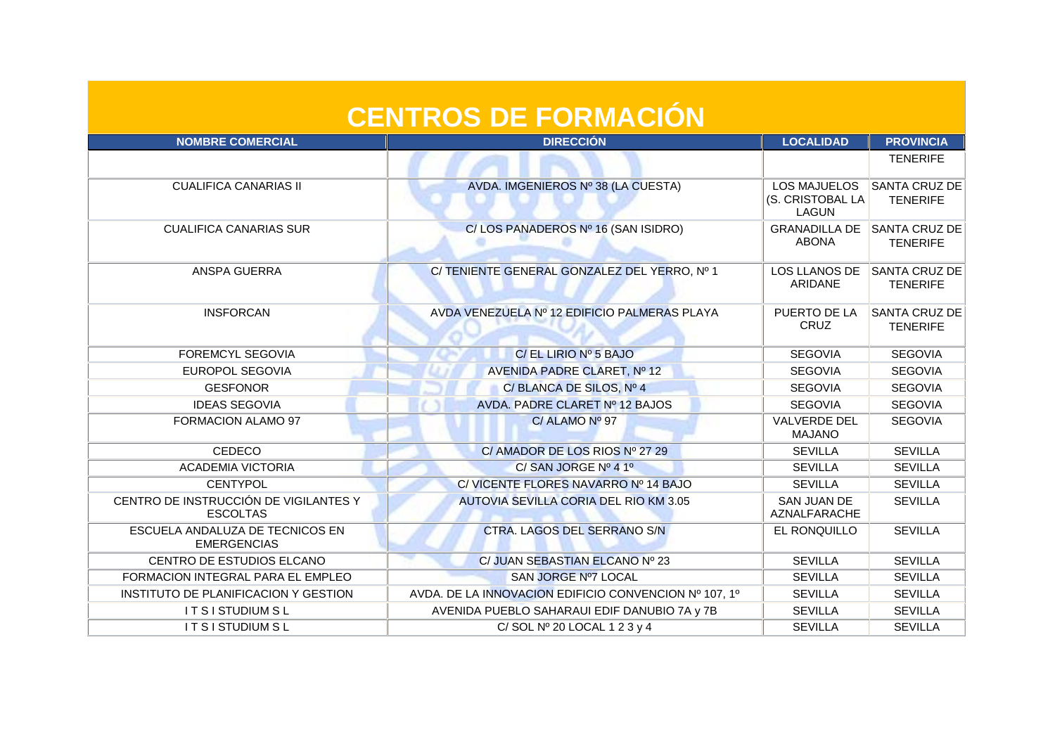# CENTROS DE FORMACIÓN

| NOMBRE COMERCIAL | DIRECCIÓN | LOCALIDAD | PROVINCIA |
|---|---|---|---|
| | | | TENERIFE |
| CUALIFICA CANARIAS II | AVDA. IMGENIEROS Nº 38 (LA CUESTA) | LOS MAJUELOS (S. CRISTOBAL LA LAGUN | SANTA CRUZ DE TENERIFE |
| CUALIFICA CANARIAS SUR | C/ LOS PANADEROS Nº 16 (SAN ISIDRO) | GRANADILLA DE ABONA | SANTA CRUZ DE TENERIFE |
| ANSPA GUERRA | C/ TENIENTE GENERAL GONZALEZ DEL YERRO, Nº 1 | LOS LLANOS DE ARIDANE | SANTA CRUZ DE TENERIFE |
| INSFORCAN | AVDA VENEZUELA Nº 12 EDIFICIO PALMERAS PLAYA | PUERTO DE LA CRUZ | SANTA CRUZ DE TENERIFE |
| FOREMCYL SEGOVIA | C/ EL LIRIO Nº 5 BAJO | SEGOVIA | SEGOVIA |
| EUROPOL SEGOVIA | AVENIDA PADRE CLARET, Nº 12 | SEGOVIA | SEGOVIA |
| GESFONOR | C/ BLANCA DE SILOS, Nº 4 | SEGOVIA | SEGOVIA |
| IDEAS SEGOVIA | AVDA. PADRE CLARET Nº 12 BAJOS | SEGOVIA | SEGOVIA |
| FORMACION ALAMO 97 | C/ ALAMO Nº 97 | VALVERDE DEL MAJANO | SEGOVIA |
| CEDECO | C/ AMADOR DE LOS RIOS Nº 27 29 | SEVILLA | SEVILLA |
| ACADEMIA VICTORIA | C/ SAN JORGE Nº 4 1º | SEVILLA | SEVILLA |
| CENTYPOL | C/ VICENTE FLORES NAVARRO Nº 14 BAJO | SEVILLA | SEVILLA |
| CENTRO DE INSTRUCCIÓN DE VIGILANTES Y ESCOLTAS | AUTOVIA SEVILLA CORIA DEL RIO KM 3.05 | SAN JUAN DE AZNALFARACHE | SEVILLA |
| ESCUELA ANDALUZA DE TECNICOS EN EMERGENCIAS | CTRA. LAGOS DEL SERRANO S/N | EL RONQUILLO | SEVILLA |
| CENTRO DE ESTUDIOS ELCANO | C/ JUAN SEBASTIAN ELCANO Nº 23 | SEVILLA | SEVILLA |
| FORMACION INTEGRAL PARA EL EMPLEO | SAN JORGE Nº7 LOCAL | SEVILLA | SEVILLA |
| INSTITUTO DE PLANIFICACION Y GESTION | AVDA. DE LA INNOVACION EDIFICIO CONVENCION Nº 107, 1º | SEVILLA | SEVILLA |
| I T S I STUDIUM S L | AVENIDA PUEBLO SAHARAUI EDIF DANUBIO 7A y 7B | SEVILLA | SEVILLA |
| I T S I STUDIUM S L | C/ SOL Nº 20 LOCAL 1 2 3 y 4 | SEVILLA | SEVILLA |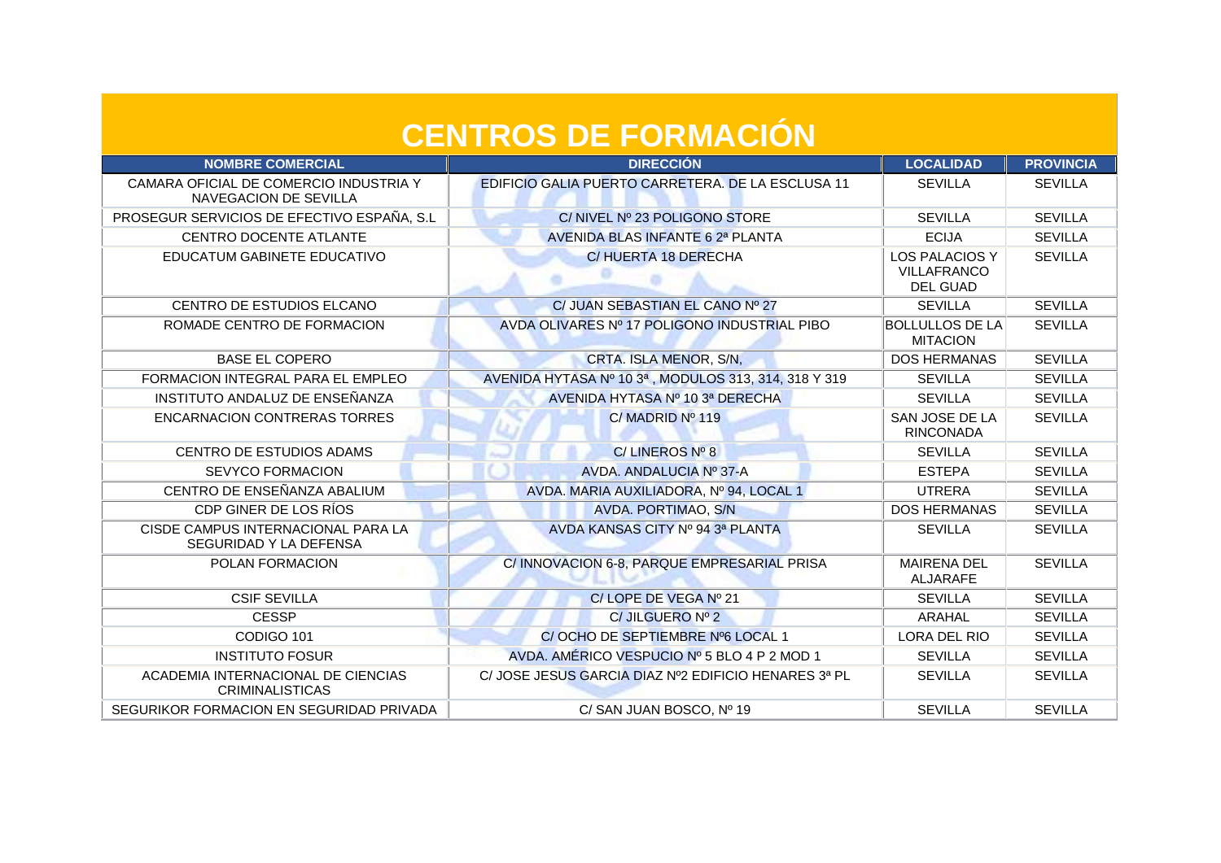# CENTROS DE FORMACIÓN

| NOMBRE COMERCIAL | DIRECCIÓN | LOCALIDAD | PROVINCIA |
|---|---|---|---|
| CAMARA OFICIAL DE COMERCIO INDUSTRIA Y NAVEGACION DE SEVILLA | EDIFICIO GALIA PUERTO CARRETERA. DE LA ESCLUSA 11 | SEVILLA | SEVILLA |
| PROSEGUR SERVICIOS DE EFECTIVO ESPAÑA, S.L | C/ NIVEL Nº 23 POLIGONO STORE | SEVILLA | SEVILLA |
| CENTRO DOCENTE ATLANTE | AVENIDA BLAS INFANTE 6 2ª PLANTA | ECIJA | SEVILLA |
| EDUCATUM GABINETE EDUCATIVO | C/ HUERTA 18 DERECHA | LOS PALACIOS Y VILLAFRANCO DEL GUAD | SEVILLA |
| CENTRO DE ESTUDIOS ELCANO | C/ JUAN SEBASTIAN EL CANO Nº 27 | SEVILLA | SEVILLA |
| ROMADE CENTRO DE FORMACION | AVDA OLIVARES Nº 17 POLIGONO INDUSTRIAL PIBO | BOLLULLOS DE LA MITACION | SEVILLA |
| BASE EL COPERO | CRTA. ISLA MENOR, S/N, | DOS HERMANAS | SEVILLA |
| FORMACION INTEGRAL PARA EL EMPLEO | AVENIDA HYTASA Nº 10 3ª , MODULOS 313, 314, 318 Y 319 | SEVILLA | SEVILLA |
| INSTITUTO ANDALUZ DE ENSEÑANZA | AVENIDA HYTASA Nº 10 3ª DERECHA | SEVILLA | SEVILLA |
| ENCARNACION CONTRERAS TORRES | C/ MADRID Nº 119 | SAN JOSE DE LA RINCONADA | SEVILLA |
| CENTRO DE ESTUDIOS ADAMS | C/ LINEROS Nº 8 | SEVILLA | SEVILLA |
| SEVYCO FORMACION | AVDA. ANDALUCIA Nº 37-A | ESTEPA | SEVILLA |
| CENTRO DE ENSEÑANZA ABALIUM | AVDA. MARIA AUXILIADORA, Nº 94, LOCAL 1 | UTRERA | SEVILLA |
| CDP GINER DE LOS RÍOS | AVDA. PORTIMAO, S/N | DOS HERMANAS | SEVILLA |
| CISDE CAMPUS INTERNACIONAL PARA LA SEGURIDAD Y LA DEFENSA | AVDA KANSAS CITY Nº 94 3ª PLANTA | SEVILLA | SEVILLA |
| POLAN FORMACION | C/ INNOVACION 6-8, PARQUE EMPRESARIAL PRISA | MAIRENA DEL ALJARAFE | SEVILLA |
| CSIF SEVILLA | C/ LOPE DE VEGA Nº 21 | SEVILLA | SEVILLA |
| CESSP | C/ JILGUERO Nº 2 | ARAHAL | SEVILLA |
| CODIGO 101 | C/ OCHO DE SEPTIEMBRE Nº6 LOCAL 1 | LORA DEL RIO | SEVILLA |
| INSTITUTO FOSUR | AVDA. AMÉRICO VESPUCIO Nº 5 BLO 4 P 2 MOD 1 | SEVILLA | SEVILLA |
| ACADEMIA INTERNACIONAL DE CIENCIAS CRIMINALISTICAS | C/ JOSE JESUS GARCIA DIAZ Nº2 EDIFICIO HENARES 3ª PL | SEVILLA | SEVILLA |
| SEGURIKOR FORMACION EN SEGURIDAD PRIVADA | C/ SAN JUAN BOSCO, Nº 19 | SEVILLA | SEVILLA |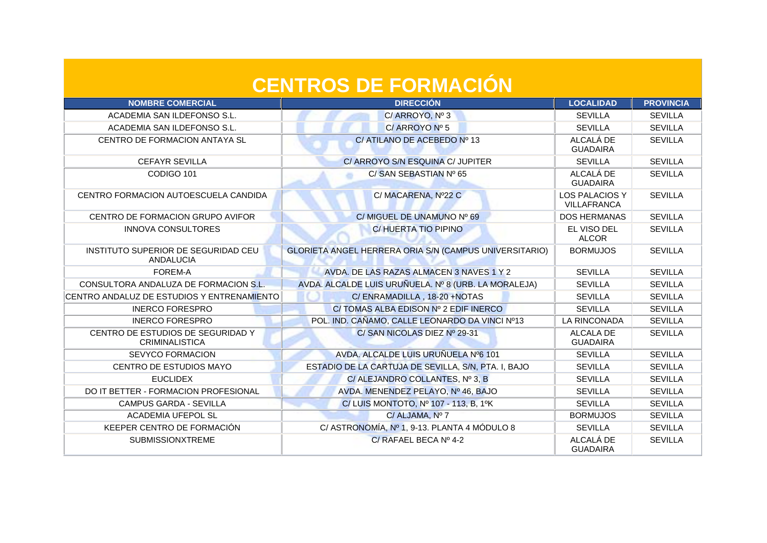# CENTROS DE FORMACIÓN

| NOMBRE COMERCIAL | DIRECCIÓN | LOCALIDAD | PROVINCIA |
|---|---|---|---|
| ACADEMIA SAN ILDEFONSO S.L. | C/ ARROYO, Nº 3 | SEVILLA | SEVILLA |
| ACADEMIA SAN ILDEFONSO S.L. | C/ ARROYO Nº 5 | SEVILLA | SEVILLA |
| CENTRO DE FORMACION ANTAYA SL | C/ ATILANO DE ACEBEDO Nº 13 | ALCALÁ DE GUADAIRA | SEVILLA |
| CEFAYR SEVILLA | C/ ARROYO S/N ESQUINA C/ JUPITER | SEVILLA | SEVILLA |
| CODIGO 101 | C/ SAN SEBASTIAN Nº 65 | ALCALÁ DE GUADAIRA | SEVILLA |
| CENTRO FORMACION AUTOESCUELA CANDIDA | C/ MACARENA, Nº22 C | LOS PALACIOS Y VILLAFRANCA | SEVILLA |
| CENTRO DE FORMACION GRUPO AVIFOR | C/ MIGUEL DE UNAMUNO Nº 69 | DOS HERMANAS | SEVILLA |
| INNOVA CONSULTORES | C/ HUERTA TIO PIPINO | EL VISO DEL ALCOR | SEVILLA |
| INSTITUTO SUPERIOR DE SEGURIDAD CEU ANDALUCIA | GLORIETA ANGEL HERRERA ORIA S/N (CAMPUS UNIVERSITARIO) | BORMUJOS | SEVILLA |
| FOREM-A | AVDA. DE LAS RAZAS ALMACEN 3 NAVES 1 Y 2 | SEVILLA | SEVILLA |
| CONSULTORA ANDALUZA DE FORMACION S.L. | AVDA. ALCALDE LUIS URUÑUELA. Nº 8 (URB. LA MORALEJA) | SEVILLA | SEVILLA |
| CENTRO ANDALUZ DE ESTUDIOS Y ENTRENAMIENTO | C/ ENRAMADILLA , 18-20 +NOTAS | SEVILLA | SEVILLA |
| INERCO FORESPRO | C/ TOMAS ALBA EDISON Nº 2 EDIF INERCO | SEVILLA | SEVILLA |
| INERCO FORESPRO | POL. IND. CAÑAMO, CALLE LEONARDO DA VINCI Nº13 | LA RINCONADA | SEVILLA |
| CENTRO DE ESTUDIOS DE SEGURIDAD Y CRIMINALISTICA | C/ SAN NICOLAS DIEZ Nº 29-31 | ALCALA DE GUADAIRA | SEVILLA |
| SEVYCO FORMACION | AVDA. ALCALDE LUIS URUÑUELA Nº6 101 | SEVILLA | SEVILLA |
| CENTRO DE ESTUDIOS MAYO | ESTADIO DE LA CARTUJA DE SEVILLA, S/N, PTA. I, BAJO | SEVILLA | SEVILLA |
| EUCLIDEX | C/ ALEJANDRO COLLANTES, Nº 3, B | SEVILLA | SEVILLA |
| DO IT BETTER - FORMACION PROFESIONAL | AVDA. MENENDEZ PELAYO, Nº 46, BAJO | SEVILLA | SEVILLA |
| CAMPUS GARDA - SEVILLA | C/ LUIS MONTOTO, Nº 107 - 113, B, 1ºK | SEVILLA | SEVILLA |
| ACADEMIA UFEPOL SL | C/ ALJAMA, Nº 7 | BORMUJOS | SEVILLA |
| KEEPER CENTRO DE FORMACIÓN | C/ ASTRONOMÍA, Nº 1, 9-13. PLANTA 4 MÓDULO 8 | SEVILLA | SEVILLA |
| SUBMISSIONXTREME | C/ RAFAEL BECA Nº 4-2 | ALCALÁ DE GUADAIRA | SEVILLA |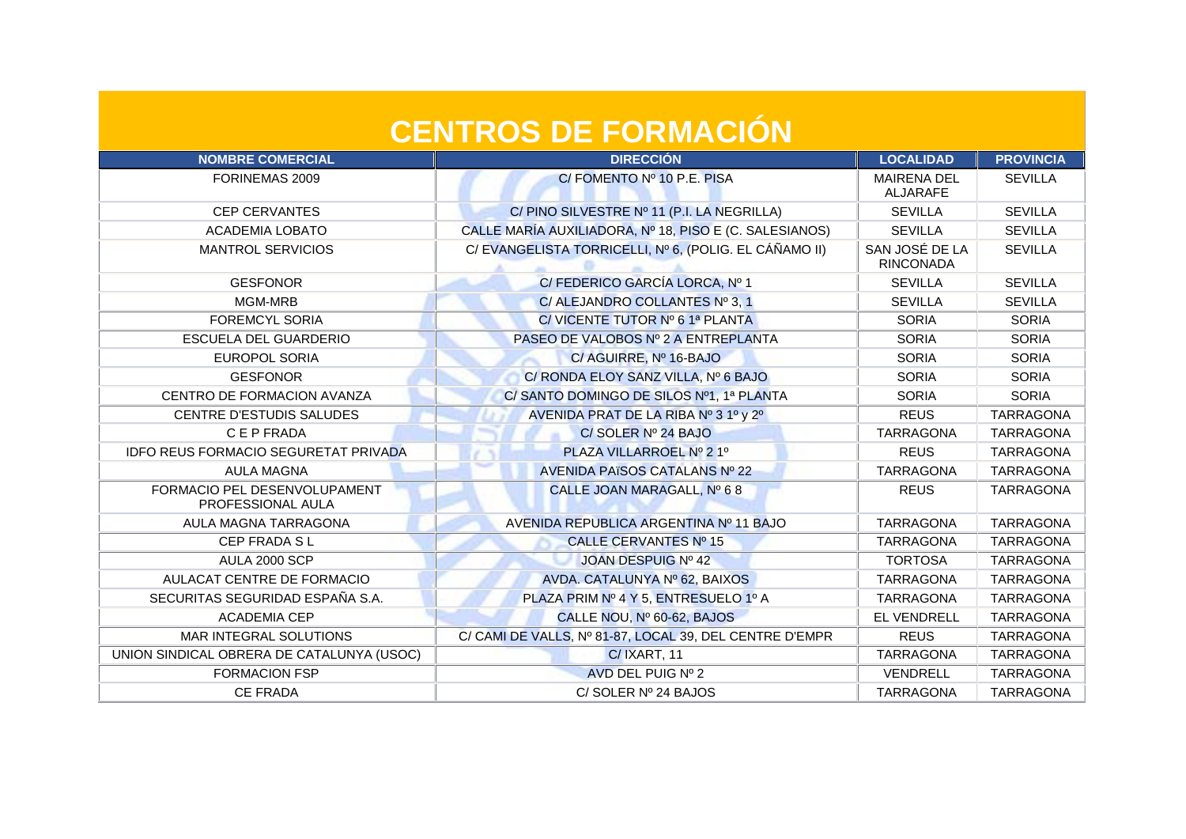# CENTROS DE FORMACIÓN

| NOMBRE COMERCIAL | DIRECCIÓN | LOCALIDAD | PROVINCIA |
|---|---|---|---|
| FORINEMAS 2009 | C/ FOMENTO Nº 10 P.E. PISA | MAIRENA DEL ALJARAFE | SEVILLA |
| CEP CERVANTES | C/ PINO SILVESTRE Nº 11 (P.I. LA NEGRILLA) | SEVILLA | SEVILLA |
| ACADEMIA LOBATO | CALLE MARÍA AUXILIADORA, Nº 18, PISO E (C. SALESIANOS) | SEVILLA | SEVILLA |
| MANTROL SERVICIOS | C/ EVANGELISTA TORRICELLI, Nº 6, (POLIG. EL CÁÑAMO II) | SAN JOSÉ DE LA RINCONADA | SEVILLA |
| GESFONOR | C/ FEDERICO GARCÍA LORCA, Nº 1 | SEVILLA | SEVILLA |
| MGM-MRB | C/ ALEJANDRO COLLANTES Nº 3, 1 | SEVILLA | SEVILLA |
| FOREMCYL SORIA | C/ VICENTE TUTOR Nº 6 1ª PLANTA | SORIA | SORIA |
| ESCUELA DEL GUARDERIO | PASEO DE VALOBOS Nº 2 A ENTREPLANTA | SORIA | SORIA |
| EUROPOL SORIA | C/ AGUIRRE, Nº 16-BAJO | SORIA | SORIA |
| GESFONOR | C/ RONDA ELOY SANZ VILLA, Nº 6 BAJO | SORIA | SORIA |
| CENTRO DE FORMACION AVANZA | C/ SANTO DOMINGO DE SILOS Nº1, 1ª PLANTA | SORIA | SORIA |
| CENTRE D'ESTUDIS SALUDES | AVENIDA PRAT DE LA RIBA Nº 3 1º y 2º | REUS | TARRAGONA |
| C E P FRADA | C/ SOLER Nº 24 BAJO | TARRAGONA | TARRAGONA |
| IDFO REUS FORMACIO SEGURETAT PRIVADA | PLAZA VILLARROEL Nº 2 1º | REUS | TARRAGONA |
| AULA MAGNA | AVENIDA PAïSOS CATALANS Nº 22 | TARRAGONA | TARRAGONA |
| FORMACIO PEL DESENVOLUPAMENT PROFESSIONAL AULA | CALLE JOAN MARAGALL, Nº 6 8 | REUS | TARRAGONA |
| AULA MAGNA TARRAGONA | AVENIDA REPUBLICA ARGENTINA Nº 11 BAJO | TARRAGONA | TARRAGONA |
| CEP FRADA S L | CALLE CERVANTES Nº 15 | TARRAGONA | TARRAGONA |
| AULA 2000 SCP | JOAN DESPUIG Nº 42 | TORTOSA | TARRAGONA |
| AULACAT CENTRE DE FORMACIO | AVDA. CATALUNYA Nº 62, BAIXOS | TARRAGONA | TARRAGONA |
| SECURITAS SEGURIDAD ESPAÑA S.A. | PLAZA PRIM Nº 4 Y 5, ENTRESUELO 1º A | TARRAGONA | TARRAGONA |
| ACADEMIA CEP | CALLE NOU, Nº 60-62, BAJOS | EL VENDRELL | TARRAGONA |
| MAR INTEGRAL SOLUTIONS | C/ CAMI DE VALLS, Nº 81-87, LOCAL 39, DEL CENTRE D'EMPR | REUS | TARRAGONA |
| UNION SINDICAL OBRERA DE CATALUNYA (USOC) | C/ IXART, 11 | TARRAGONA | TARRAGONA |
| FORMACION FSP | AVD DEL PUIG Nº 2 | VENDRELL | TARRAGONA |
| CE FRADA | C/ SOLER Nº 24 BAJOS | TARRAGONA | TARRAGONA |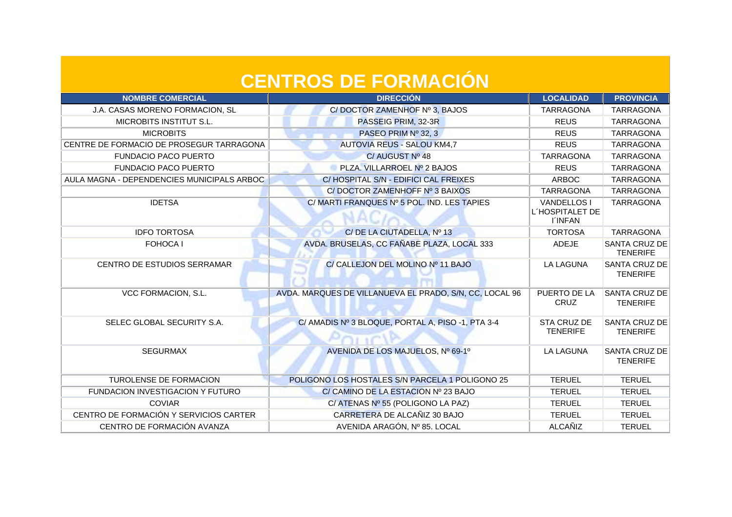# CENTROS DE FORMACIÓN

| NOMBRE COMERCIAL | DIRECCIÓN | LOCALIDAD | PROVINCIA |
|---|---|---|---|
| J.A. CASAS MORENO FORMACION, SL | C/ DOCTOR ZAMENHOF Nº 3, BAJOS | TARRAGONA | TARRAGONA |
| MICROBITS INSTITUT S.L. | PASSEIG PRIM, 32-3R | REUS | TARRAGONA |
| MICROBITS | PASEO PRIM Nº 32, 3 | REUS | TARRAGONA |
| CENTRE DE FORMACIO DE PROSEGUR TARRAGONA | AUTOVIA REUS - SALOU KM4,7 | REUS | TARRAGONA |
| FUNDACIO PACO PUERTO | C/ AUGUST Nº 48 | TARRAGONA | TARRAGONA |
| FUNDACIO PACO PUERTO | PLZA. VILLARROEL Nº 2 BAJOS | REUS | TARRAGONA |
| AULA MAGNA - DEPENDENCIES MUNICIPALS ARBOC | C/ HOSPITAL S/N - EDIFICI CAL FREIXES | ARBOC | TARRAGONA |
| | C/ DOCTOR ZAMENHOFF Nº 3 BAIXOS | TARRAGONA | TARRAGONA |
| IDETSA | C/ MARTI FRANQUES Nº 5 POL. IND. LES TAPIES | VANDELLOS I L´HOSPITALET DE I´INFAN | TARRAGONA |
| IDFO TORTOSA | C/ DE LA CIUTADELLA, Nº 13 | TORTOSA | TARRAGONA |
| FOHOCA I | AVDA. BRUSELAS, CC FAÑABE PLAZA, LOCAL 333 | ADEJE | SANTA CRUZ DE TENERIFE |
| CENTRO DE ESTUDIOS SERRAMAR | C/ CALLEJON DEL MOLINO Nº 11 BAJO | LA LAGUNA | SANTA CRUZ DE TENERIFE |
| VCC FORMACION, S.L. | AVDA. MARQUES DE VILLANUEVA EL PRADO, S/N, CC, LOCAL 96 | PUERTO DE LA CRUZ | SANTA CRUZ DE TENERIFE |
| SELEC GLOBAL SECURITY S.A. | C/ AMADIS Nº 3 BLOQUE, PORTAL A, PISO -1, PTA 3-4 | STA CRUZ DE TENERIFE | SANTA CRUZ DE TENERIFE |
| SEGURMAX | AVENIDA DE LOS MAJUELOS, Nº 69-1º | LA LAGUNA | SANTA CRUZ DE TENERIFE |
| TUROLENSE DE FORMACION | POLIGONO LOS HOSTALES S/N PARCELA 1 POLIGONO 25 | TERUEL | TERUEL |
| FUNDACION INVESTIGACION Y FUTURO | C/ CAMINO DE LA ESTACION Nº 23 BAJO | TERUEL | TERUEL |
| COVIAR | C/ ATENAS Nº 55 (POLIGONO LA PAZ) | TERUEL | TERUEL |
| CENTRO DE FORMACIÓN Y SERVICIOS CARTER | CARRETERA DE ALCAÑIZ 30 BAJO | TERUEL | TERUEL |
| CENTRO DE FORMACIÓN AVANZA | AVENIDA ARAGÓN, Nº 85. LOCAL | ALCAÑIZ | TERUEL |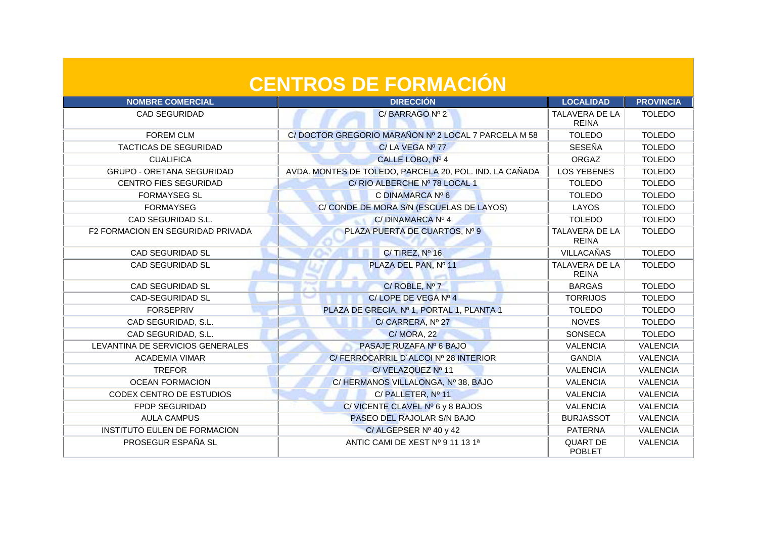# CENTROS DE FORMACIÓN

| NOMBRE COMERCIAL | DIRECCIÓN | LOCALIDAD | PROVINCIA |
|---|---|---|---|
| CAD SEGURIDAD | C/ BARRAGO Nº 2 | TALAVERA DE LA REINA | TOLEDO |
| FOREM CLM | C/ DOCTOR GREGORIO MARAÑON Nº 2 LOCAL 7 PARCELA M 58 | TOLEDO | TOLEDO |
| TACTICAS DE SEGURIDAD | C/ LA VEGA Nº 77 | SESEÑA | TOLEDO |
| CUALIFICA | CALLE LOBO, Nº 4 | ORGAZ | TOLEDO |
| GRUPO - ORETANA SEGURIDAD | AVDA. MONTES DE TOLEDO, PARCELA 20, POL. IND. LA CAÑADA | LOS YEBENES | TOLEDO |
| CENTRO FIES SEGURIDAD | C/ RIO ALBERCHE Nº 78 LOCAL 1 | TOLEDO | TOLEDO |
| FORMAYSEG SL | C DINAMARCA Nº 6 | TOLEDO | TOLEDO |
| FORMAYSEG | C/ CONDE DE MORA S/N (ESCUELAS DE LAYOS) | LAYOS | TOLEDO |
| CAD SEGURIDAD S.L. | C/ DINAMARCA Nº 4 | TOLEDO | TOLEDO |
| F2 FORMACION EN SEGURIDAD PRIVADA | PLAZA PUERTA DE CUARTOS, Nº 9 | TALAVERA DE LA REINA | TOLEDO |
| CAD SEGURIDAD SL | C/ TIREZ, Nº 16 | VILLACAÑAS | TOLEDO |
| CAD SEGURIDAD SL | PLAZA DEL PAN, Nº 11 | TALAVERA DE LA REINA | TOLEDO |
| CAD SEGURIDAD SL | C/ ROBLE, Nº 7 | BARGAS | TOLEDO |
| CAD-SEGURIDAD SL | C/ LOPE DE VEGA Nº 4 | TORRIJOS | TOLEDO |
| FORSEPRIV | PLAZA DE GRECIA, Nº 1, PORTAL 1, PLANTA 1 | TOLEDO | TOLEDO |
| CAD SEGURIDAD, S.L. | C/ CARRERA, Nº 27 | NOVES | TOLEDO |
| CAD SEGURIDAD, S.L. | C/ MORA, 22 | SONSECA | TOLEDO |
| LEVANTINA DE SERVICIOS GENERALES | PASAJE RUZAFA Nº 6 BAJO | VALENCIA | VALENCIA |
| ACADEMIA VIMAR | C/ FERROCARRIL D´ALCOI Nº 28 INTERIOR | GANDIA | VALENCIA |
| TREFOR | C/ VELAZQUEZ Nº 11 | VALENCIA | VALENCIA |
| OCEAN FORMACION | C/ HERMANOS VILLALONGA, Nº 38, BAJO | VALENCIA | VALENCIA |
| CODEX CENTRO DE ESTUDIOS | C/ PALLETER, Nº 11 | VALENCIA | VALENCIA |
| FPDP SEGURIDAD | C/ VICENTE CLAVEL Nº 6 y 8 BAJOS | VALENCIA | VALENCIA |
| AULA CAMPUS | PASEO DEL RAJOLAR S/N BAJO | BURJASSOT | VALENCIA |
| INSTITUTO EULEN DE FORMACION | C/ ALGEPSER Nº 40 y 42 | PATERNA | VALENCIA |
| PROSEGUR ESPAÑA SL | ANTIC CAMI DE XEST Nº 9 11 13 1ª | QUART DE POBLET | VALENCIA |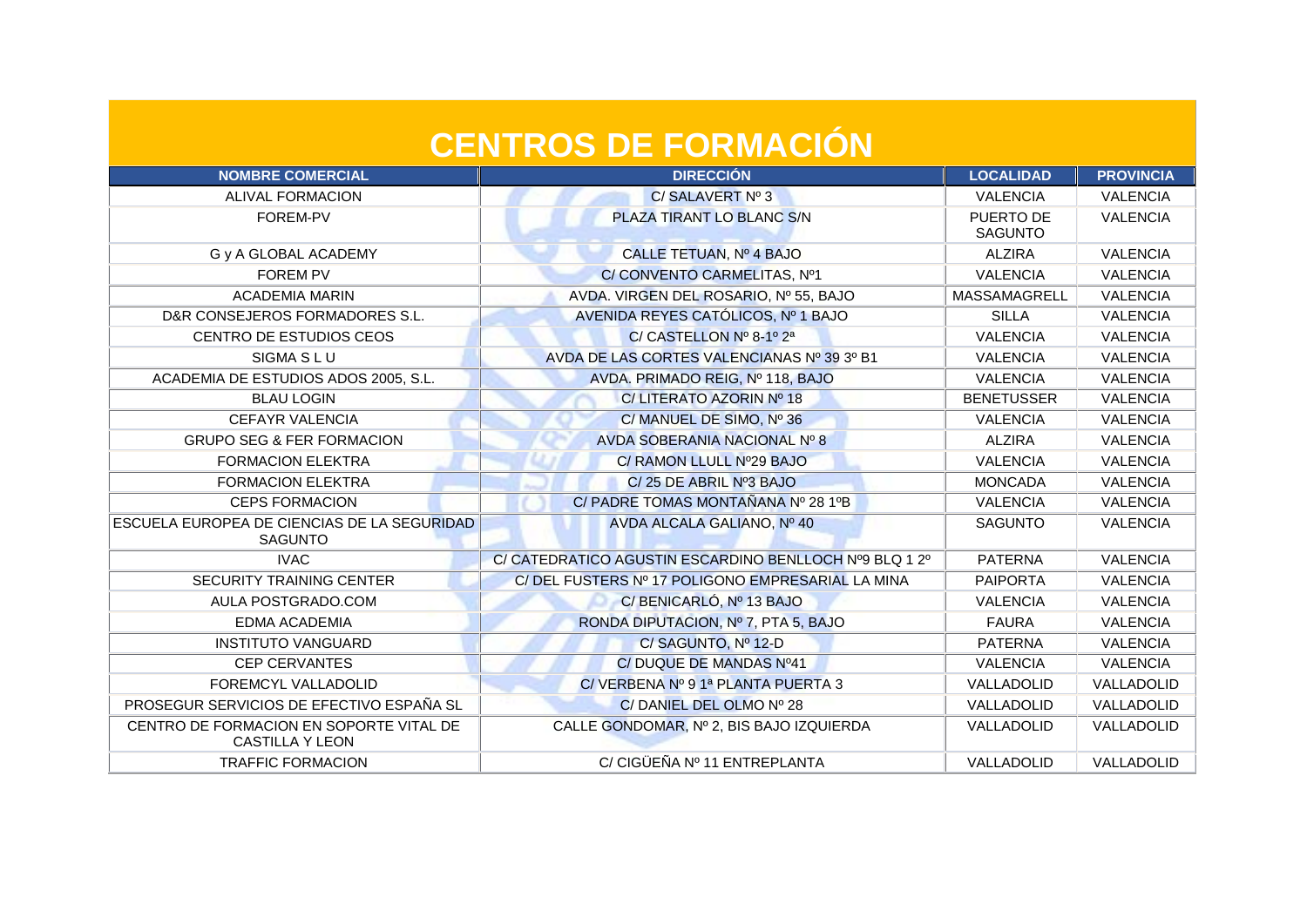# CENTROS DE FORMACIÓN

| NOMBRE COMERCIAL | DIRECCIÓN | LOCALIDAD | PROVINCIA |
|---|---|---|---|
| ALIVAL FORMACION | C/ SALAVERT Nº 3 | VALENCIA | VALENCIA |
| FOREM-PV | PLAZA TIRANT LO BLANC S/N | PUERTO DE SAGUNTO | VALENCIA |
| G y A GLOBAL ACADEMY | CALLE TETUAN, Nº 4 BAJO | ALZIRA | VALENCIA |
| FOREM PV | C/ CONVENTO CARMELITAS, Nº1 | VALENCIA | VALENCIA |
| ACADEMIA MARIN | AVDA. VIRGEN DEL ROSARIO, Nº 55, BAJO | MASSAMAGRELL | VALENCIA |
| D&R CONSEJEROS FORMADORES S.L. | AVENIDA REYES CATÓLICOS, Nº 1 BAJO | SILLA | VALENCIA |
| CENTRO DE ESTUDIOS CEOS | C/ CASTELLON Nº 8-1º 2ª | VALENCIA | VALENCIA |
| SIGMA S L U | AVDA DE LAS CORTES VALENCIANAS Nº 39 3º B1 | VALENCIA | VALENCIA |
| ACADEMIA DE ESTUDIOS ADOS 2005, S.L. | AVDA. PRIMADO REIG, Nº 118, BAJO | VALENCIA | VALENCIA |
| BLAU LOGIN | C/ LITERATO AZORIN Nº 18 | BENETUSSER | VALENCIA |
| CEFAYR VALENCIA | C/ MANUEL DE SIMO, Nº 36 | VALENCIA | VALENCIA |
| GRUPO SEG & FER FORMACION | AVDA SOBERANIA NACIONAL Nº 8 | ALZIRA | VALENCIA |
| FORMACION ELEKTRA | C/ RAMON LLULL Nº29 BAJO | VALENCIA | VALENCIA |
| FORMACION ELEKTRA | C/ 25 DE ABRIL Nº3 BAJO | MONCADA | VALENCIA |
| CEPS FORMACION | C/ PADRE TOMAS MONTAÑANA Nº 28 1ºB | VALENCIA | VALENCIA |
| ESCUELA EUROPEA DE CIENCIAS DE LA SEGURIDAD SAGUNTO | AVDA ALCALA GALIANO, Nº 40 | SAGUNTO | VALENCIA |
| IVAC | C/ CATEDRATICO AGUSTIN ESCARDINO BENLLOCH Nº9 BLQ 1 2º | PATERNA | VALENCIA |
| SECURITY TRAINING CENTER | C/ DEL FUSTERS Nº 17 POLIGONO EMPRESARIAL LA MINA | PAIPORTA | VALENCIA |
| AULA POSTGRADO.COM | C/ BENICARLÓ, Nº 13 BAJO | VALENCIA | VALENCIA |
| EDMA ACADEMIA | RONDA DIPUTACION, Nº 7, PTA 5, BAJO | FAURA | VALENCIA |
| INSTITUTO VANGUARD | C/ SAGUNTO, Nº 12-D | PATERNA | VALENCIA |
| CEP CERVANTES | C/ DUQUE DE MANDAS Nº41 | VALENCIA | VALENCIA |
| FOREMCYL VALLADOLID | C/ VERBENA Nº 9 1ª PLANTA PUERTA 3 | VALLADOLID | VALLADOLID |
| PROSEGUR SERVICIOS DE EFECTIVO ESPAÑA SL | C/ DANIEL DEL OLMO Nº 28 | VALLADOLID | VALLADOLID |
| CENTRO DE FORMACION EN SOPORTE VITAL DE CASTILLA Y LEON | CALLE GONDOMAR, Nº 2, BIS BAJO IZQUIERDA | VALLADOLID | VALLADOLID |
| TRAFFIC FORMACION | C/ CIGÜEÑA Nº 11 ENTREPLANTA | VALLADOLID | VALLADOLID |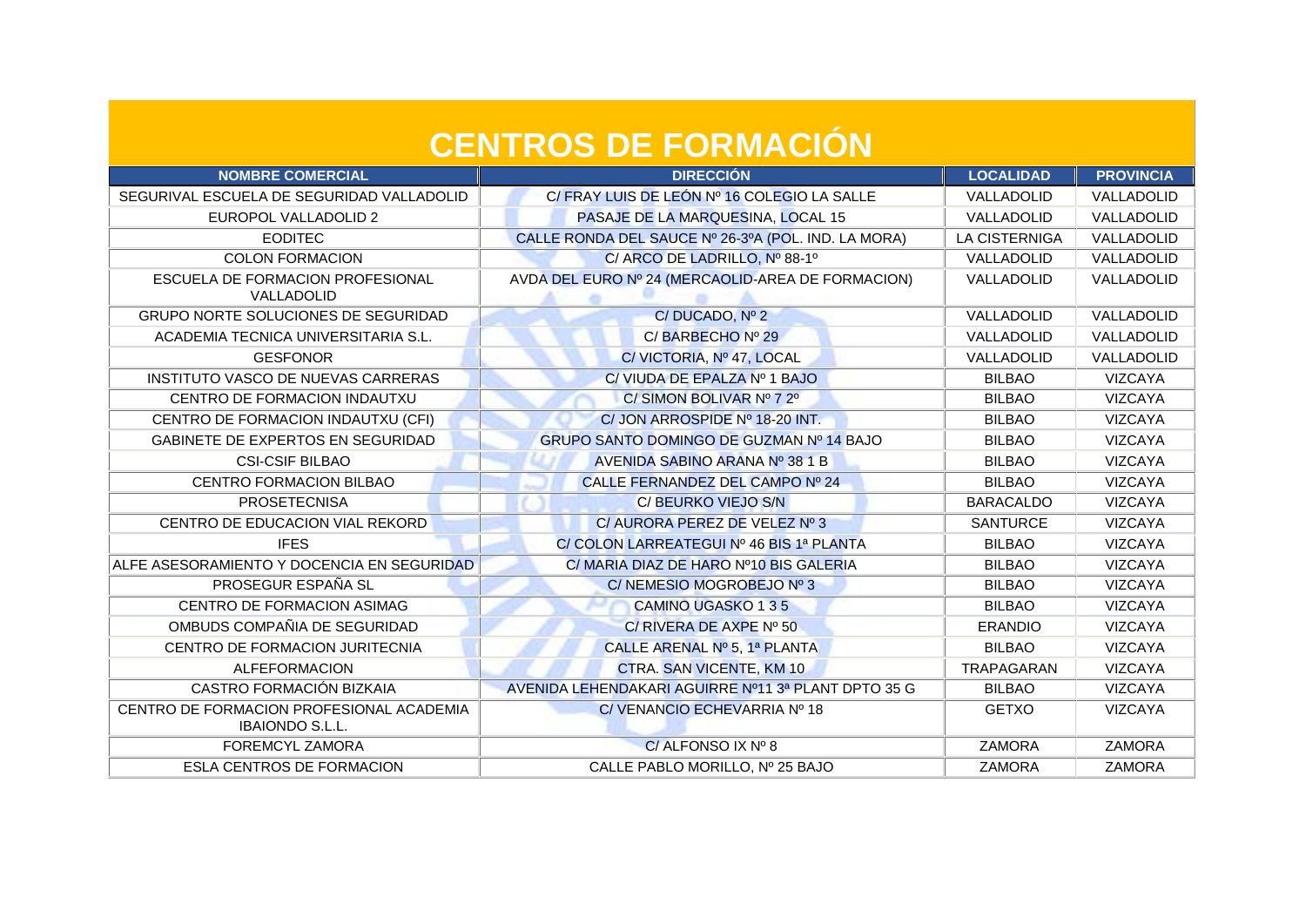# CENTROS DE FORMACIÓN

| NOMBRE COMERCIAL | DIRECCIÓN | LOCALIDAD | PROVINCIA |
|---|---|---|---|
| SEGURIVAL ESCUELA DE SEGURIDAD VALLADOLID | C/ FRAY LUIS DE LEÓN Nº 16 COLEGIO LA SALLE | VALLADOLID | VALLADOLID |
| EUROPOL VALLADOLID 2 | PASAJE DE LA MARQUESINA, LOCAL 15 | VALLADOLID | VALLADOLID |
| EODITEC | CALLE RONDA DEL SAUCE Nº 26-3ºA (POL. IND. LA MORA) | LA CISTERNIGA | VALLADOLID |
| COLON FORMACION | C/ ARCO DE LADRILLO, Nº 88-1º | VALLADOLID | VALLADOLID |
| ESCUELA DE FORMACION PROFESIONAL VALLADOLID | AVDA DEL EURO Nº 24 (MERCAOLID-AREA DE FORMACION) | VALLADOLID | VALLADOLID |
| GRUPO NORTE SOLUCIONES DE SEGURIDAD | C/ DUCADO, Nº 2 | VALLADOLID | VALLADOLID |
| ACADEMIA TECNICA UNIVERSITARIA S.L. | C/ BARBECHO Nº 29 | VALLADOLID | VALLADOLID |
| GESFONOR | C/ VICTORIA, Nº 47, LOCAL | VALLADOLID | VALLADOLID |
| INSTITUTO VASCO DE NUEVAS CARRERAS | C/ VIUDA DE EPALZA Nº 1 BAJO | BILBAO | VIZCAYA |
| CENTRO DE FORMACION INDAUTXU | C/ SIMON BOLIVAR Nº 7 2º | BILBAO | VIZCAYA |
| CENTRO DE FORMACION INDAUTXU (CFI) | C/ JON ARROSPIDE Nº 18-20 INT. | BILBAO | VIZCAYA |
| GABINETE DE EXPERTOS EN SEGURIDAD | GRUPO SANTO DOMINGO DE GUZMAN Nº 14 BAJO | BILBAO | VIZCAYA |
| CSI-CSIF BILBAO | AVENIDA SABINO ARANA Nº 38 1 B | BILBAO | VIZCAYA |
| CENTRO FORMACION BILBAO | CALLE FERNANDEZ DEL CAMPO Nº 24 | BILBAO | VIZCAYA |
| PROSETECNISA | C/ BEURKO VIEJO S/N | BARACALDO | VIZCAYA |
| CENTRO DE EDUCACION VIAL REKORD | C/ AURORA PEREZ DE VELEZ Nº 3 | SANTURCE | VIZCAYA |
| IFES | C/ COLON LARREATEGUI Nº 46 BIS 1ª PLANTA | BILBAO | VIZCAYA |
| ALFE ASESORAMIENTO Y DOCENCIA EN SEGURIDAD | C/ MARIA DIAZ DE HARO Nº10 BIS GALERIA | BILBAO | VIZCAYA |
| PROSEGUR ESPAÑA SL | C/ NEMESIO MOGROBEJO Nº 3 | BILBAO | VIZCAYA |
| CENTRO DE FORMACION ASIMAG | CAMINO UGASKO 1 3 5 | BILBAO | VIZCAYA |
| OMBUDS COMPAÑIA DE SEGURIDAD | C/ RIVERA DE AXPE Nº 50 | ERANDIO | VIZCAYA |
| CENTRO DE FORMACION JURITECNIA | CALLE ARENAL Nº 5, 1ª PLANTA | BILBAO | VIZCAYA |
| ALFEFORMACION | CTRA. SAN VICENTE, KM 10 | TRAPAGARAN | VIZCAYA |
| CASTRO FORMACIÓN BIZKAIA | AVENIDA LEHENDAKARI AGUIRRE Nº11 3ª PLANT DPTO 35 G | BILBAO | VIZCAYA |
| CENTRO DE FORMACION PROFESIONAL ACADEMIA IBAIONDO S.L.L. | C/ VENANCIO ECHEVARRIA Nº 18 | GETXO | VIZCAYA |
| FOREMCYL ZAMORA | C/ ALFONSO IX Nº 8 | ZAMORA | ZAMORA |
| ESLA CENTROS DE FORMACION | CALLE PABLO MORILLO, Nº 25 BAJO | ZAMORA | ZAMORA |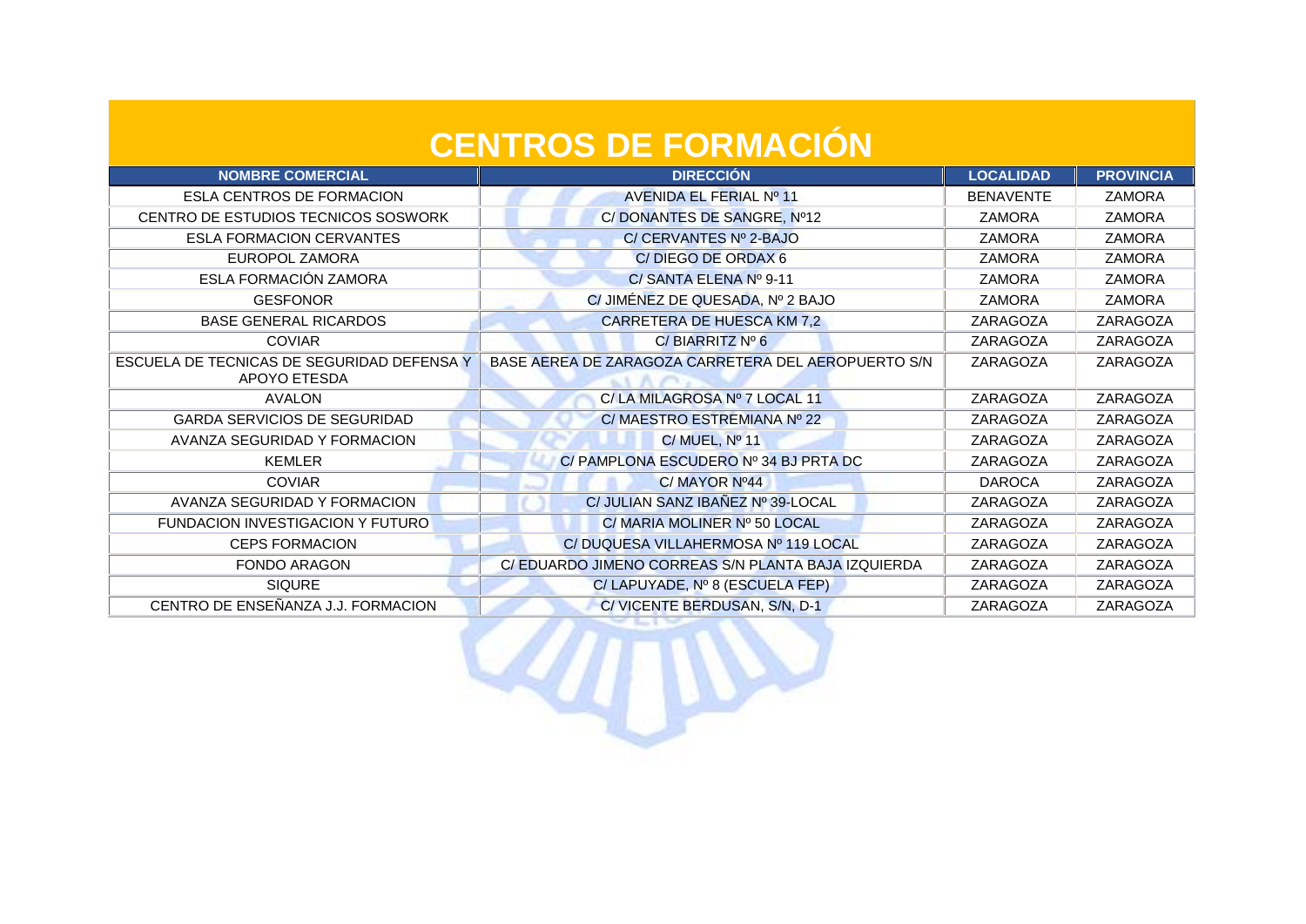# CENTROS DE FORMACIÓN

| NOMBRE COMERCIAL | DIRECCIÓN | LOCALIDAD | PROVINCIA |
|---|---|---|---|
| ESLA CENTROS DE FORMACION | AVENIDA EL FERIAL Nº 11 | BENAVENTE | ZAMORA |
| CENTRO DE ESTUDIOS TECNICOS SOSWORK | C/ DONANTES DE SANGRE, Nº12 | ZAMORA | ZAMORA |
| ESLA FORMACION CERVANTES | C/ CERVANTES Nº 2-BAJO | ZAMORA | ZAMORA |
| EUROPOL ZAMORA | C/ DIEGO DE ORDAX 6 | ZAMORA | ZAMORA |
| ESLA FORMACIÓN ZAMORA | C/ SANTA ELENA Nº 9-11 | ZAMORA | ZAMORA |
| GESFONOR | C/ JIMÉNEZ DE QUESADA, Nº 2 BAJO | ZAMORA | ZAMORA |
| BASE GENERAL RICARDOS | CARRETERA DE HUESCA KM 7,2 | ZARAGOZA | ZARAGOZA |
| COVIAR | C/ BIARRITZ Nº 6 | ZARAGOZA | ZARAGOZA |
| ESCUELA DE TECNICAS DE SEGURIDAD DEFENSA Y APOYO ETESDA | BASE AEREA DE ZARAGOZA CARRETERA DEL AEROPUERTO S/N | ZARAGOZA | ZARAGOZA |
| AVALON | C/ LA MILAGROSA Nº 7 LOCAL 11 | ZARAGOZA | ZARAGOZA |
| GARDA SERVICIOS DE SEGURIDAD | C/ MAESTRO ESTREMIANA Nº 22 | ZARAGOZA | ZARAGOZA |
| AVANZA SEGURIDAD Y FORMACION | C/ MUEL, Nº 11 | ZARAGOZA | ZARAGOZA |
| KEMLER | C/ PAMPLONA ESCUDERO Nº 34 BJ PRTA DC | ZARAGOZA | ZARAGOZA |
| COVIAR | C/ MAYOR Nº44 | DAROCA | ZARAGOZA |
| AVANZA SEGURIDAD Y FORMACION | C/ JULIAN SANZ IBAÑEZ Nº 39-LOCAL | ZARAGOZA | ZARAGOZA |
| FUNDACION INVESTIGACION Y FUTURO | C/ MARIA MOLINER Nº 50 LOCAL | ZARAGOZA | ZARAGOZA |
| CEPS FORMACION | C/ DUQUESA VILLAHERMOSA Nº 119 LOCAL | ZARAGOZA | ZARAGOZA |
| FONDO ARAGON | C/ EDUARDO JIMENO CORREAS S/N PLANTA BAJA IZQUIERDA | ZARAGOZA | ZARAGOZA |
| SIQURE | C/ LAPUYADE, Nº 8 (ESCUELA FEP) | ZARAGOZA | ZARAGOZA |
| CENTRO DE ENSEÑANZA J.J. FORMACION | C/ VICENTE BERDUSAN, S/N, D-1 | ZARAGOZA | ZARAGOZA |